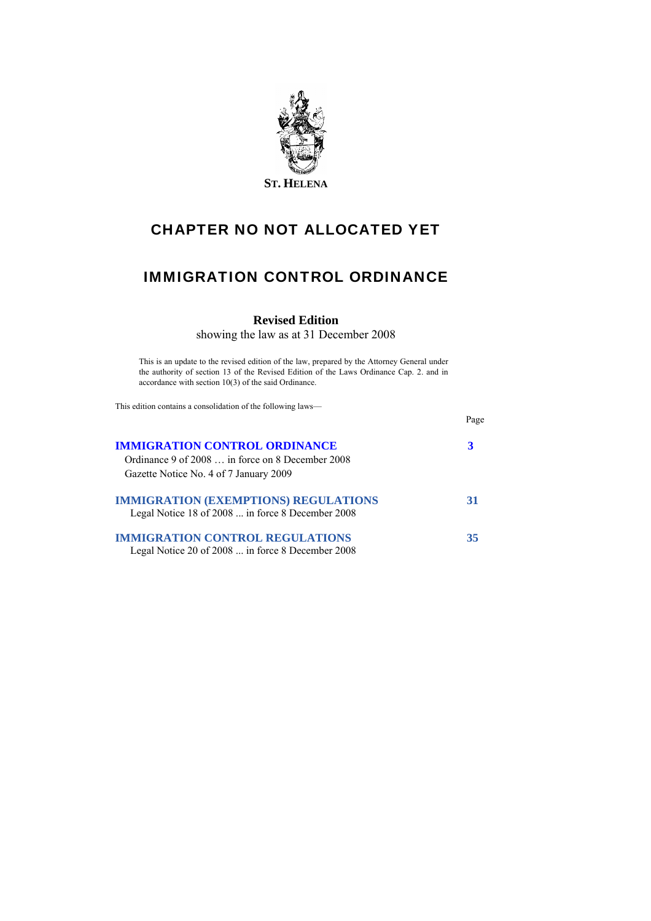**ST. HELENA**

# CHAPTER NO NOT ALLOCATED YET

# IMMIGRATION CONTROL ORDINANCE

**Revised Edition**

showing the law as at 31 December 2008

This is an update to the revised edition of the law, prepared by the Attorney General under the authority of section 13 of the Revised Edition of the Laws Ordinance Cap. 2. and in accordance with section 10(3) of the said Ordinance.

This edition contains a consolidation of the following laws—

| | Page |
|---|---|
| **IMMIGRATION CONTROL ORDINANCE**<br>Ordinance 9 of 2008 … in force on 8 December 2008<br>Gazette Notice No. 4 of 7 January 2009 | **3** |
| **IMMIGRATION (EXEMPTIONS) REGULATIONS**<br>Legal Notice 18 of 2008 ... in force 8 December 2008 | **31** |
| **IMMIGRATION CONTROL REGULATIONS**<br>Legal Notice 20 of 2008 ... in force 8 December 2008 | **35** |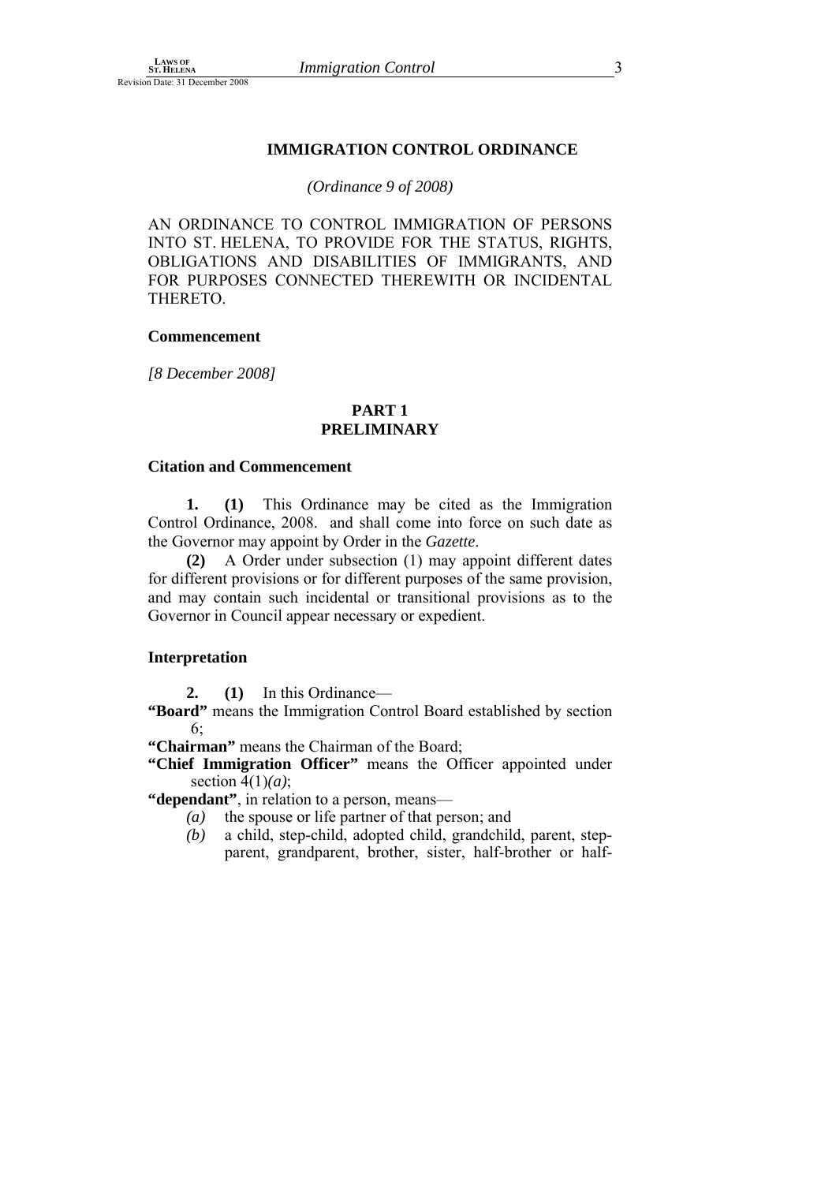# IMMIGRATION CONTROL ORDINANCE

*(Ordinance 9 of 2008)*

AN ORDINANCE TO CONTROL IMMIGRATION OF PERSONS INTO ST. HELENA, TO PROVIDE FOR THE STATUS, RIGHTS, OBLIGATIONS AND DISABILITIES OF IMMIGRANTS, AND FOR PURPOSES CONNECTED THEREWITH OR INCIDENTAL THERETO.

**Commencement**

*[8 December 2008]*

## PART 1
## PRELIMINARY

**Citation and Commencement**

**1. (1)** This Ordinance may be cited as the Immigration Control Ordinance, 2008. and shall come into force on such date as the Governor may appoint by Order in the *Gazette*.

**(2)** A Order under subsection (1) may appoint different dates for different provisions or for different purposes of the same provision, and may contain such incidental or transitional provisions as to the Governor in Council appear necessary or expedient.

**Interpretation**

**2. (1)** In this Ordinance—

**"Board"** means the Immigration Control Board established by section 6;

**"Chairman"** means the Chairman of the Board;

**"Chief Immigration Officer"** means the Officer appointed under section 4(1)*(a)*;

**"dependant"**, in relation to a person, means—

*(a)* the spouse or life partner of that person; and

*(b)* a child, step-child, adopted child, grandchild, parent, step-parent, grandparent, brother, sister, half-brother or half-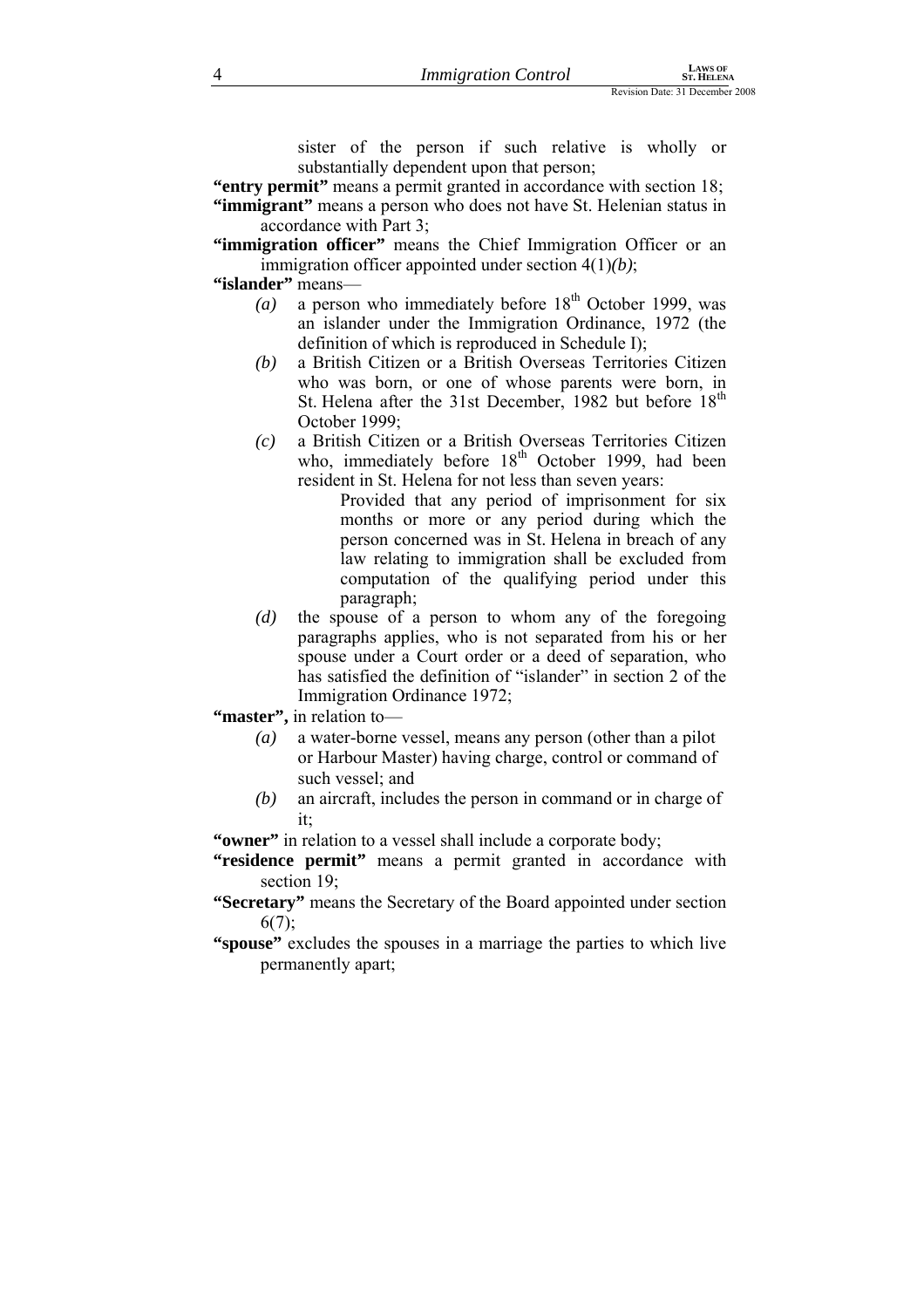sister of the person if such relative is wholly or substantially dependent upon that person;

**"entry permit"** means a permit granted in accordance with section 18;

**"immigrant"** means a person who does not have St. Helenian status in accordance with Part 3;

**"immigration officer"** means the Chief Immigration Officer or an immigration officer appointed under section 4(1)*(b)*;

**"islander"** means—

*(a)* a person who immediately before 18th October 1999, was an islander under the Immigration Ordinance, 1972 (the definition of which is reproduced in Schedule I);

*(b)* a British Citizen or a British Overseas Territories Citizen who was born, or one of whose parents were born, in St. Helena after the 31st December, 1982 but before 18th October 1999;

*(c)* a British Citizen or a British Overseas Territories Citizen who, immediately before 18th October 1999, had been resident in St. Helena for not less than seven years:

Provided that any period of imprisonment for six months or more or any period during which the person concerned was in St. Helena in breach of any law relating to immigration shall be excluded from computation of the qualifying period under this paragraph;

*(d)* the spouse of a person to whom any of the foregoing paragraphs applies, who is not separated from his or her spouse under a Court order or a deed of separation, who has satisfied the definition of "islander" in section 2 of the Immigration Ordinance 1972;

**"master",** in relation to—

*(a)* a water-borne vessel, means any person (other than a pilot or Harbour Master) having charge, control or command of such vessel; and

*(b)* an aircraft, includes the person in command or in charge of it;

**"owner"** in relation to a vessel shall include a corporate body;

**"residence permit"** means a permit granted in accordance with section 19;

**"Secretary"** means the Secretary of the Board appointed under section 6(7);

**"spouse"** excludes the spouses in a marriage the parties to which live permanently apart;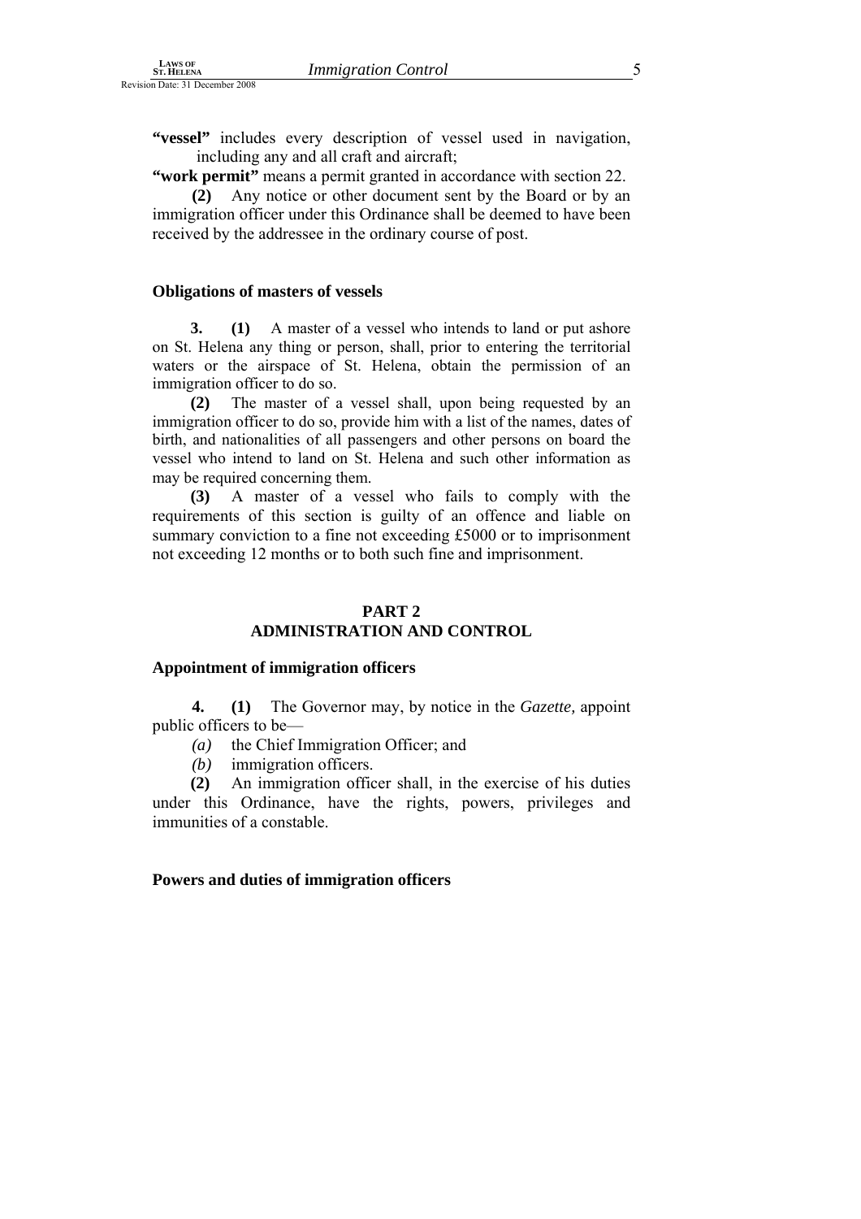**"vessel"** includes every description of vessel used in navigation, including any and all craft and aircraft;

**"work permit"** means a permit granted in accordance with section 22.

**(2)** Any notice or other document sent by the Board or by an immigration officer under this Ordinance shall be deemed to have been received by the addressee in the ordinary course of post.

### Obligations of masters of vessels

**3. (1)** A master of a vessel who intends to land or put ashore on St. Helena any thing or person, shall, prior to entering the territorial waters or the airspace of St. Helena, obtain the permission of an immigration officer to do so.

**(2)** The master of a vessel shall, upon being requested by an immigration officer to do so, provide him with a list of the names, dates of birth, and nationalities of all passengers and other persons on board the vessel who intend to land on St. Helena and such other information as may be required concerning them.

**(3)** A master of a vessel who fails to comply with the requirements of this section is guilty of an offence and liable on summary conviction to a fine not exceeding £5000 or to imprisonment not exceeding 12 months or to both such fine and imprisonment.

## PART 2
## ADMINISTRATION AND CONTROL

### Appointment of immigration officers

**4. (1)** The Governor may, by notice in the *Gazette,* appoint public officers to be—

*(a)* the Chief Immigration Officer; and

*(b)* immigration officers.

**(2)** An immigration officer shall, in the exercise of his duties under this Ordinance, have the rights, powers, privileges and immunities of a constable.

### Powers and duties of immigration officers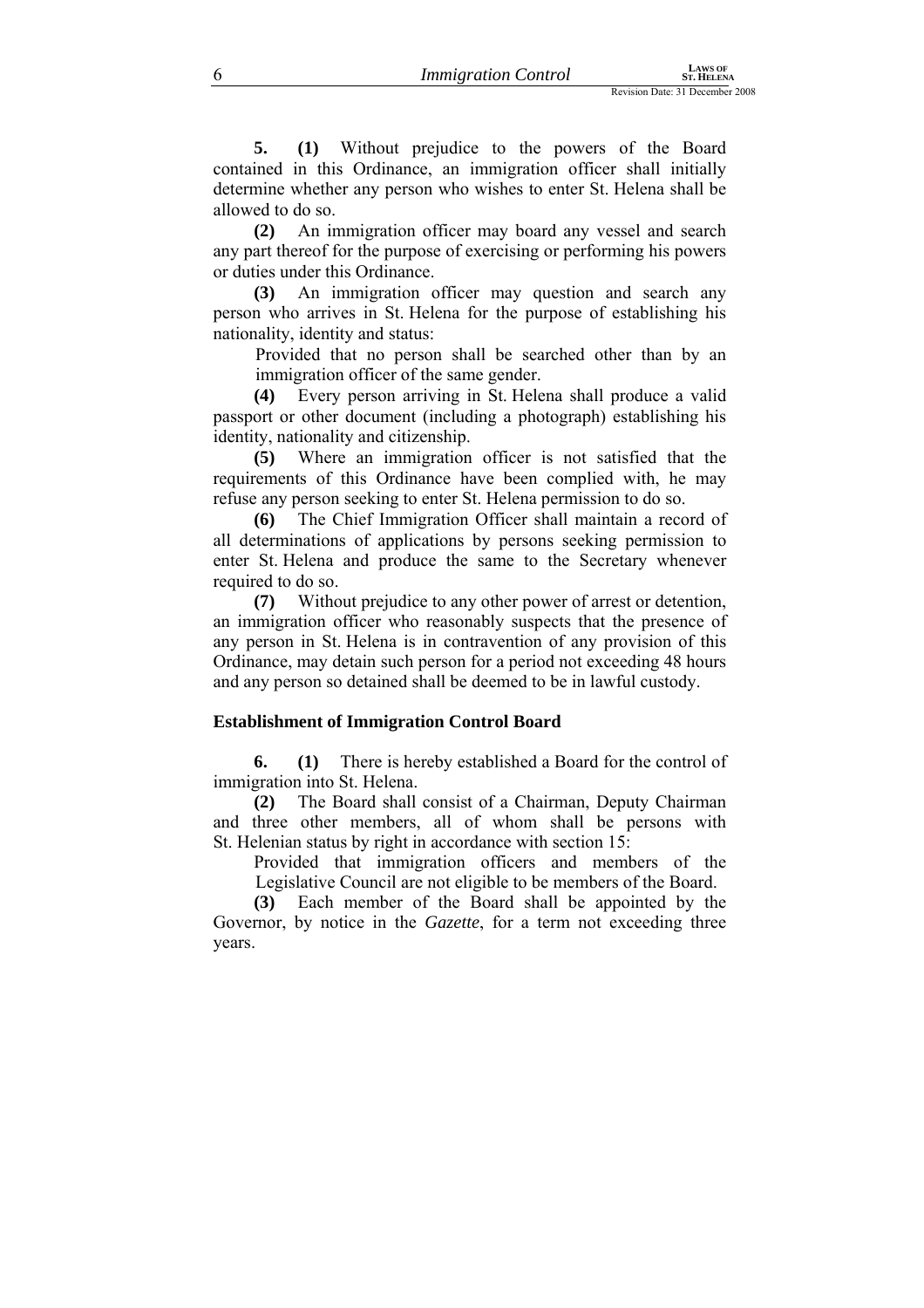**5. (1)** Without prejudice to the powers of the Board contained in this Ordinance, an immigration officer shall initially determine whether any person who wishes to enter St. Helena shall be allowed to do so.

**(2)** An immigration officer may board any vessel and search any part thereof for the purpose of exercising or performing his powers or duties under this Ordinance.

**(3)** An immigration officer may question and search any person who arrives in St. Helena for the purpose of establishing his nationality, identity and status:

Provided that no person shall be searched other than by an immigration officer of the same gender.

**(4)** Every person arriving in St. Helena shall produce a valid passport or other document (including a photograph) establishing his identity, nationality and citizenship.

**(5)** Where an immigration officer is not satisfied that the requirements of this Ordinance have been complied with, he may refuse any person seeking to enter St. Helena permission to do so.

**(6)** The Chief Immigration Officer shall maintain a record of all determinations of applications by persons seeking permission to enter St. Helena and produce the same to the Secretary whenever required to do so.

**(7)** Without prejudice to any other power of arrest or detention, an immigration officer who reasonably suspects that the presence of any person in St. Helena is in contravention of any provision of this Ordinance, may detain such person for a period not exceeding 48 hours and any person so detained shall be deemed to be in lawful custody.

### Establishment of Immigration Control Board

**6. (1)** There is hereby established a Board for the control of immigration into St. Helena.

**(2)** The Board shall consist of a Chairman, Deputy Chairman and three other members, all of whom shall be persons with St. Helenian status by right in accordance with section 15:

Provided that immigration officers and members of the Legislative Council are not eligible to be members of the Board.

**(3)** Each member of the Board shall be appointed by the Governor, by notice in the *Gazette*, for a term not exceeding three years.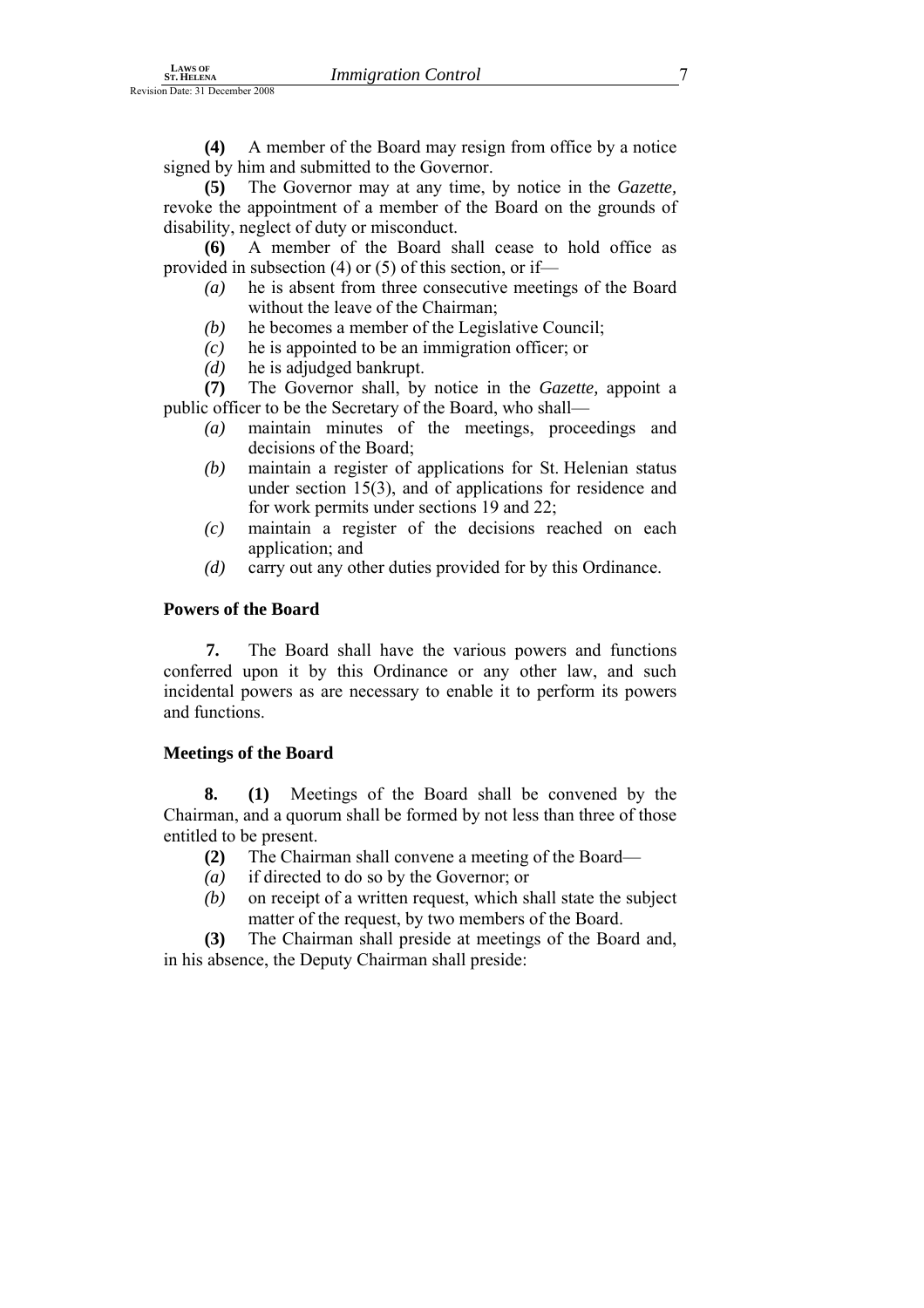**(4)** A member of the Board may resign from office by a notice signed by him and submitted to the Governor.

**(5)** The Governor may at any time, by notice in the *Gazette,* revoke the appointment of a member of the Board on the grounds of disability, neglect of duty or misconduct.

**(6)** A member of the Board shall cease to hold office as provided in subsection (4) or (5) of this section, or if—

- *(a)* he is absent from three consecutive meetings of the Board without the leave of the Chairman;
- *(b)* he becomes a member of the Legislative Council;
- *(c)* he is appointed to be an immigration officer; or
- *(d)* he is adjudged bankrupt.

**(7)** The Governor shall, by notice in the *Gazette,* appoint a public officer to be the Secretary of the Board, who shall—

- *(a)* maintain minutes of the meetings, proceedings and decisions of the Board;
- *(b)* maintain a register of applications for St. Helenian status under section 15(3), and of applications for residence and for work permits under sections 19 and 22;
- *(c)* maintain a register of the decisions reached on each application; and
- *(d)* carry out any other duties provided for by this Ordinance.

### Powers of the Board

**7.** The Board shall have the various powers and functions conferred upon it by this Ordinance or any other law, and such incidental powers as are necessary to enable it to perform its powers and functions.

### Meetings of the Board

**8. (1)** Meetings of the Board shall be convened by the Chairman, and a quorum shall be formed by not less than three of those entitled to be present.

**(2)** The Chairman shall convene a meeting of the Board—

- *(a)* if directed to do so by the Governor; or
- *(b)* on receipt of a written request, which shall state the subject matter of the request, by two members of the Board.

**(3)** The Chairman shall preside at meetings of the Board and, in his absence, the Deputy Chairman shall preside: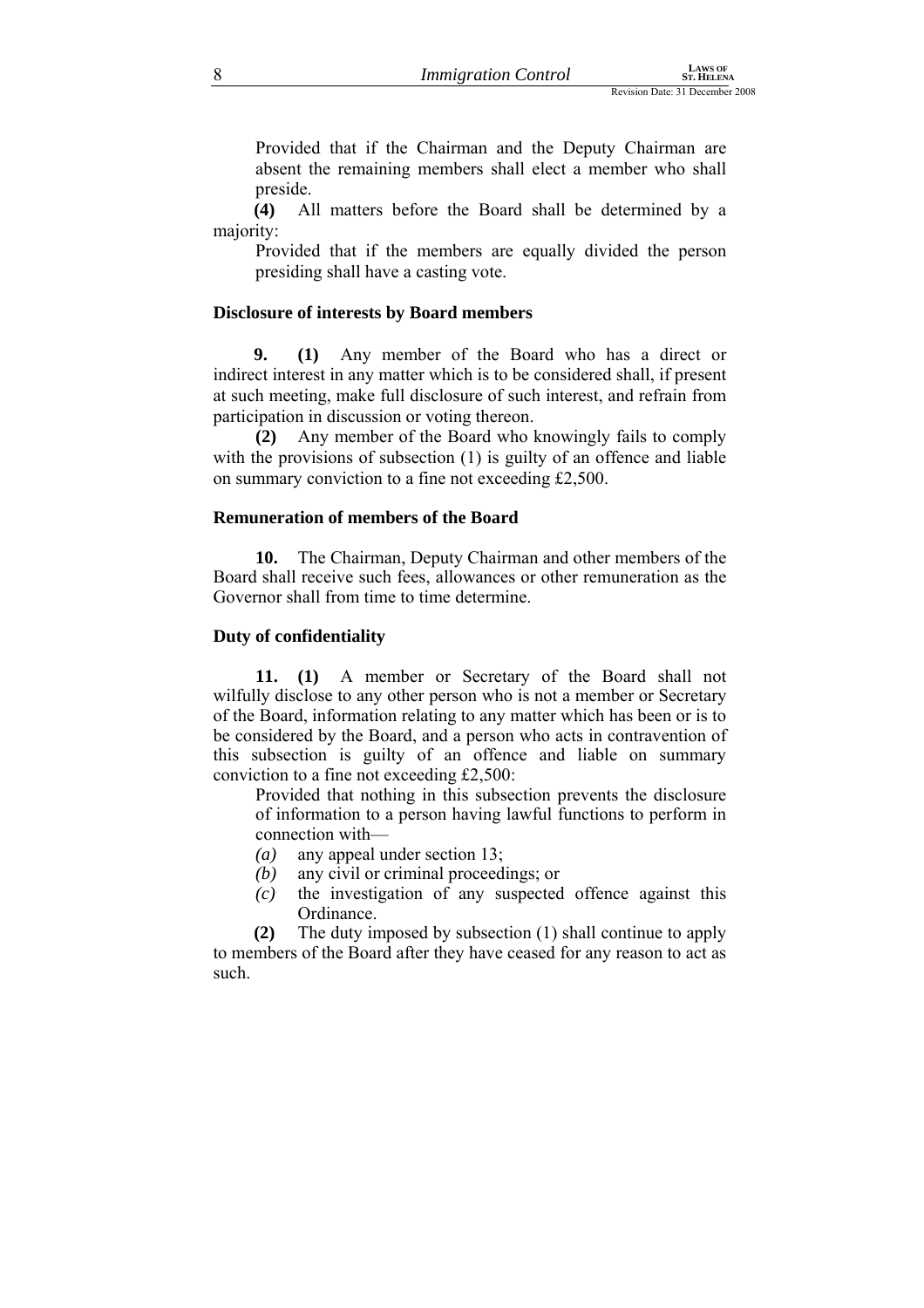Provided that if the Chairman and the Deputy Chairman are absent the remaining members shall elect a member who shall preside.

**(4)** All matters before the Board shall be determined by a majority:

Provided that if the members are equally divided the person presiding shall have a casting vote.

### Disclosure of interests by Board members

**9. (1)** Any member of the Board who has a direct or indirect interest in any matter which is to be considered shall, if present at such meeting, make full disclosure of such interest, and refrain from participation in discussion or voting thereon.

**(2)** Any member of the Board who knowingly fails to comply with the provisions of subsection (1) is guilty of an offence and liable on summary conviction to a fine not exceeding £2,500.

### Remuneration of members of the Board

**10.** The Chairman, Deputy Chairman and other members of the Board shall receive such fees, allowances or other remuneration as the Governor shall from time to time determine.

### Duty of confidentiality

**11. (1)** A member or Secretary of the Board shall not wilfully disclose to any other person who is not a member or Secretary of the Board, information relating to any matter which has been or is to be considered by the Board, and a person who acts in contravention of this subsection is guilty of an offence and liable on summary conviction to a fine not exceeding £2,500:

Provided that nothing in this subsection prevents the disclosure of information to a person having lawful functions to perform in connection with—

*(a)* any appeal under section 13;

*(b)* any civil or criminal proceedings; or

*(c)* the investigation of any suspected offence against this Ordinance.

**(2)** The duty imposed by subsection (1) shall continue to apply to members of the Board after they have ceased for any reason to act as such.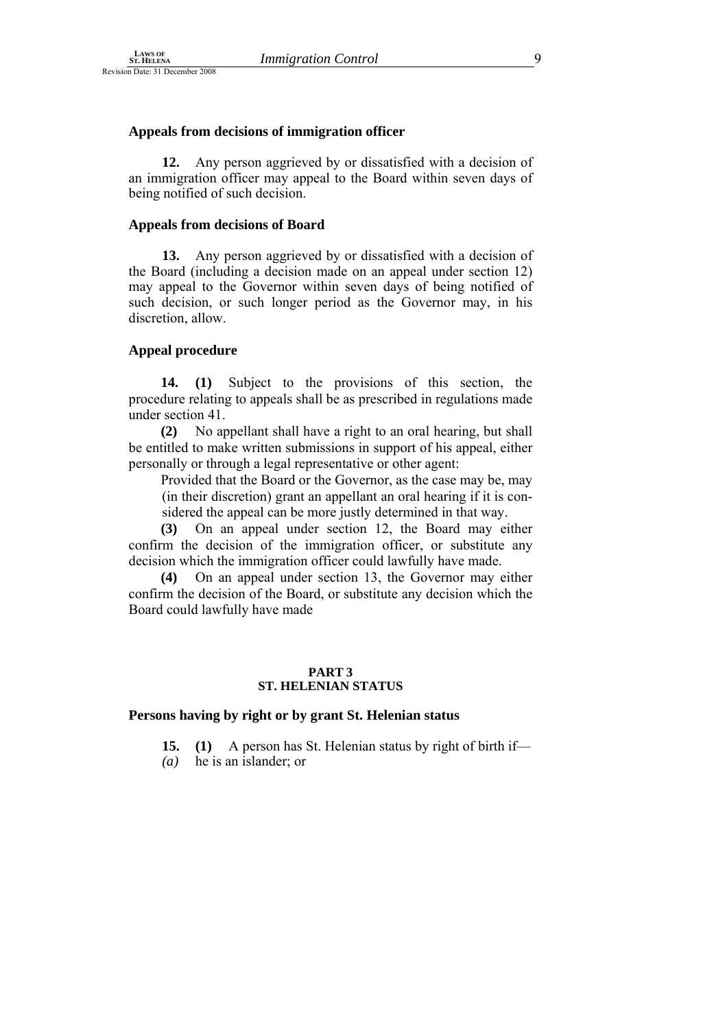### Appeals from decisions of immigration officer

**12.** Any person aggrieved by or dissatisfied with a decision of an immigration officer may appeal to the Board within seven days of being notified of such decision.

### Appeals from decisions of Board

**13.** Any person aggrieved by or dissatisfied with a decision of the Board (including a decision made on an appeal under section 12) may appeal to the Governor within seven days of being notified of such decision, or such longer period as the Governor may, in his discretion, allow.

### Appeal procedure

**14. (1)** Subject to the provisions of this section, the procedure relating to appeals shall be as prescribed in regulations made under section 41.

**(2)** No appellant shall have a right to an oral hearing, but shall be entitled to make written submissions in support of his appeal, either personally or through a legal representative or other agent:

Provided that the Board or the Governor, as the case may be, may (in their discretion) grant an appellant an oral hearing if it is considered the appeal can be more justly determined in that way.

**(3)** On an appeal under section 12, the Board may either confirm the decision of the immigration officer, or substitute any decision which the immigration officer could lawfully have made.

**(4)** On an appeal under section 13, the Governor may either confirm the decision of the Board, or substitute any decision which the Board could lawfully have made

## PART 3
## ST. HELENIAN STATUS

### Persons having by right or by grant St. Helenian status

**15. (1)** A person has St. Helenian status by right of birth if—

*(a)* he is an islander; or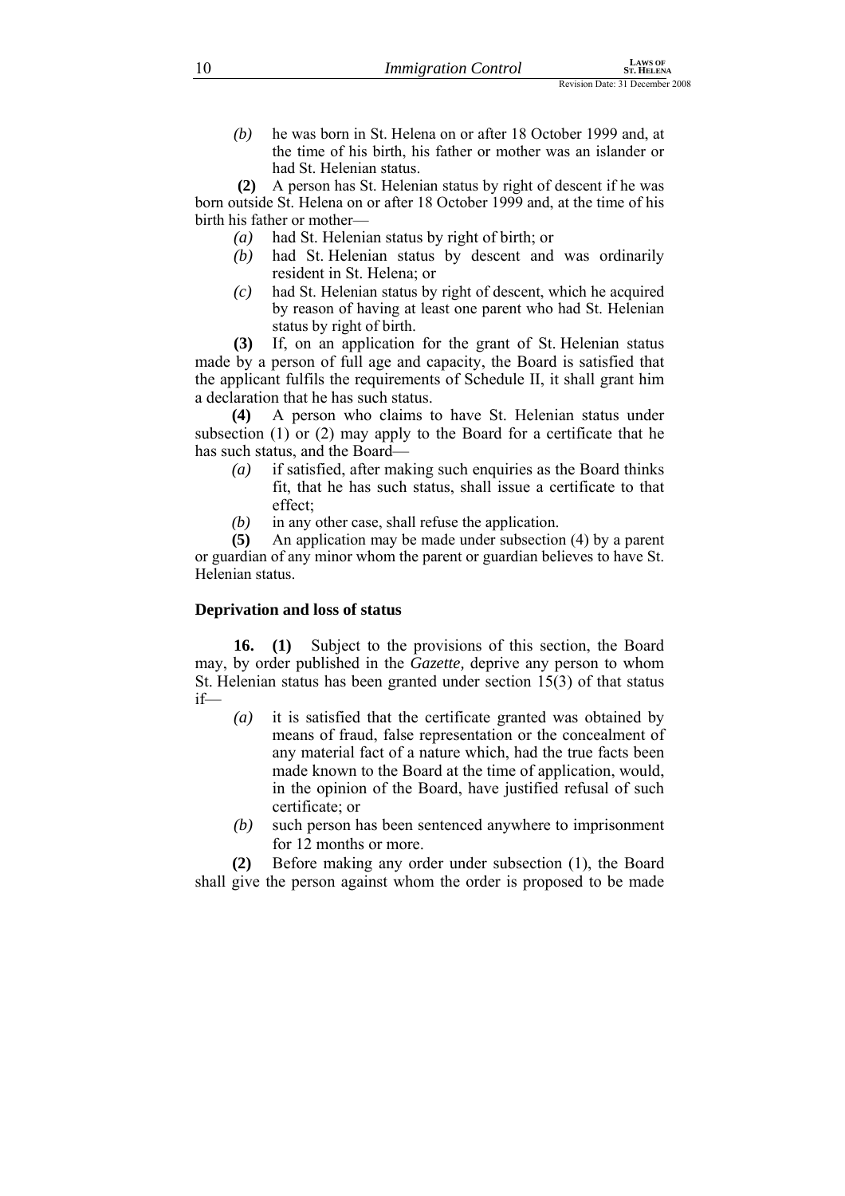*(b)* he was born in St. Helena on or after 18 October 1999 and, at the time of his birth, his father or mother was an islander or had St. Helenian status.

**(2)** A person has St. Helenian status by right of descent if he was born outside St. Helena on or after 18 October 1999 and, at the time of his birth his father or mother—

*(a)* had St. Helenian status by right of birth; or

*(b)* had St. Helenian status by descent and was ordinarily resident in St. Helena; or

*(c)* had St. Helenian status by right of descent, which he acquired by reason of having at least one parent who had St. Helenian status by right of birth.

**(3)** If, on an application for the grant of St. Helenian status made by a person of full age and capacity, the Board is satisfied that the applicant fulfils the requirements of Schedule II, it shall grant him a declaration that he has such status.

**(4)** A person who claims to have St. Helenian status under subsection (1) or (2) may apply to the Board for a certificate that he has such status, and the Board—

*(a)* if satisfied, after making such enquiries as the Board thinks fit, that he has such status, shall issue a certificate to that effect;

*(b)* in any other case, shall refuse the application.

**(5)** An application may be made under subsection (4) by a parent or guardian of any minor whom the parent or guardian believes to have St. Helenian status.

### Deprivation and loss of status

**16. (1)** Subject to the provisions of this section, the Board may, by order published in the *Gazette,* deprive any person to whom St. Helenian status has been granted under section 15(3) of that status if—

*(a)* it is satisfied that the certificate granted was obtained by means of fraud, false representation or the concealment of any material fact of a nature which, had the true facts been made known to the Board at the time of application, would, in the opinion of the Board, have justified refusal of such certificate; or

*(b)* such person has been sentenced anywhere to imprisonment for 12 months or more.

**(2)** Before making any order under subsection (1), the Board shall give the person against whom the order is proposed to be made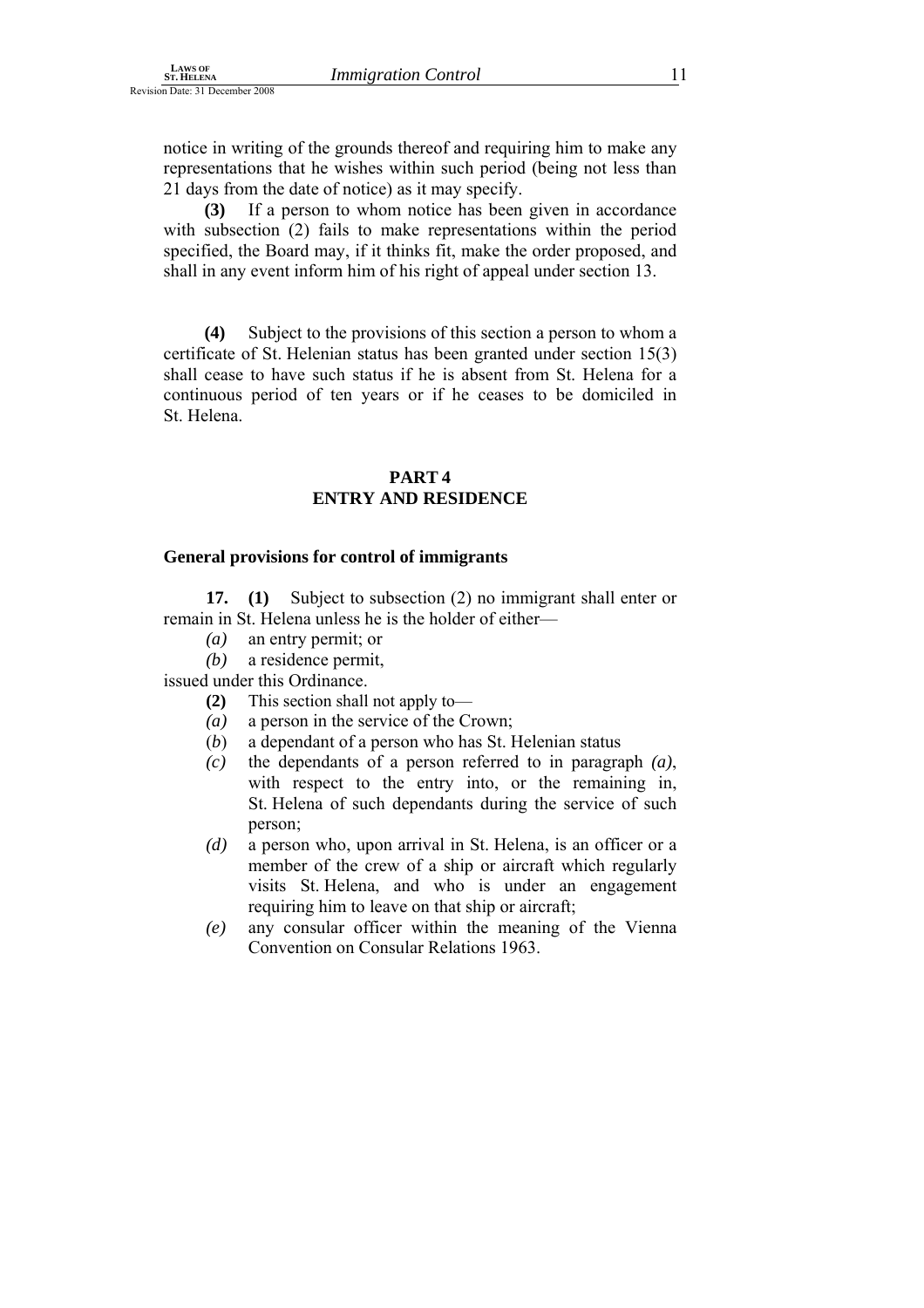notice in writing of the grounds thereof and requiring him to make any representations that he wishes within such period (being not less than 21 days from the date of notice) as it may specify.

**(3)** If a person to whom notice has been given in accordance with subsection (2) fails to make representations within the period specified, the Board may, if it thinks fit, make the order proposed, and shall in any event inform him of his right of appeal under section 13.

**(4)** Subject to the provisions of this section a person to whom a certificate of St. Helenian status has been granted under section 15(3) shall cease to have such status if he is absent from St. Helena for a continuous period of ten years or if he ceases to be domiciled in St. Helena.

## PART 4
## ENTRY AND RESIDENCE

### General provisions for control of immigrants

**17. (1)** Subject to subsection (2) no immigrant shall enter or remain in St. Helena unless he is the holder of either—

- *(a)* an entry permit; or
- *(b)* a residence permit,

issued under this Ordinance.

**(2)** This section shall not apply to—

- *(a)* a person in the service of the Crown;
- (*b*) a dependant of a person who has St. Helenian status
- *(c)* the dependants of a person referred to in paragraph *(a)*, with respect to the entry into, or the remaining in, St. Helena of such dependants during the service of such person;
- *(d)* a person who, upon arrival in St. Helena, is an officer or a member of the crew of a ship or aircraft which regularly visits St. Helena, and who is under an engagement requiring him to leave on that ship or aircraft;
- *(e)* any consular officer within the meaning of the Vienna Convention on Consular Relations 1963.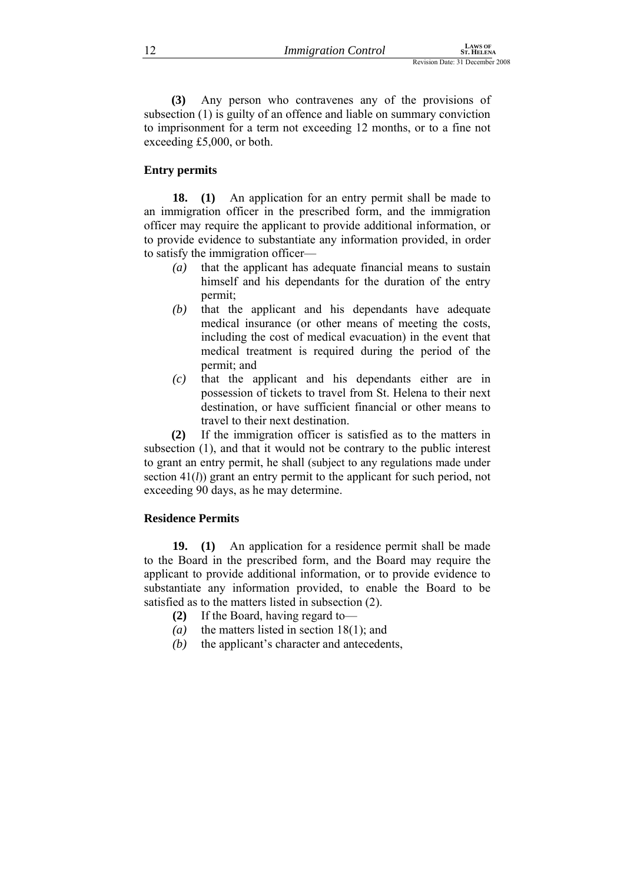**(3)** Any person who contravenes any of the provisions of subsection (1) is guilty of an offence and liable on summary conviction to imprisonment for a term not exceeding 12 months, or to a fine not exceeding £5,000, or both.

### Entry permits

**18. (1)** An application for an entry permit shall be made to an immigration officer in the prescribed form, and the immigration officer may require the applicant to provide additional information, or to provide evidence to substantiate any information provided, in order to satisfy the immigration officer—

*(a)* that the applicant has adequate financial means to sustain himself and his dependants for the duration of the entry permit;

*(b)* that the applicant and his dependants have adequate medical insurance (or other means of meeting the costs, including the cost of medical evacuation) in the event that medical treatment is required during the period of the permit; and

*(c)* that the applicant and his dependants either are in possession of tickets to travel from St. Helena to their next destination, or have sufficient financial or other means to travel to their next destination.

**(2)** If the immigration officer is satisfied as to the matters in subsection (1), and that it would not be contrary to the public interest to grant an entry permit, he shall (subject to any regulations made under section 41(*l*)) grant an entry permit to the applicant for such period, not exceeding 90 days, as he may determine.

### Residence Permits

**19. (1)** An application for a residence permit shall be made to the Board in the prescribed form, and the Board may require the applicant to provide additional information, or to provide evidence to substantiate any information provided, to enable the Board to be satisfied as to the matters listed in subsection (2).

**(2)** If the Board, having regard to—

*(a)* the matters listed in section 18(1); and

*(b)* the applicant's character and antecedents,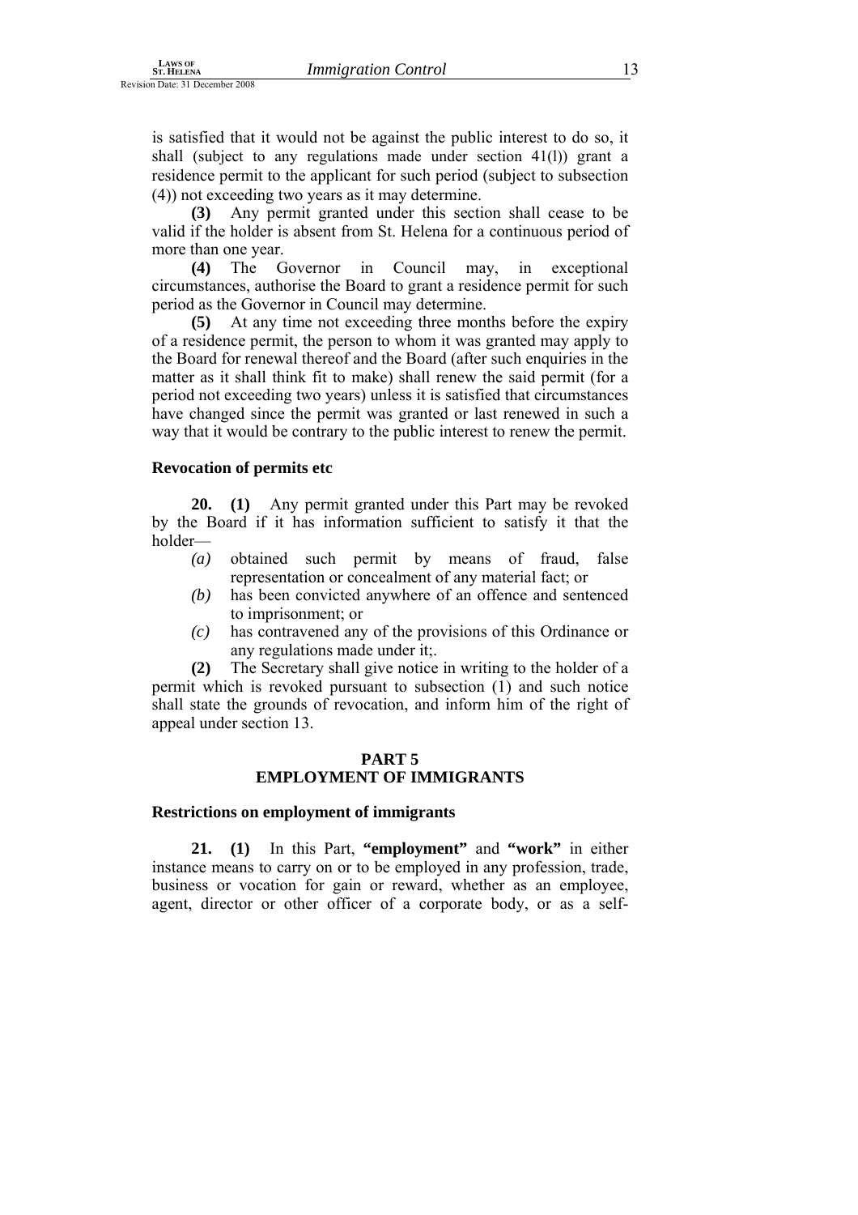is satisfied that it would not be against the public interest to do so, it shall (subject to any regulations made under section 41(l)) grant a residence permit to the applicant for such period (subject to subsection (4)) not exceeding two years as it may determine.

**(3)** Any permit granted under this section shall cease to be valid if the holder is absent from St. Helena for a continuous period of more than one year.

**(4)** The Governor in Council may, in exceptional circumstances, authorise the Board to grant a residence permit for such period as the Governor in Council may determine.

**(5)** At any time not exceeding three months before the expiry of a residence permit, the person to whom it was granted may apply to the Board for renewal thereof and the Board (after such enquiries in the matter as it shall think fit to make) shall renew the said permit (for a period not exceeding two years) unless it is satisfied that circumstances have changed since the permit was granted or last renewed in such a way that it would be contrary to the public interest to renew the permit.

**Revocation of permits etc**

**20. (1)** Any permit granted under this Part may be revoked by the Board if it has information sufficient to satisfy it that the holder—

- *(a)* obtained such permit by means of fraud, false representation or concealment of any material fact; or
- *(b)* has been convicted anywhere of an offence and sentenced to imprisonment; or
- *(c)* has contravened any of the provisions of this Ordinance or any regulations made under it;.

**(2)** The Secretary shall give notice in writing to the holder of a permit which is revoked pursuant to subsection (1) and such notice shall state the grounds of revocation, and inform him of the right of appeal under section 13.

## PART 5
## EMPLOYMENT OF IMMIGRANTS

**Restrictions on employment of immigrants**

**21. (1)** In this Part, **"employment"** and **"work"** in either instance means to carry on or to be employed in any profession, trade, business or vocation for gain or reward, whether as an employee, agent, director or other officer of a corporate body, or as a self-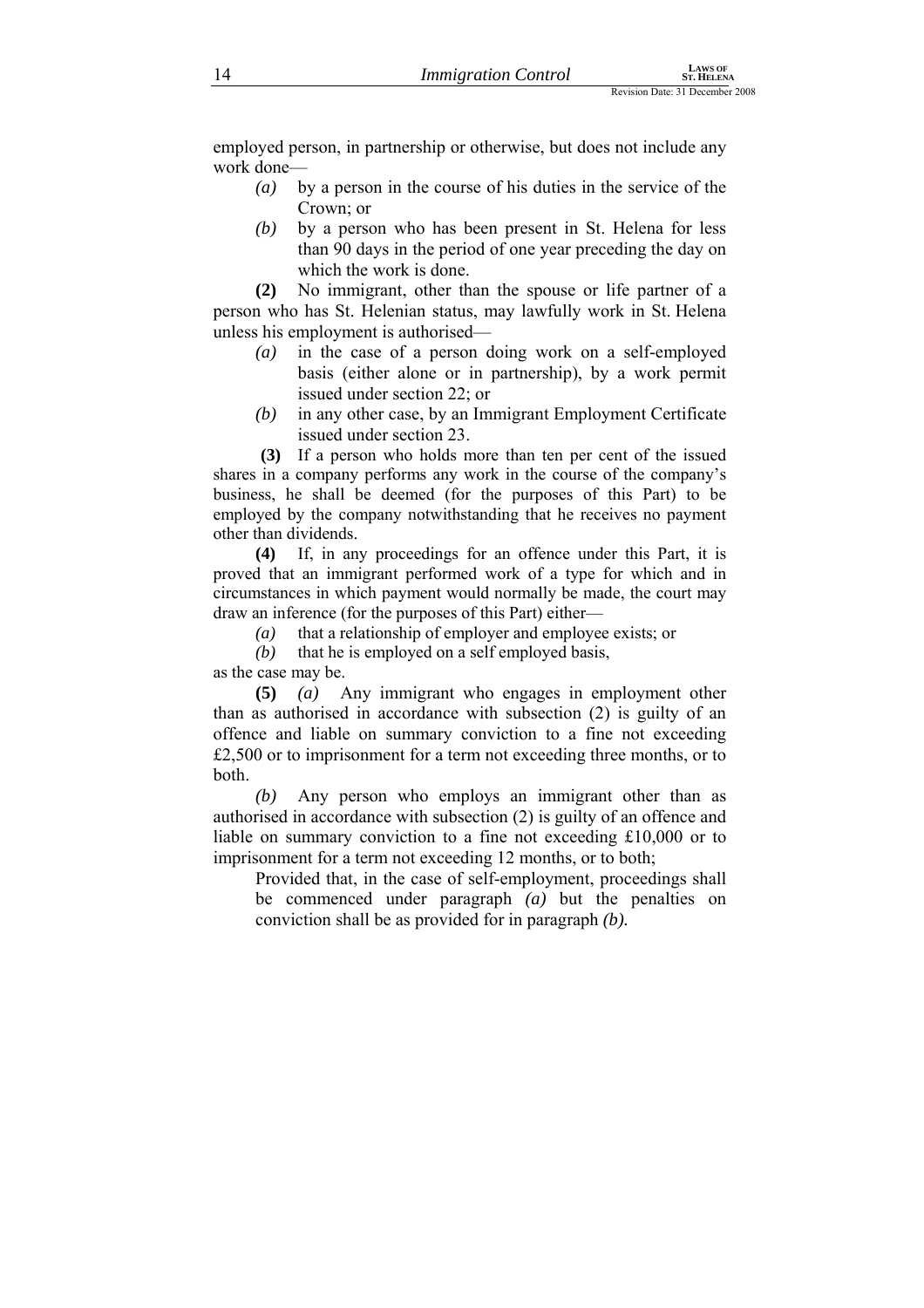employed person, in partnership or otherwise, but does not include any work done—

*(a)* by a person in the course of his duties in the service of the Crown; or

*(b)* by a person who has been present in St. Helena for less than 90 days in the period of one year preceding the day on which the work is done.

**(2)** No immigrant, other than the spouse or life partner of a person who has St. Helenian status, may lawfully work in St. Helena unless his employment is authorised—

*(a)* in the case of a person doing work on a self-employed basis (either alone or in partnership), by a work permit issued under section 22; or

*(b)* in any other case, by an Immigrant Employment Certificate issued under section 23.

**(3)** If a person who holds more than ten per cent of the issued shares in a company performs any work in the course of the company's business, he shall be deemed (for the purposes of this Part) to be employed by the company notwithstanding that he receives no payment other than dividends.

**(4)** If, in any proceedings for an offence under this Part, it is proved that an immigrant performed work of a type for which and in circumstances in which payment would normally be made, the court may draw an inference (for the purposes of this Part) either—

*(a)* that a relationship of employer and employee exists; or

*(b)* that he is employed on a self employed basis,

as the case may be.

**(5)** *(a)* Any immigrant who engages in employment other than as authorised in accordance with subsection (2) is guilty of an offence and liable on summary conviction to a fine not exceeding £2,500 or to imprisonment for a term not exceeding three months, or to both.

*(b)* Any person who employs an immigrant other than as authorised in accordance with subsection (2) is guilty of an offence and liable on summary conviction to a fine not exceeding £10,000 or to imprisonment for a term not exceeding 12 months, or to both;

Provided that, in the case of self-employment, proceedings shall be commenced under paragraph *(a)* but the penalties on conviction shall be as provided for in paragraph *(b).*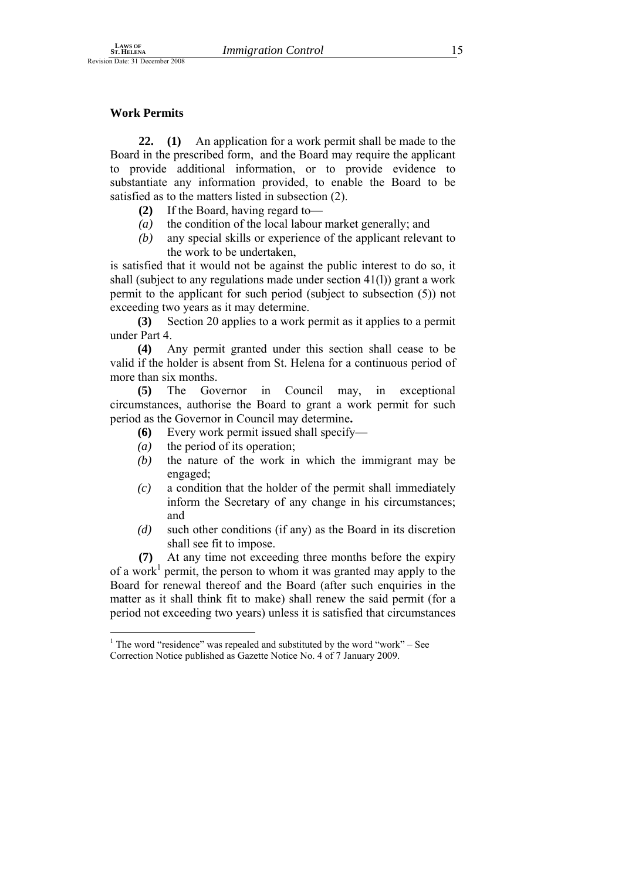**Work Permits**

**22. (1)** An application for a work permit shall be made to the Board in the prescribed form, and the Board may require the applicant to provide additional information, or to provide evidence to substantiate any information provided, to enable the Board to be satisfied as to the matters listed in subsection (2).

**(2)** If the Board, having regard to—

*(a)* the condition of the local labour market generally; and

*(b)* any special skills or experience of the applicant relevant to the work to be undertaken,

is satisfied that it would not be against the public interest to do so, it shall (subject to any regulations made under section 41(l)) grant a work permit to the applicant for such period (subject to subsection (5)) not exceeding two years as it may determine.

**(3)** Section 20 applies to a work permit as it applies to a permit under Part 4.

**(4)** Any permit granted under this section shall cease to be valid if the holder is absent from St. Helena for a continuous period of more than six months.

**(5)** The Governor in Council may, in exceptional circumstances, authorise the Board to grant a work permit for such period as the Governor in Council may determine**.**

**(6)** Every work permit issued shall specify—

*(a)* the period of its operation;

*(b)* the nature of the work in which the immigrant may be engaged;

*(c)* a condition that the holder of the permit shall immediately inform the Secretary of any change in his circumstances; and

*(d)* such other conditions (if any) as the Board in its discretion shall see fit to impose.

**(7)** At any time not exceeding three months before the expiry of a work[1] permit, the person to whom it was granted may apply to the Board for renewal thereof and the Board (after such enquiries in the matter as it shall think fit to make) shall renew the said permit (for a period not exceeding two years) unless it is satisfied that circumstances

---

[1] The word "residence" was repealed and substituted by the word "work" – See Correction Notice published as Gazette Notice No. 4 of 7 January 2009.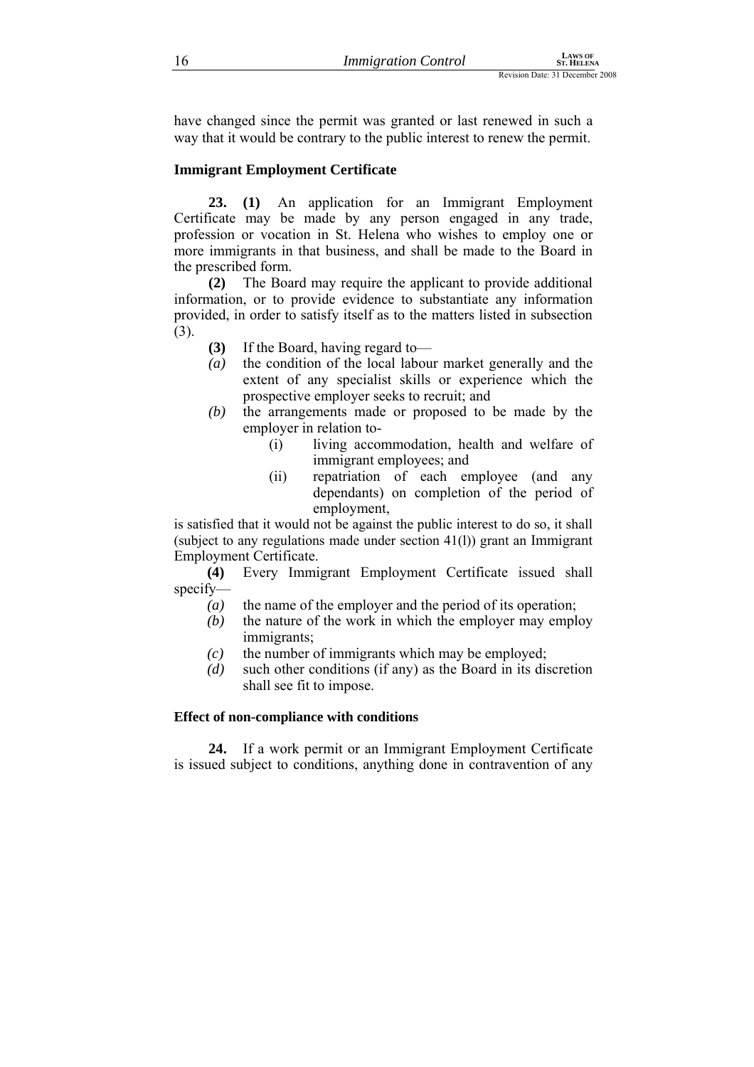have changed since the permit was granted or last renewed in such a way that it would be contrary to the public interest to renew the permit.

### Immigrant Employment Certificate

**23. (1)** An application for an Immigrant Employment Certificate may be made by any person engaged in any trade, profession or vocation in St. Helena who wishes to employ one or more immigrants in that business, and shall be made to the Board in the prescribed form.

**(2)** The Board may require the applicant to provide additional information, or to provide evidence to substantiate any information provided, in order to satisfy itself as to the matters listed in subsection (3).

**(3)** If the Board, having regard to—

*(a)* the condition of the local labour market generally and the extent of any specialist skills or experience which the prospective employer seeks to recruit; and

*(b)* the arrangements made or proposed to be made by the employer in relation to-

(i) living accommodation, health and welfare of immigrant employees; and

(ii) repatriation of each employee (and any dependants) on completion of the period of employment,

is satisfied that it would not be against the public interest to do so, it shall (subject to any regulations made under section 41(l)) grant an Immigrant Employment Certificate.

**(4)** Every Immigrant Employment Certificate issued shall specify—

*(a)* the name of the employer and the period of its operation;

*(b)* the nature of the work in which the employer may employ immigrants;

*(c)* the number of immigrants which may be employed;

*(d)* such other conditions (if any) as the Board in its discretion shall see fit to impose.

### Effect of non-compliance with conditions

**24.** If a work permit or an Immigrant Employment Certificate is issued subject to conditions, anything done in contravention of any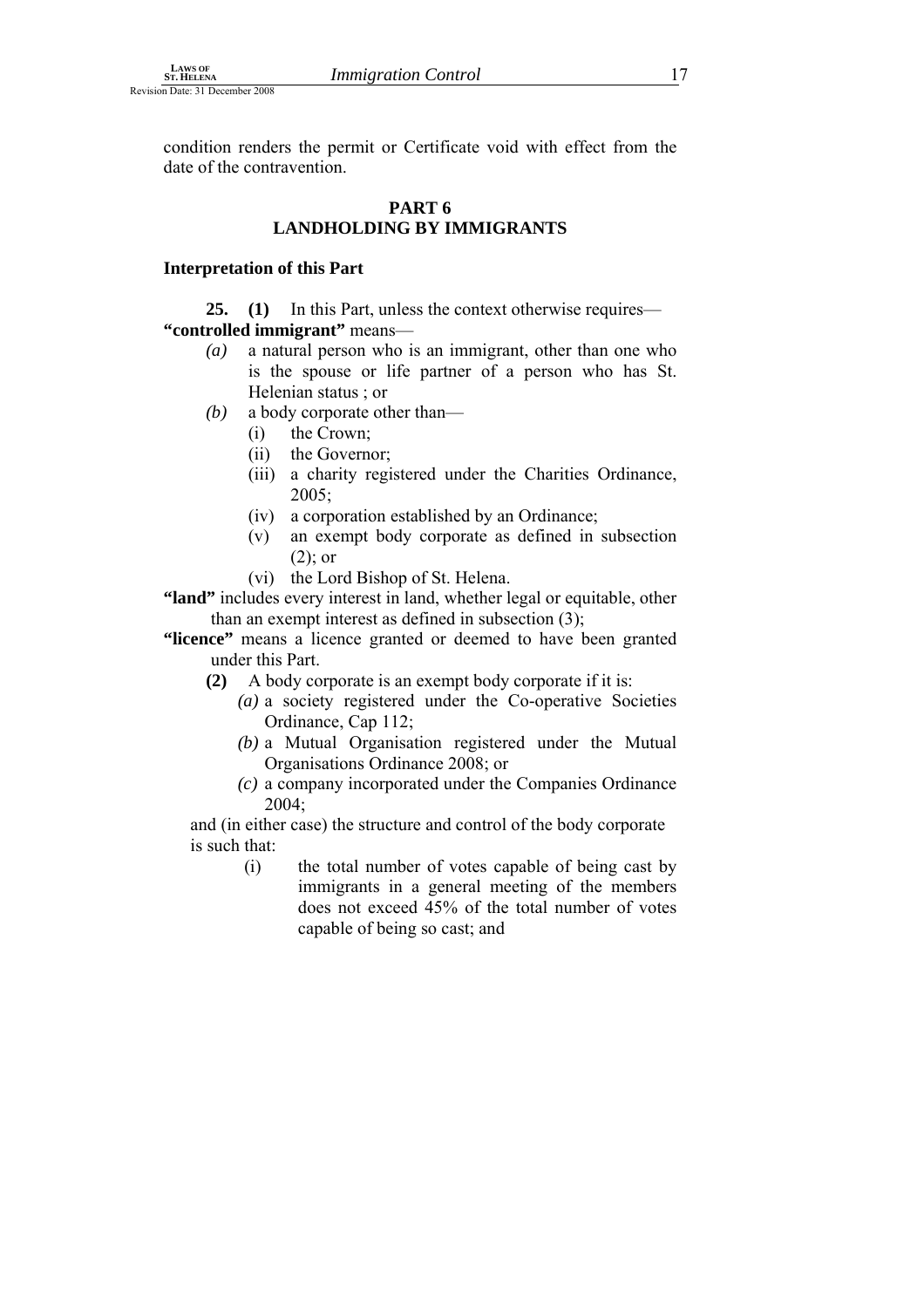condition renders the permit or Certificate void with effect from the date of the contravention.

## PART 6
## LANDHOLDING BY IMMIGRANTS

### Interpretation of this Part

**25. (1)** In this Part, unless the context otherwise requires—

**"controlled immigrant"** means—

- *(a)* a natural person who is an immigrant, other than one who is the spouse or life partner of a person who has St. Helenian status ; or
- *(b)* a body corporate other than—
  - (i) the Crown;
  - (ii) the Governor;
  - (iii) a charity registered under the Charities Ordinance, 2005;
  - (iv) a corporation established by an Ordinance;
  - (v) an exempt body corporate as defined in subsection (2); or
  - (vi) the Lord Bishop of St. Helena.

**"land"** includes every interest in land, whether legal or equitable, other than an exempt interest as defined in subsection (3);

**"licence"** means a licence granted or deemed to have been granted under this Part.

**(2)** A body corporate is an exempt body corporate if it is:

- *(a)* a society registered under the Co-operative Societies Ordinance, Cap 112;
- *(b)* a Mutual Organisation registered under the Mutual Organisations Ordinance 2008; or
- *(c)* a company incorporated under the Companies Ordinance 2004;

and (in either case) the structure and control of the body corporate is such that:

- (i) the total number of votes capable of being cast by immigrants in a general meeting of the members does not exceed 45% of the total number of votes capable of being so cast; and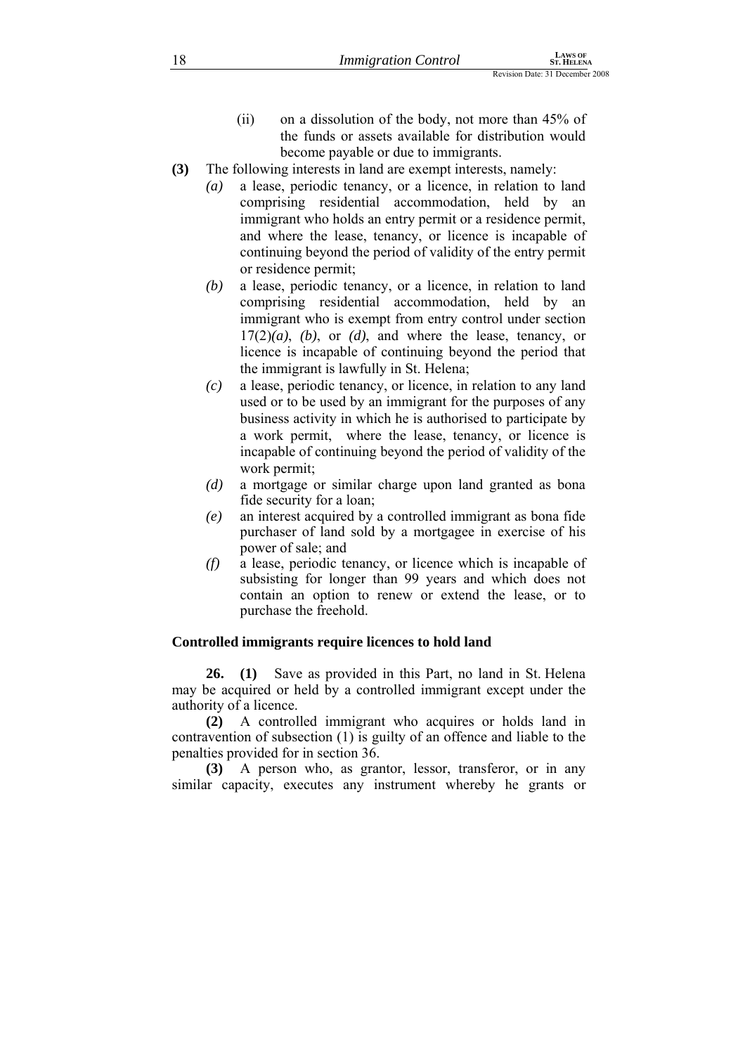(ii) on a dissolution of the body, not more than 45% of the funds or assets available for distribution would become payable or due to immigrants.

**(3)** The following interests in land are exempt interests, namely:

*(a)* a lease, periodic tenancy, or a licence, in relation to land comprising residential accommodation, held by an immigrant who holds an entry permit or a residence permit, and where the lease, tenancy, or licence is incapable of continuing beyond the period of validity of the entry permit or residence permit;

*(b)* a lease, periodic tenancy, or a licence, in relation to land comprising residential accommodation, held by an immigrant who is exempt from entry control under section 17(2)*(a)*, *(b)*, or *(d)*, and where the lease, tenancy, or licence is incapable of continuing beyond the period that the immigrant is lawfully in St. Helena;

*(c)* a lease, periodic tenancy, or licence, in relation to any land used or to be used by an immigrant for the purposes of any business activity in which he is authorised to participate by a work permit, where the lease, tenancy, or licence is incapable of continuing beyond the period of validity of the work permit;

*(d)* a mortgage or similar charge upon land granted as bona fide security for a loan;

*(e)* an interest acquired by a controlled immigrant as bona fide purchaser of land sold by a mortgagee in exercise of his power of sale; and

*(f)* a lease, periodic tenancy, or licence which is incapable of subsisting for longer than 99 years and which does not contain an option to renew or extend the lease, or to purchase the freehold.

### Controlled immigrants require licences to hold land

**26. (1)** Save as provided in this Part, no land in St. Helena may be acquired or held by a controlled immigrant except under the authority of a licence.

**(2)** A controlled immigrant who acquires or holds land in contravention of subsection (1) is guilty of an offence and liable to the penalties provided for in section 36.

**(3)** A person who, as grantor, lessor, transferor, or in any similar capacity, executes any instrument whereby he grants or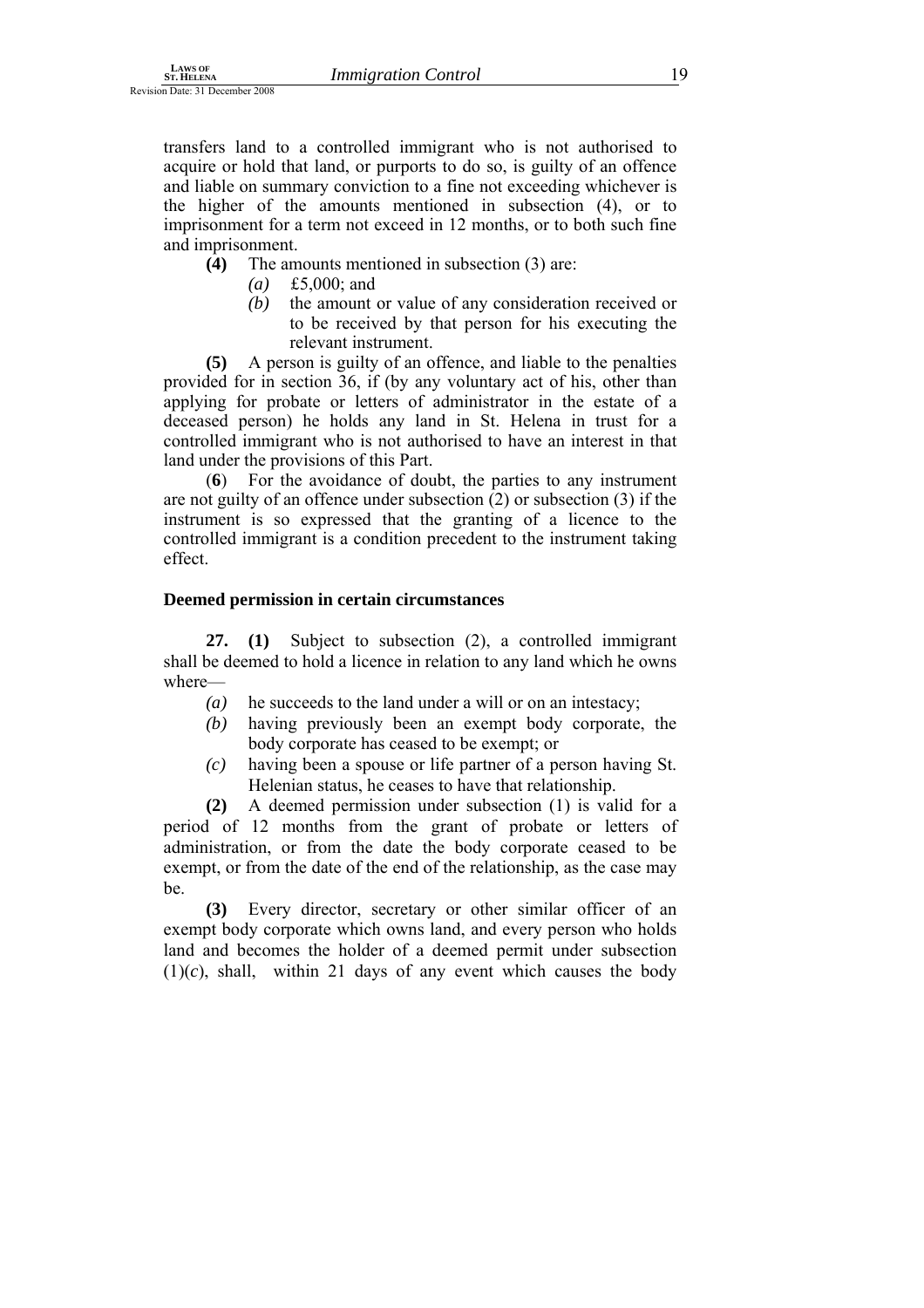transfers land to a controlled immigrant who is not authorised to acquire or hold that land, or purports to do so, is guilty of an offence and liable on summary conviction to a fine not exceeding whichever is the higher of the amounts mentioned in subsection (4), or to imprisonment for a term not exceed in 12 months, or to both such fine and imprisonment.

**(4)** The amounts mentioned in subsection (3) are:

- *(a)* £5,000; and
- *(b)* the amount or value of any consideration received or to be received by that person for his executing the relevant instrument.

**(5)** A person is guilty of an offence, and liable to the penalties provided for in section 36, if (by any voluntary act of his, other than applying for probate or letters of administrator in the estate of a deceased person) he holds any land in St. Helena in trust for a controlled immigrant who is not authorised to have an interest in that land under the provisions of this Part.

(**6**) For the avoidance of doubt, the parties to any instrument are not guilty of an offence under subsection (2) or subsection (3) if the instrument is so expressed that the granting of a licence to the controlled immigrant is a condition precedent to the instrument taking effect.

### Deemed permission in certain circumstances

**27. (1)** Subject to subsection (2), a controlled immigrant shall be deemed to hold a licence in relation to any land which he owns where—

- *(a)* he succeeds to the land under a will or on an intestacy;
- *(b)* having previously been an exempt body corporate, the body corporate has ceased to be exempt; or
- *(c)* having been a spouse or life partner of a person having St. Helenian status, he ceases to have that relationship.

**(2)** A deemed permission under subsection (1) is valid for a period of 12 months from the grant of probate or letters of administration, or from the date the body corporate ceased to be exempt, or from the date of the end of the relationship, as the case may be.

**(3)** Every director, secretary or other similar officer of an exempt body corporate which owns land, and every person who holds land and becomes the holder of a deemed permit under subsection (1)(*c*), shall, within 21 days of any event which causes the body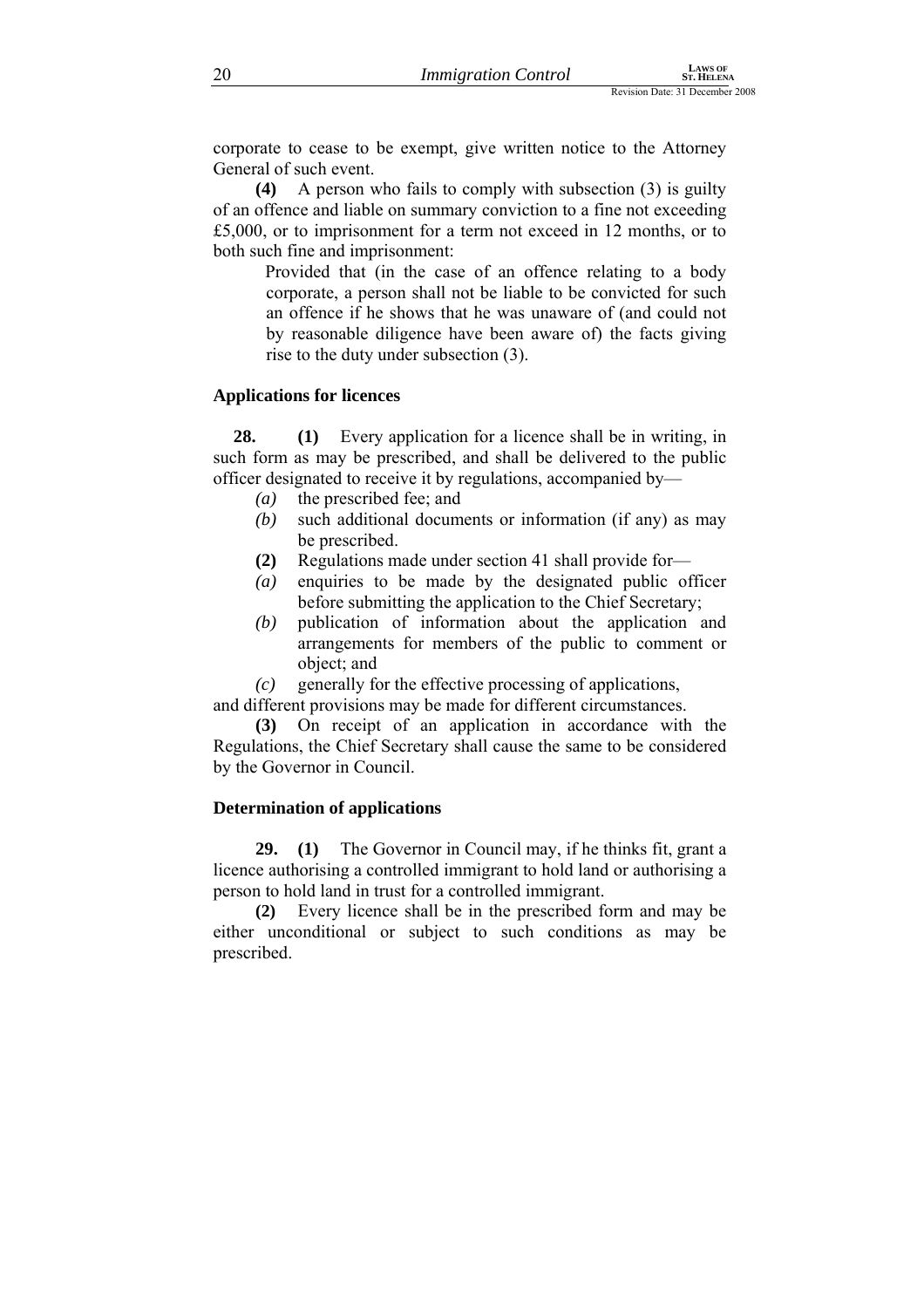corporate to cease to be exempt, give written notice to the Attorney General of such event.

**(4)** A person who fails to comply with subsection (3) is guilty of an offence and liable on summary conviction to a fine not exceeding £5,000, or to imprisonment for a term not exceed in 12 months, or to both such fine and imprisonment:

> Provided that (in the case of an offence relating to a body corporate, a person shall not be liable to be convicted for such an offence if he shows that he was unaware of (and could not by reasonable diligence have been aware of) the facts giving rise to the duty under subsection (3).

### Applications for licences

**28.** **(1)** Every application for a licence shall be in writing, in such form as may be prescribed, and shall be delivered to the public officer designated to receive it by regulations, accompanied by—

*(a)* the prescribed fee; and

*(b)* such additional documents or information (if any) as may be prescribed.

**(2)** Regulations made under section 41 shall provide for—

*(a)* enquiries to be made by the designated public officer before submitting the application to the Chief Secretary;

*(b)* publication of information about the application and arrangements for members of the public to comment or object; and

*(c)* generally for the effective processing of applications,

and different provisions may be made for different circumstances.

**(3)** On receipt of an application in accordance with the Regulations, the Chief Secretary shall cause the same to be considered by the Governor in Council.

### Determination of applications

**29.** **(1)** The Governor in Council may, if he thinks fit, grant a licence authorising a controlled immigrant to hold land or authorising a person to hold land in trust for a controlled immigrant.

**(2)** Every licence shall be in the prescribed form and may be either unconditional or subject to such conditions as may be prescribed.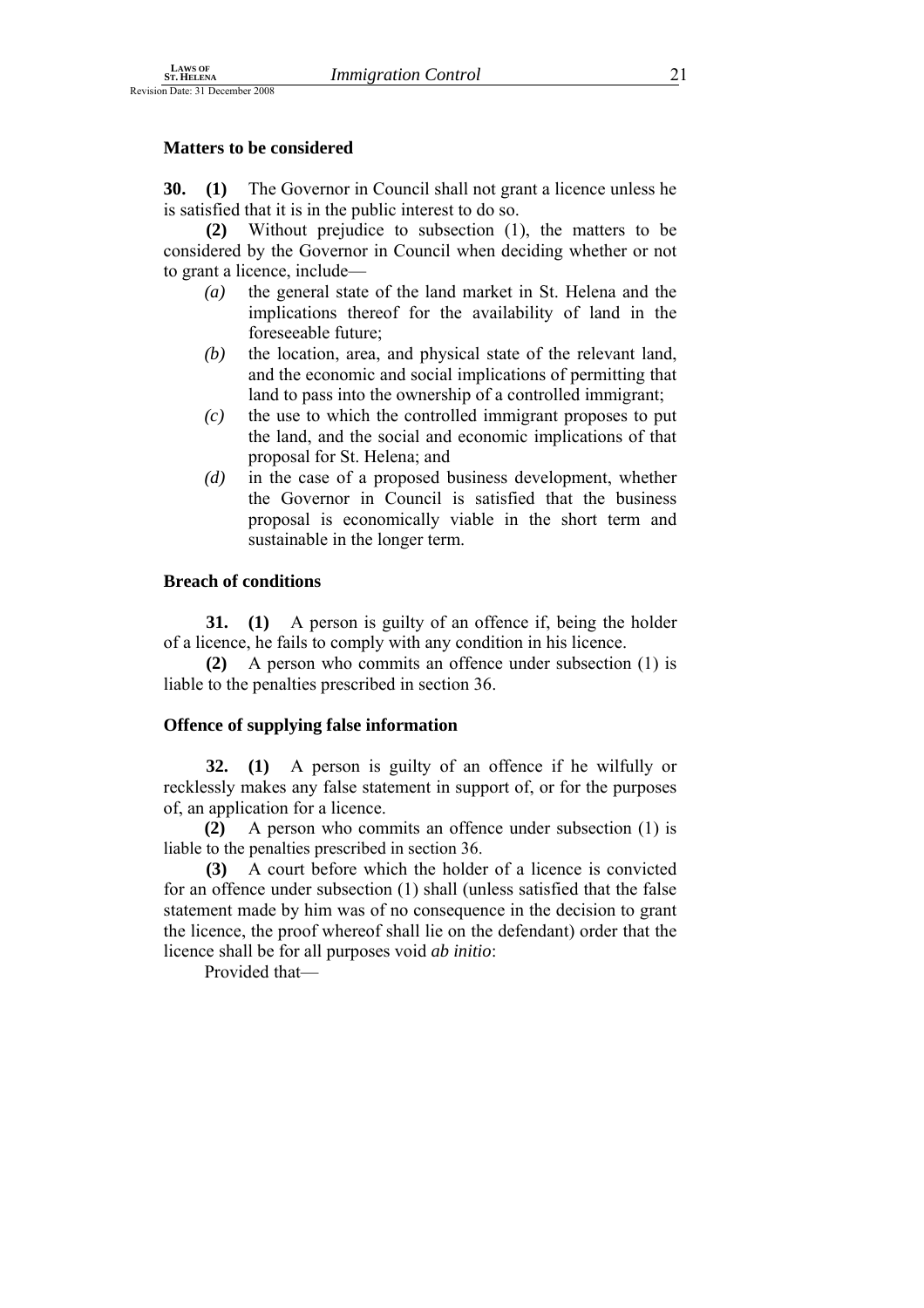### Matters to be considered

**30. (1)** The Governor in Council shall not grant a licence unless he is satisfied that it is in the public interest to do so.

**(2)** Without prejudice to subsection (1), the matters to be considered by the Governor in Council when deciding whether or not to grant a licence, include—

- *(a)* the general state of the land market in St. Helena and the implications thereof for the availability of land in the foreseeable future;
- *(b)* the location, area, and physical state of the relevant land, and the economic and social implications of permitting that land to pass into the ownership of a controlled immigrant;
- *(c)* the use to which the controlled immigrant proposes to put the land, and the social and economic implications of that proposal for St. Helena; and
- *(d)* in the case of a proposed business development, whether the Governor in Council is satisfied that the business proposal is economically viable in the short term and sustainable in the longer term.

### Breach of conditions

**31. (1)** A person is guilty of an offence if, being the holder of a licence, he fails to comply with any condition in his licence.

**(2)** A person who commits an offence under subsection (1) is liable to the penalties prescribed in section 36.

### Offence of supplying false information

**32. (1)** A person is guilty of an offence if he wilfully or recklessly makes any false statement in support of, or for the purposes of, an application for a licence.

**(2)** A person who commits an offence under subsection (1) is liable to the penalties prescribed in section 36.

**(3)** A court before which the holder of a licence is convicted for an offence under subsection (1) shall (unless satisfied that the false statement made by him was of no consequence in the decision to grant the licence, the proof whereof shall lie on the defendant) order that the licence shall be for all purposes void *ab initio*:

Provided that—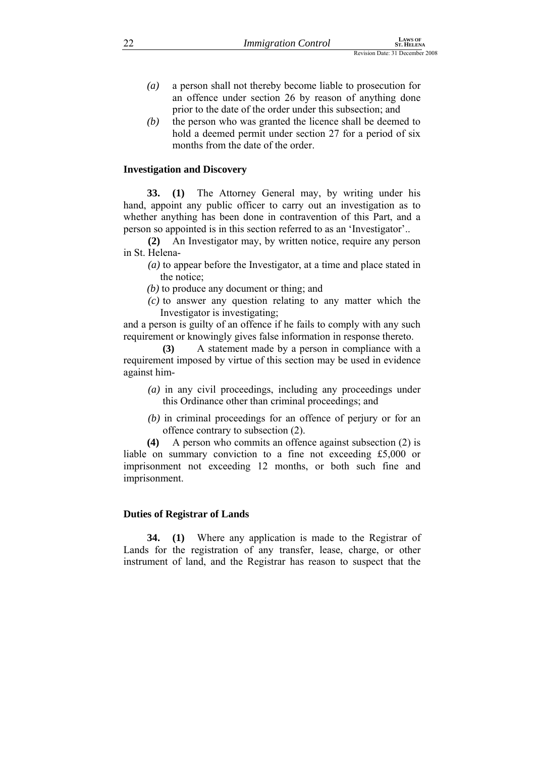*(a)* a person shall not thereby become liable to prosecution for an offence under section 26 by reason of anything done prior to the date of the order under this subsection; and

*(b)* the person who was granted the licence shall be deemed to hold a deemed permit under section 27 for a period of six months from the date of the order.

**Investigation and Discovery**

**33. (1)** The Attorney General may, by writing under his hand, appoint any public officer to carry out an investigation as to whether anything has been done in contravention of this Part, and a person so appointed is in this section referred to as an 'Investigator'..

**(2)** An Investigator may, by written notice, require any person in St. Helena-

*(a)* to appear before the Investigator, at a time and place stated in the notice;

*(b)* to produce any document or thing; and

*(c)* to answer any question relating to any matter which the Investigator is investigating;

and a person is guilty of an offence if he fails to comply with any such requirement or knowingly gives false information in response thereto.

**(3)** A statement made by a person in compliance with a requirement imposed by virtue of this section may be used in evidence against him-

*(a)* in any civil proceedings, including any proceedings under this Ordinance other than criminal proceedings; and

*(b)* in criminal proceedings for an offence of perjury or for an offence contrary to subsection (2).

**(4)** A person who commits an offence against subsection (2) is liable on summary conviction to a fine not exceeding £5,000 or imprisonment not exceeding 12 months, or both such fine and imprisonment.

**Duties of Registrar of Lands**

**34. (1)** Where any application is made to the Registrar of Lands for the registration of any transfer, lease, charge, or other instrument of land, and the Registrar has reason to suspect that the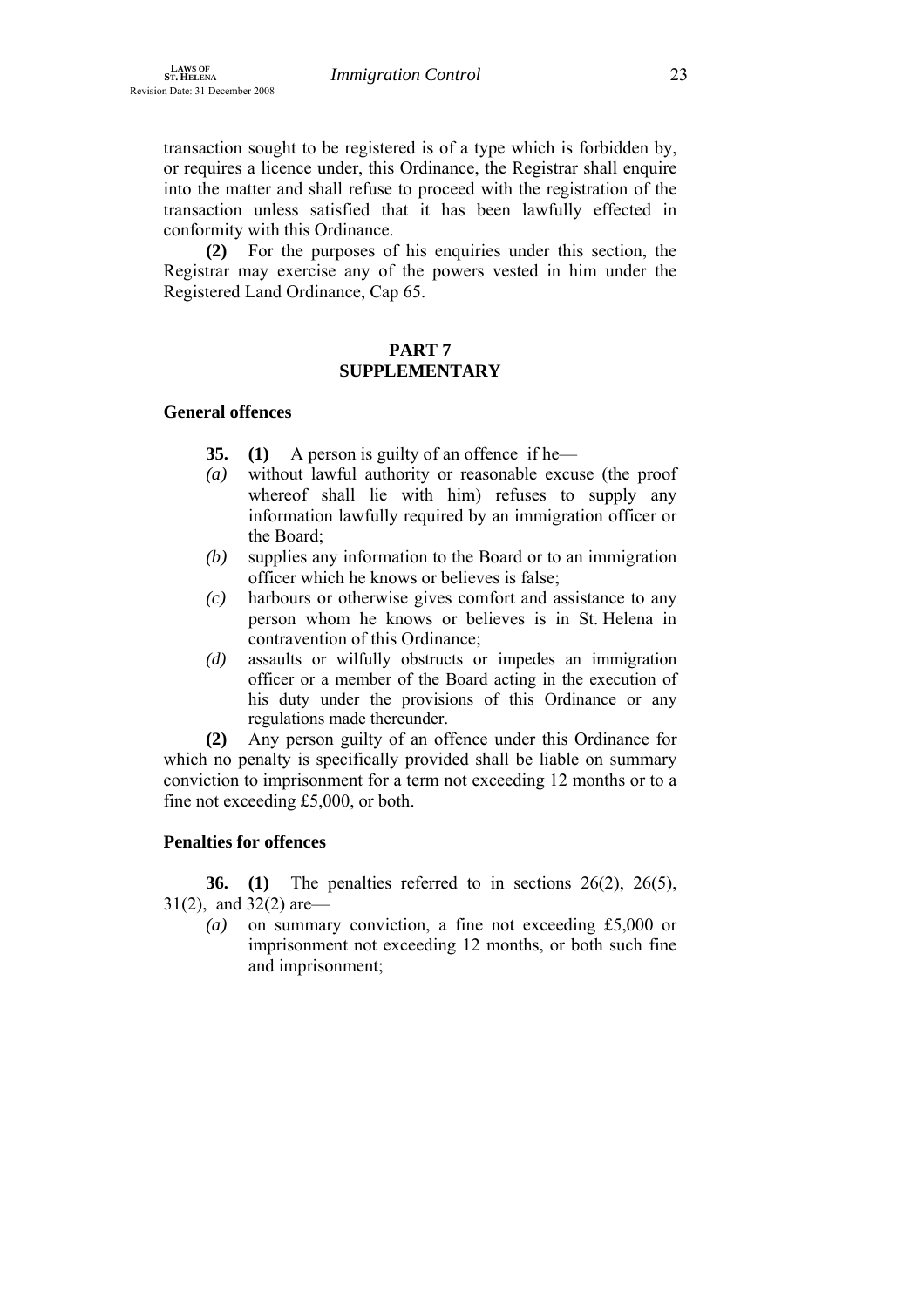transaction sought to be registered is of a type which is forbidden by, or requires a licence under, this Ordinance, the Registrar shall enquire into the matter and shall refuse to proceed with the registration of the transaction unless satisfied that it has been lawfully effected in conformity with this Ordinance.

**(2)** For the purposes of his enquiries under this section, the Registrar may exercise any of the powers vested in him under the Registered Land Ordinance, Cap 65.

## PART 7
## SUPPLEMENTARY

### General offences

**35. (1)** A person is guilty of an offence if he—

*(a)* without lawful authority or reasonable excuse (the proof whereof shall lie with him) refuses to supply any information lawfully required by an immigration officer or the Board;

*(b)* supplies any information to the Board or to an immigration officer which he knows or believes is false;

*(c)* harbours or otherwise gives comfort and assistance to any person whom he knows or believes is in St. Helena in contravention of this Ordinance;

*(d)* assaults or wilfully obstructs or impedes an immigration officer or a member of the Board acting in the execution of his duty under the provisions of this Ordinance or any regulations made thereunder.

**(2)** Any person guilty of an offence under this Ordinance for which no penalty is specifically provided shall be liable on summary conviction to imprisonment for a term not exceeding 12 months or to a fine not exceeding £5,000, or both.

### Penalties for offences

**36. (1)** The penalties referred to in sections 26(2), 26(5), 31(2), and 32(2) are—

*(a)* on summary conviction, a fine not exceeding £5,000 or imprisonment not exceeding 12 months, or both such fine and imprisonment;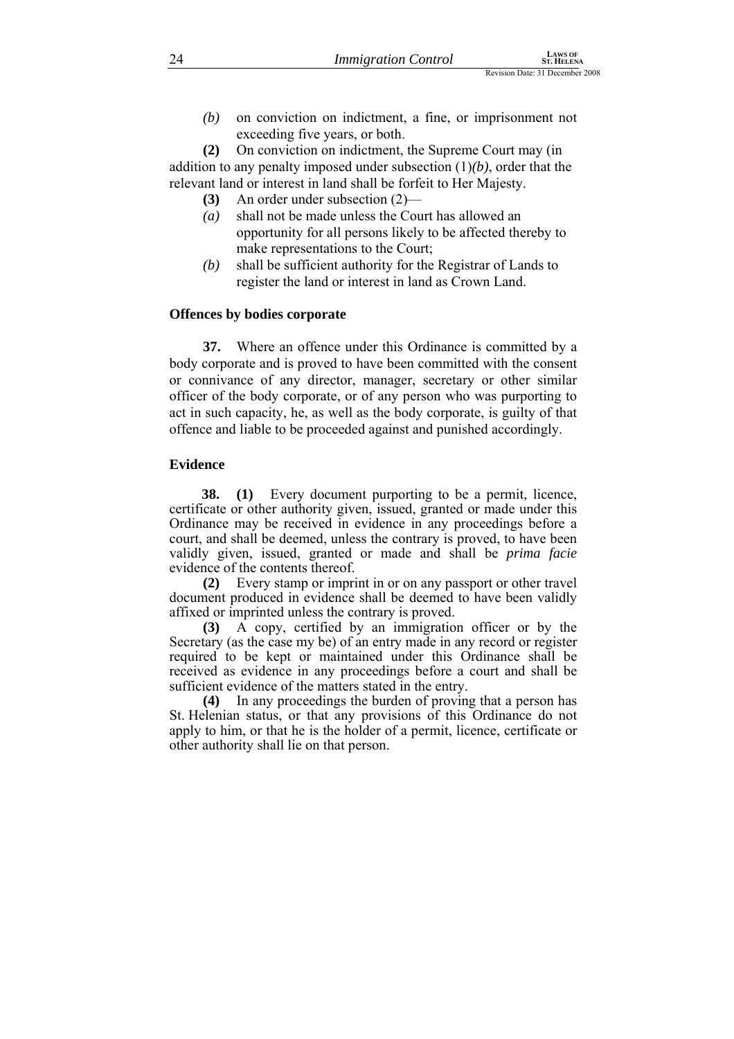*(b)* on conviction on indictment, a fine, or imprisonment not exceeding five years, or both.

**(2)** On conviction on indictment, the Supreme Court may (in addition to any penalty imposed under subsection (1)*(b)*, order that the relevant land or interest in land shall be forfeit to Her Majesty.

**(3)** An order under subsection (2)—

*(a)* shall not be made unless the Court has allowed an opportunity for all persons likely to be affected thereby to make representations to the Court;

*(b)* shall be sufficient authority for the Registrar of Lands to register the land or interest in land as Crown Land.

### Offences by bodies corporate

**37.** Where an offence under this Ordinance is committed by a body corporate and is proved to have been committed with the consent or connivance of any director, manager, secretary or other similar officer of the body corporate, or of any person who was purporting to act in such capacity, he, as well as the body corporate, is guilty of that offence and liable to be proceeded against and punished accordingly.

### Evidence

**38. (1)** Every document purporting to be a permit, licence, certificate or other authority given, issued, granted or made under this Ordinance may be received in evidence in any proceedings before a court, and shall be deemed, unless the contrary is proved, to have been validly given, issued, granted or made and shall be *prima facie* evidence of the contents thereof.

**(2)** Every stamp or imprint in or on any passport or other travel document produced in evidence shall be deemed to have been validly affixed or imprinted unless the contrary is proved.

**(3)** A copy, certified by an immigration officer or by the Secretary (as the case my be) of an entry made in any record or register required to be kept or maintained under this Ordinance shall be received as evidence in any proceedings before a court and shall be sufficient evidence of the matters stated in the entry.

**(4)** In any proceedings the burden of proving that a person has St. Helenian status, or that any provisions of this Ordinance do not apply to him, or that he is the holder of a permit, licence, certificate or other authority shall lie on that person.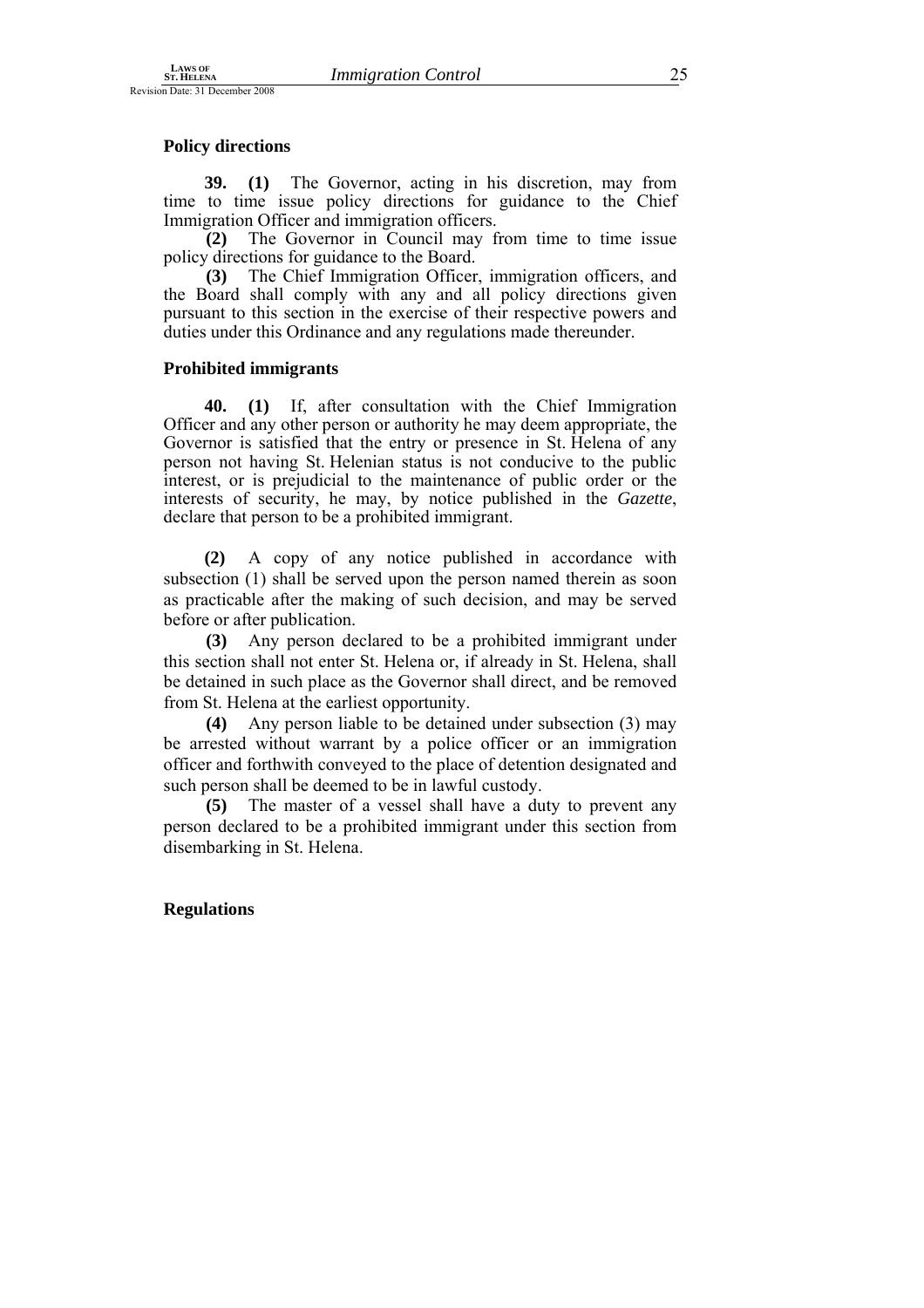**Policy directions**

**39. (1)** The Governor, acting in his discretion, may from time to time issue policy directions for guidance to the Chief Immigration Officer and immigration officers.

**(2)** The Governor in Council may from time to time issue policy directions for guidance to the Board.

**(3)** The Chief Immigration Officer, immigration officers, and the Board shall comply with any and all policy directions given pursuant to this section in the exercise of their respective powers and duties under this Ordinance and any regulations made thereunder.

**Prohibited immigrants**

**40. (1)** If, after consultation with the Chief Immigration Officer and any other person or authority he may deem appropriate, the Governor is satisfied that the entry or presence in St. Helena of any person not having St. Helenian status is not conducive to the public interest, or is prejudicial to the maintenance of public order or the interests of security, he may, by notice published in the *Gazette*, declare that person to be a prohibited immigrant.

**(2)** A copy of any notice published in accordance with subsection (1) shall be served upon the person named therein as soon as practicable after the making of such decision, and may be served before or after publication.

**(3)** Any person declared to be a prohibited immigrant under this section shall not enter St. Helena or, if already in St. Helena, shall be detained in such place as the Governor shall direct, and be removed from St. Helena at the earliest opportunity.

**(4)** Any person liable to be detained under subsection (3) may be arrested without warrant by a police officer or an immigration officer and forthwith conveyed to the place of detention designated and such person shall be deemed to be in lawful custody.

**(5)** The master of a vessel shall have a duty to prevent any person declared to be a prohibited immigrant under this section from disembarking in St. Helena.

**Regulations**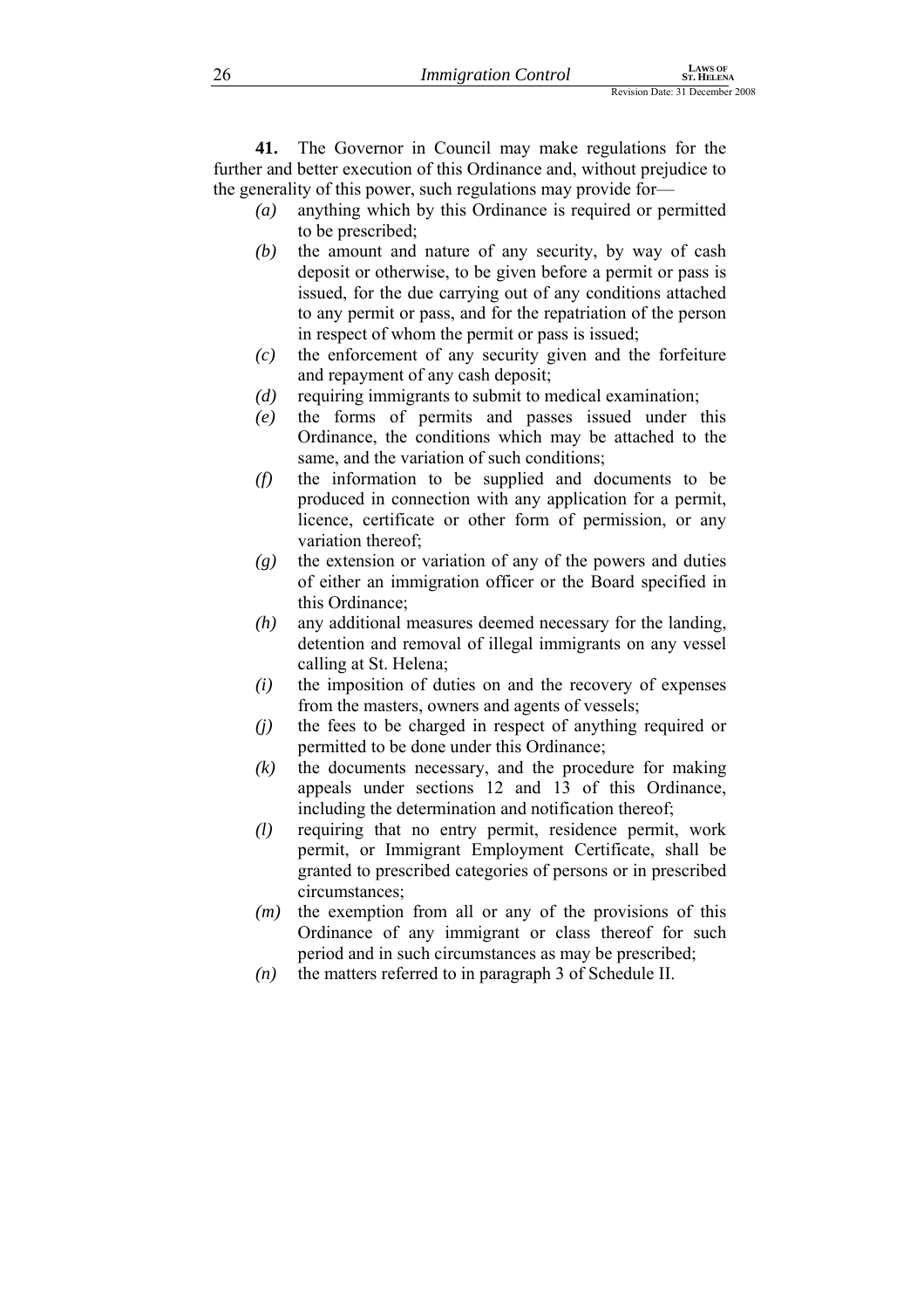**41.** The Governor in Council may make regulations for the further and better execution of this Ordinance and, without prejudice to the generality of this power, such regulations may provide for—

*(a)* anything which by this Ordinance is required or permitted to be prescribed;

*(b)* the amount and nature of any security, by way of cash deposit or otherwise, to be given before a permit or pass is issued, for the due carrying out of any conditions attached to any permit or pass, and for the repatriation of the person in respect of whom the permit or pass is issued;

*(c)* the enforcement of any security given and the forfeiture and repayment of any cash deposit;

*(d)* requiring immigrants to submit to medical examination;

*(e)* the forms of permits and passes issued under this Ordinance, the conditions which may be attached to the same, and the variation of such conditions;

*(f)* the information to be supplied and documents to be produced in connection with any application for a permit, licence, certificate or other form of permission, or any variation thereof;

*(g)* the extension or variation of any of the powers and duties of either an immigration officer or the Board specified in this Ordinance;

*(h)* any additional measures deemed necessary for the landing, detention and removal of illegal immigrants on any vessel calling at St. Helena;

*(i)* the imposition of duties on and the recovery of expenses from the masters, owners and agents of vessels;

*(j)* the fees to be charged in respect of anything required or permitted to be done under this Ordinance;

*(k)* the documents necessary, and the procedure for making appeals under sections 12 and 13 of this Ordinance, including the determination and notification thereof;

*(l)* requiring that no entry permit, residence permit, work permit, or Immigrant Employment Certificate, shall be granted to prescribed categories of persons or in prescribed circumstances;

*(m)* the exemption from all or any of the provisions of this Ordinance of any immigrant or class thereof for such period and in such circumstances as may be prescribed;

*(n)* the matters referred to in paragraph 3 of Schedule II.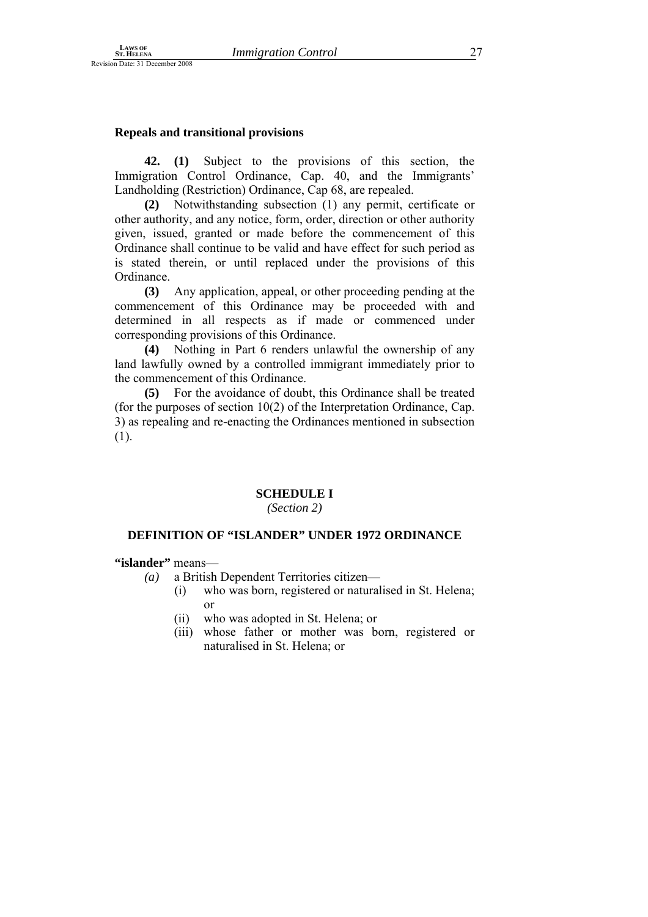### Repeals and transitional provisions

**42. (1)** Subject to the provisions of this section, the Immigration Control Ordinance, Cap. 40, and the Immigrants' Landholding (Restriction) Ordinance, Cap 68, are repealed.

**(2)** Notwithstanding subsection (1) any permit, certificate or other authority, and any notice, form, order, direction or other authority given, issued, granted or made before the commencement of this Ordinance shall continue to be valid and have effect for such period as is stated therein, or until replaced under the provisions of this Ordinance.

**(3)** Any application, appeal, or other proceeding pending at the commencement of this Ordinance may be proceeded with and determined in all respects as if made or commenced under corresponding provisions of this Ordinance.

**(4)** Nothing in Part 6 renders unlawful the ownership of any land lawfully owned by a controlled immigrant immediately prior to the commencement of this Ordinance.

**(5)** For the avoidance of doubt, this Ordinance shall be treated (for the purposes of section 10(2) of the Interpretation Ordinance, Cap. 3) as repealing and re-enacting the Ordinances mentioned in subsection (1).

## SCHEDULE I

*(Section 2)*

### DEFINITION OF "ISLANDER" UNDER 1972 ORDINANCE

**"islander"** means—

*(a)* a British Dependent Territories citizen—

(i) who was born, registered or naturalised in St. Helena; or

(ii) who was adopted in St. Helena; or

(iii) whose father or mother was born, registered or naturalised in St. Helena; or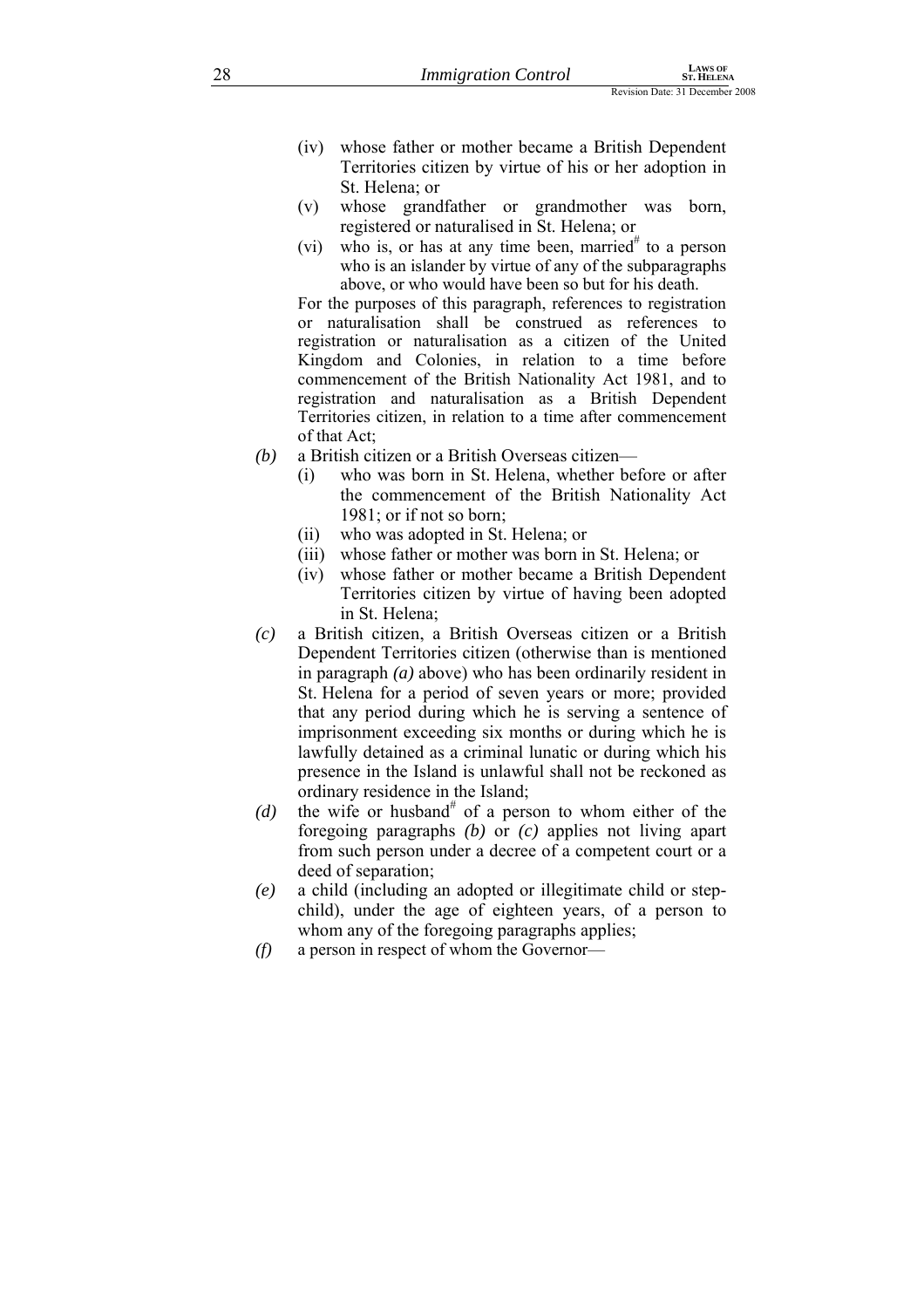(iv) whose father or mother became a British Dependent Territories citizen by virtue of his or her adoption in St. Helena; or

(v) whose grandfather or grandmother was born, registered or naturalised in St. Helena; or

(vi) who is, or has at any time been, married[#] to a person who is an islander by virtue of any of the subparagraphs above, or who would have been so but for his death.

For the purposes of this paragraph, references to registration or naturalisation shall be construed as references to registration or naturalisation as a citizen of the United Kingdom and Colonies, in relation to a time before commencement of the British Nationality Act 1981, and to registration and naturalisation as a British Dependent Territories citizen, in relation to a time after commencement of that Act;

*(b)* a British citizen or a British Overseas citizen—

(i) who was born in St. Helena, whether before or after the commencement of the British Nationality Act 1981; or if not so born;

(ii) who was adopted in St. Helena; or

(iii) whose father or mother was born in St. Helena; or

(iv) whose father or mother became a British Dependent Territories citizen by virtue of having been adopted in St. Helena;

*(c)* a British citizen, a British Overseas citizen or a British Dependent Territories citizen (otherwise than is mentioned in paragraph *(a)* above) who has been ordinarily resident in St. Helena for a period of seven years or more; provided that any period during which he is serving a sentence of imprisonment exceeding six months or during which he is lawfully detained as a criminal lunatic or during which his presence in the Island is unlawful shall not be reckoned as ordinary residence in the Island;

*(d)* the wife or husband[#] of a person to whom either of the foregoing paragraphs *(b)* or *(c)* applies not living apart from such person under a decree of a competent court or a deed of separation;

*(e)* a child (including an adopted or illegitimate child or step-child), under the age of eighteen years, of a person to whom any of the foregoing paragraphs applies;

*(f)* a person in respect of whom the Governor—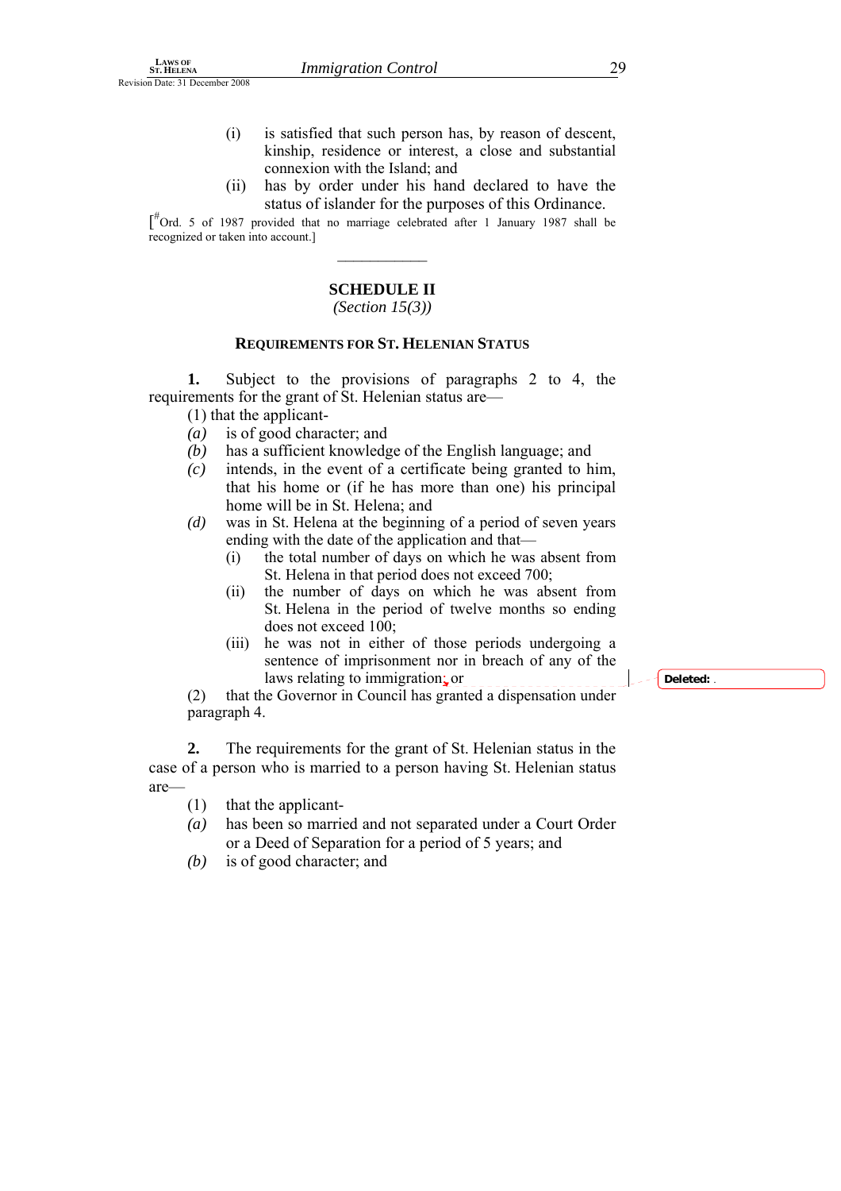(i) is satisfied that such person has, by reason of descent, kinship, residence or interest, a close and substantial connexion with the Island; and

(ii) has by order under his hand declared to have the status of islander for the purposes of this Ordinance.

[#Ord. 5 of 1987 provided that no marriage celebrated after 1 January 1987 shall be recognized or taken into account.]

---

## SCHEDULE II

*(Section 15(3))*

### REQUIREMENTS FOR ST. HELENIAN STATUS

**1.** Subject to the provisions of paragraphs 2 to 4, the requirements for the grant of St. Helenian status are—

(1) that the applicant-

*(a)* is of good character; and

*(b)* has a sufficient knowledge of the English language; and

*(c)* intends, in the event of a certificate being granted to him, that his home or (if he has more than one) his principal home will be in St. Helena; and

*(d)* was in St. Helena at the beginning of a period of seven years ending with the date of the application and that—

(i) the total number of days on which he was absent from St. Helena in that period does not exceed 700;

(ii) the number of days on which he was absent from St. Helena in the period of twelve months so ending does not exceed 100;

(iii) he was not in either of those periods undergoing a sentence of imprisonment nor in breach of any of the laws relating to immigration; or

(2) that the Governor in Council has granted a dispensation under paragraph 4.

**2.** The requirements for the grant of St. Helenian status in the case of a person who is married to a person having St. Helenian status are—

(1) that the applicant-

*(a)* has been so married and not separated under a Court Order or a Deed of Separation for a period of 5 years; and

*(b)* is of good character; and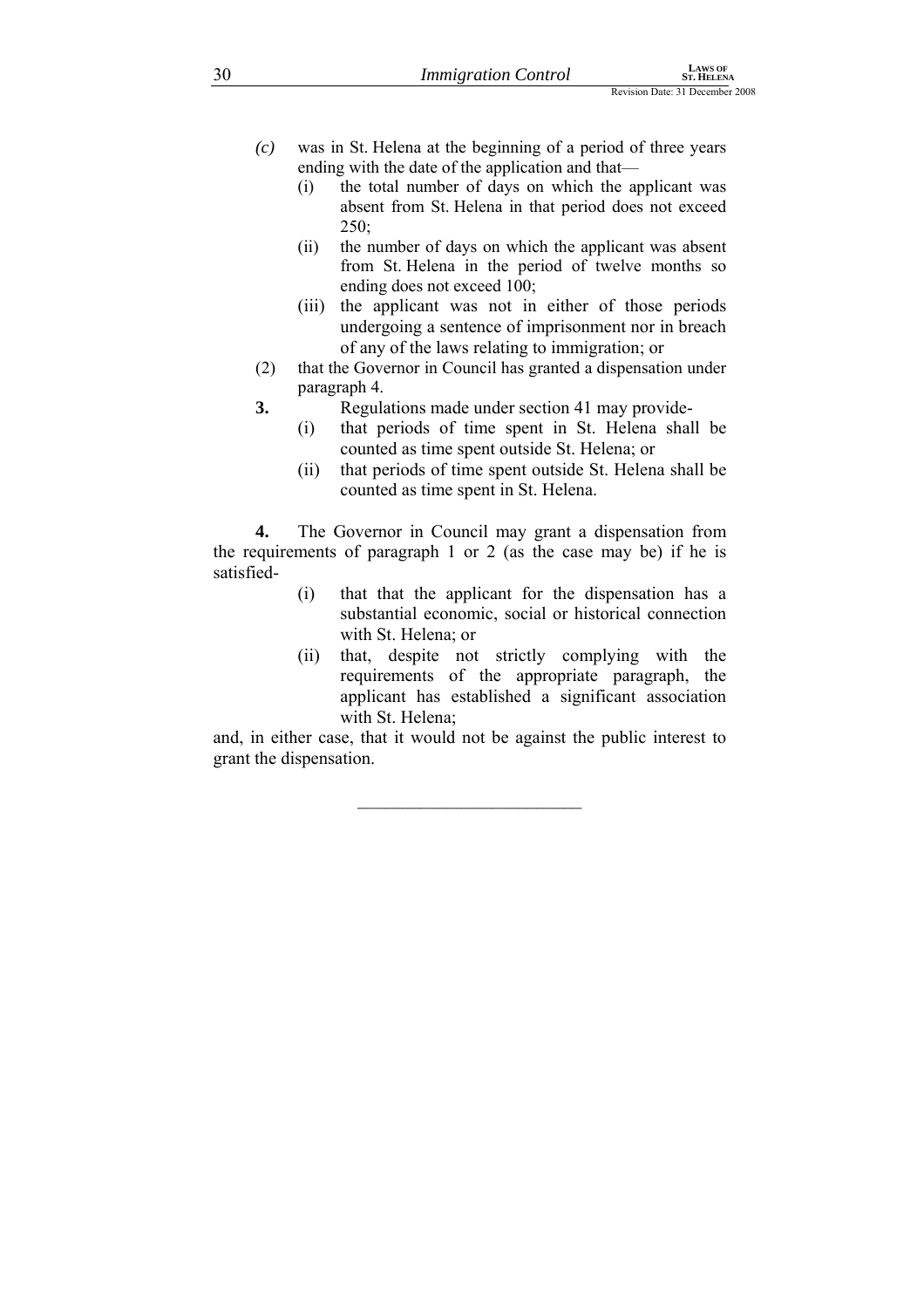*(c)* was in St. Helena at the beginning of a period of three years ending with the date of the application and that—

(i) the total number of days on which the applicant was absent from St. Helena in that period does not exceed 250;

(ii) the number of days on which the applicant was absent from St. Helena in the period of twelve months so ending does not exceed 100;

(iii) the applicant was not in either of those periods undergoing a sentence of imprisonment nor in breach of any of the laws relating to immigration; or

(2) that the Governor in Council has granted a dispensation under paragraph 4.

**3.** Regulations made under section 41 may provide-

(i) that periods of time spent in St. Helena shall be counted as time spent outside St. Helena; or

(ii) that periods of time spent outside St. Helena shall be counted as time spent in St. Helena.

**4.** The Governor in Council may grant a dispensation from the requirements of paragraph 1 or 2 (as the case may be) if he is satisfied-

(i) that that the applicant for the dispensation has a substantial economic, social or historical connection with St. Helena; or

(ii) that, despite not strictly complying with the requirements of the appropriate paragraph, the applicant has established a significant association with St. Helena;

and, in either case, that it would not be against the public interest to grant the dispensation.

---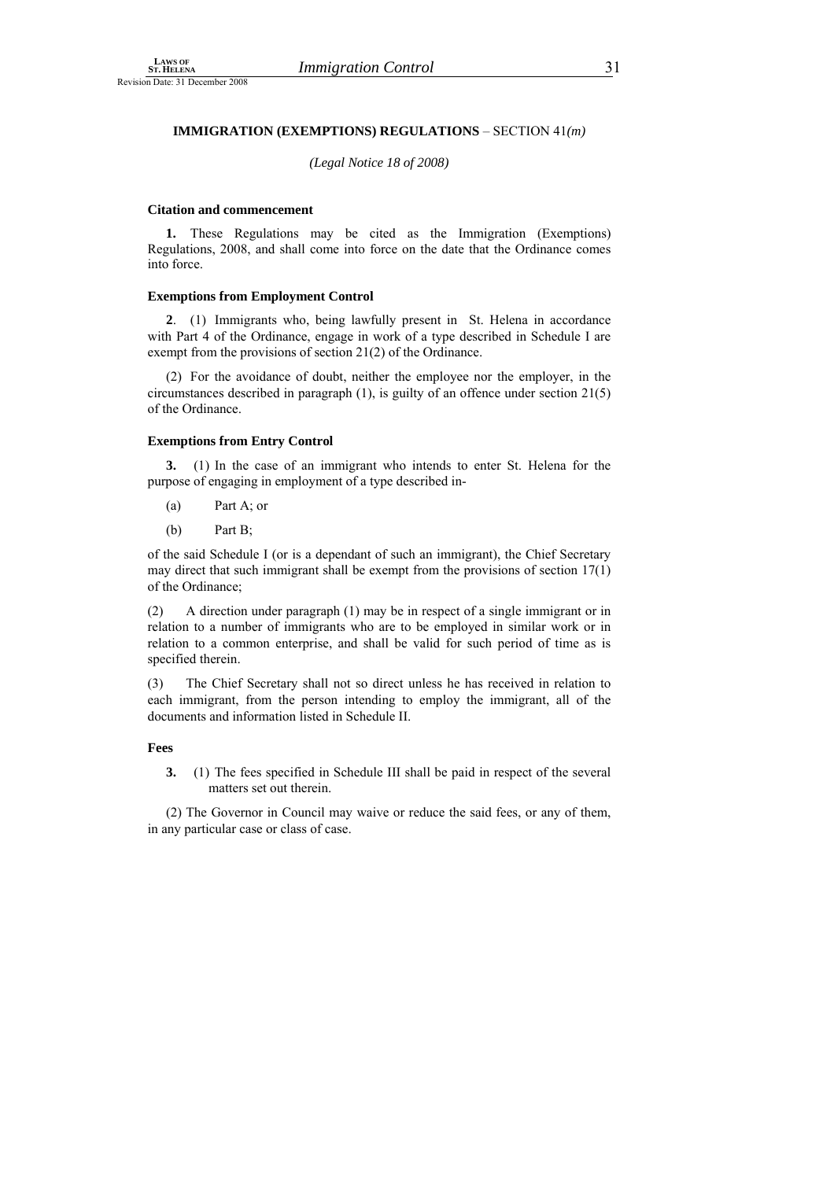## IMMIGRATION (EXEMPTIONS) REGULATIONS – SECTION 41*(m)*

*(Legal Notice 18 of 2008)*

### Citation and commencement

**1.** These Regulations may be cited as the Immigration (Exemptions) Regulations, 2008, and shall come into force on the date that the Ordinance comes into force.

### Exemptions from Employment Control

**2**. (1) Immigrants who, being lawfully present in St. Helena in accordance with Part 4 of the Ordinance, engage in work of a type described in Schedule I are exempt from the provisions of section 21(2) of the Ordinance.

(2) For the avoidance of doubt, neither the employee nor the employer, in the circumstances described in paragraph (1), is guilty of an offence under section 21(5) of the Ordinance.

### Exemptions from Entry Control

**3.** (1) In the case of an immigrant who intends to enter St. Helena for the purpose of engaging in employment of a type described in-

(a) Part A; or

(b) Part B;

of the said Schedule I (or is a dependant of such an immigrant), the Chief Secretary may direct that such immigrant shall be exempt from the provisions of section 17(1) of the Ordinance;

(2) A direction under paragraph (1) may be in respect of a single immigrant or in relation to a number of immigrants who are to be employed in similar work or in relation to a common enterprise, and shall be valid for such period of time as is specified therein.

(3) The Chief Secretary shall not so direct unless he has received in relation to each immigrant, from the person intending to employ the immigrant, all of the documents and information listed in Schedule II.

### Fees

**3.** (1) The fees specified in Schedule III shall be paid in respect of the several matters set out therein.

(2) The Governor in Council may waive or reduce the said fees, or any of them, in any particular case or class of case.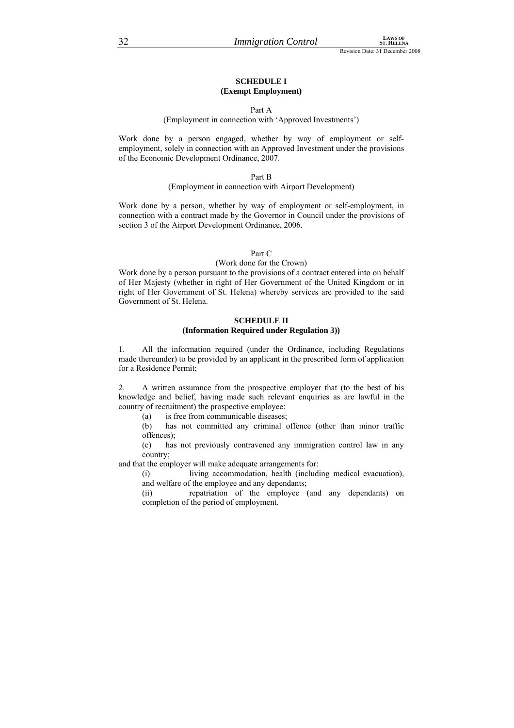## SCHEDULE I
## (Exempt Employment)

Part A

(Employment in connection with 'Approved Investments')

Work done by a person engaged, whether by way of employment or self-employment, solely in connection with an Approved Investment under the provisions of the Economic Development Ordinance, 2007.

Part B

(Employment in connection with Airport Development)

Work done by a person, whether by way of employment or self-employment, in connection with a contract made by the Governor in Council under the provisions of section 3 of the Airport Development Ordinance, 2006.

Part C

(Work done for the Crown)

Work done by a person pursuant to the provisions of a contract entered into on behalf of Her Majesty (whether in right of Her Government of the United Kingdom or in right of Her Government of St. Helena) whereby services are provided to the said Government of St. Helena.

## SCHEDULE II
## (Information Required under Regulation 3))

1. All the information required (under the Ordinance, including Regulations made thereunder) to be provided by an applicant in the prescribed form of application for a Residence Permit;

2. A written assurance from the prospective employer that (to the best of his knowledge and belief, having made such relevant enquiries as are lawful in the country of recruitment) the prospective employee:

(a) is free from communicable diseases;

(b) has not committed any criminal offence (other than minor traffic offences);

(c) has not previously contravened any immigration control law in any country;

and that the employer will make adequate arrangements for:

(i) living accommodation, health (including medical evacuation), and welfare of the employee and any dependants;

(ii) repatriation of the employee (and any dependants) on completion of the period of employment.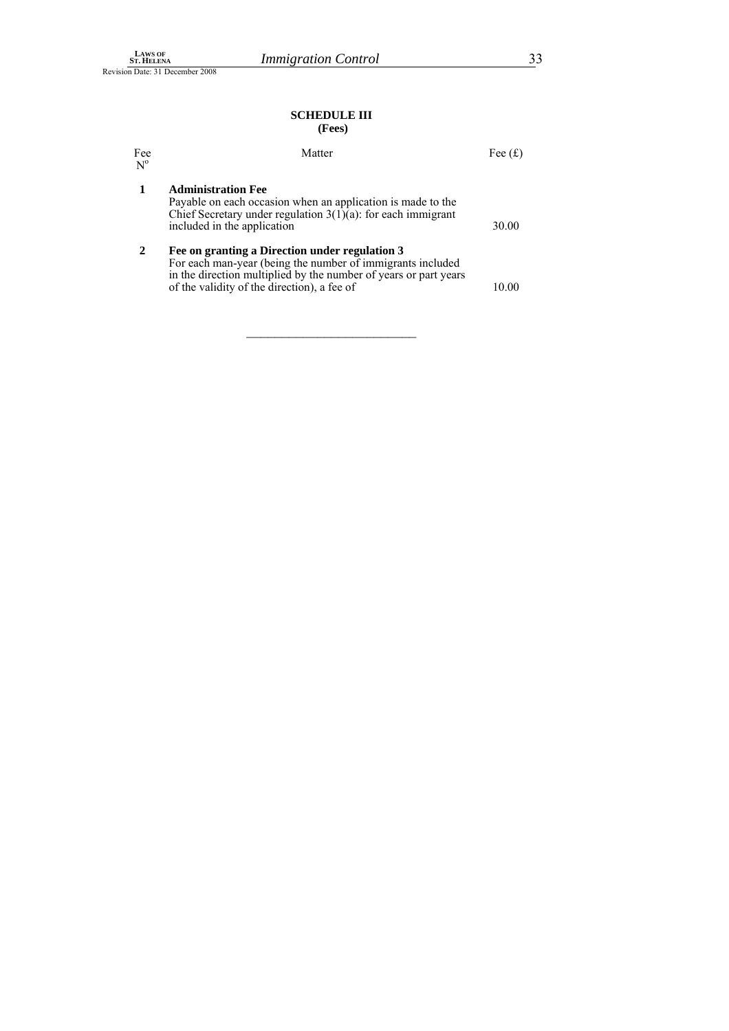## SCHEDULE III
**(Fees)**

| Fee Nº | Matter | Fee (£) |
|---|---|---|
| **1** | **Administration Fee** Payable on each occasion when an application is made to the Chief Secretary under regulation 3(1)(a): for each immigrant included in the application | 30.00 |
| **2** | **Fee on granting a Direction under regulation 3** For each man-year (being the number of immigrants included in the direction multiplied by the number of years or part years of the validity of the direction), a fee of | 10.00 |

---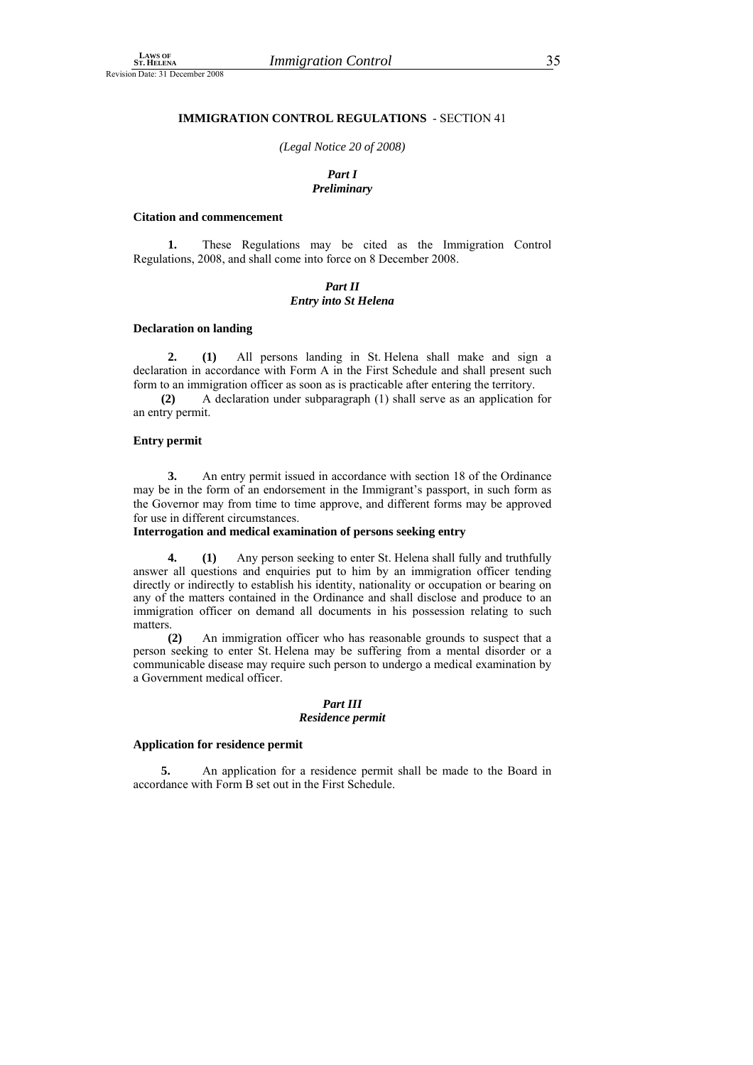**IMMIGRATION CONTROL REGULATIONS** - SECTION 41

*(Legal Notice 20 of 2008)*

***Part I***
***Preliminary***

**Citation and commencement**

**1.** These Regulations may be cited as the Immigration Control Regulations, 2008, and shall come into force on 8 December 2008.

***Part II***
***Entry into St Helena***

**Declaration on landing**

**2.** **(1)** All persons landing in St. Helena shall make and sign a declaration in accordance with Form A in the First Schedule and shall present such form to an immigration officer as soon as is practicable after entering the territory.

**(2)** A declaration under subparagraph (1) shall serve as an application for an entry permit.

**Entry permit**

**3.** An entry permit issued in accordance with section 18 of the Ordinance may be in the form of an endorsement in the Immigrant's passport, in such form as the Governor may from time to time approve, and different forms may be approved for use in different circumstances.

**Interrogation and medical examination of persons seeking entry**

**4.** **(1)** Any person seeking to enter St. Helena shall fully and truthfully answer all questions and enquiries put to him by an immigration officer tending directly or indirectly to establish his identity, nationality or occupation or bearing on any of the matters contained in the Ordinance and shall disclose and produce to an immigration officer on demand all documents in his possession relating to such matters.

**(2)** An immigration officer who has reasonable grounds to suspect that a person seeking to enter St. Helena may be suffering from a mental disorder or a communicable disease may require such person to undergo a medical examination by a Government medical officer.

***Part III***
***Residence permit***

**Application for residence permit**

**5.** An application for a residence permit shall be made to the Board in accordance with Form B set out in the First Schedule.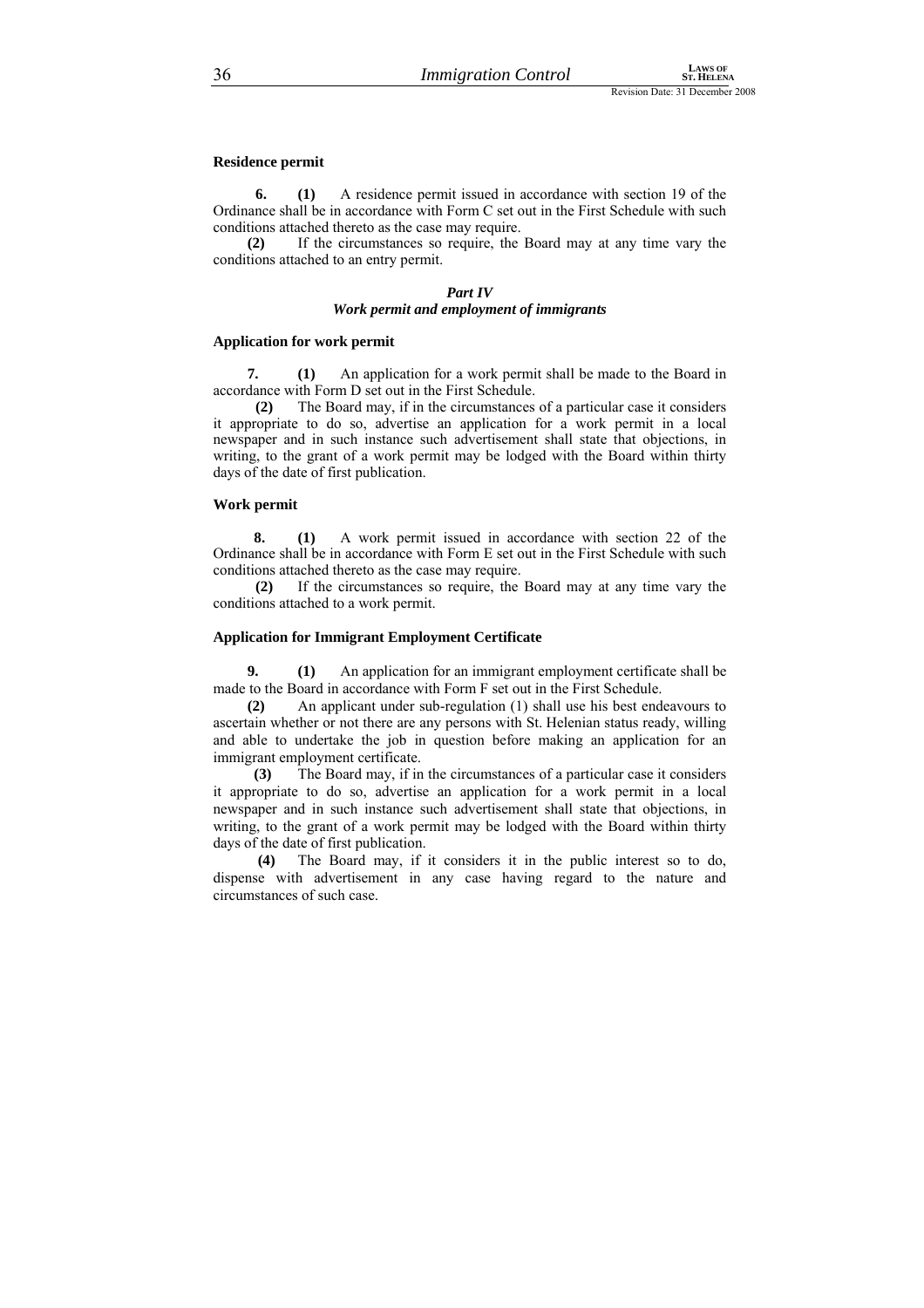**Residence permit**

**6.** **(1)** A residence permit issued in accordance with section 19 of the Ordinance shall be in accordance with Form C set out in the First Schedule with such conditions attached thereto as the case may require.

**(2)** If the circumstances so require, the Board may at any time vary the conditions attached to an entry permit.

***Part IV***
***Work permit and employment of immigrants***

**Application for work permit**

**7.** **(1)** An application for a work permit shall be made to the Board in accordance with Form D set out in the First Schedule.

**(2)** The Board may, if in the circumstances of a particular case it considers it appropriate to do so, advertise an application for a work permit in a local newspaper and in such instance such advertisement shall state that objections, in writing, to the grant of a work permit may be lodged with the Board within thirty days of the date of first publication.

**Work permit**

**8.** **(1)** A work permit issued in accordance with section 22 of the Ordinance shall be in accordance with Form E set out in the First Schedule with such conditions attached thereto as the case may require.

**(2)** If the circumstances so require, the Board may at any time vary the conditions attached to a work permit.

**Application for Immigrant Employment Certificate**

**9.** **(1)** An application for an immigrant employment certificate shall be made to the Board in accordance with Form F set out in the First Schedule.

**(2)** An applicant under sub-regulation (1) shall use his best endeavours to ascertain whether or not there are any persons with St. Helenian status ready, willing and able to undertake the job in question before making an application for an immigrant employment certificate.

**(3)** The Board may, if in the circumstances of a particular case it considers it appropriate to do so, advertise an application for a work permit in a local newspaper and in such instance such advertisement shall state that objections, in writing, to the grant of a work permit may be lodged with the Board within thirty days of the date of first publication.

**(4)** The Board may, if it considers it in the public interest so to do, dispense with advertisement in any case having regard to the nature and circumstances of such case.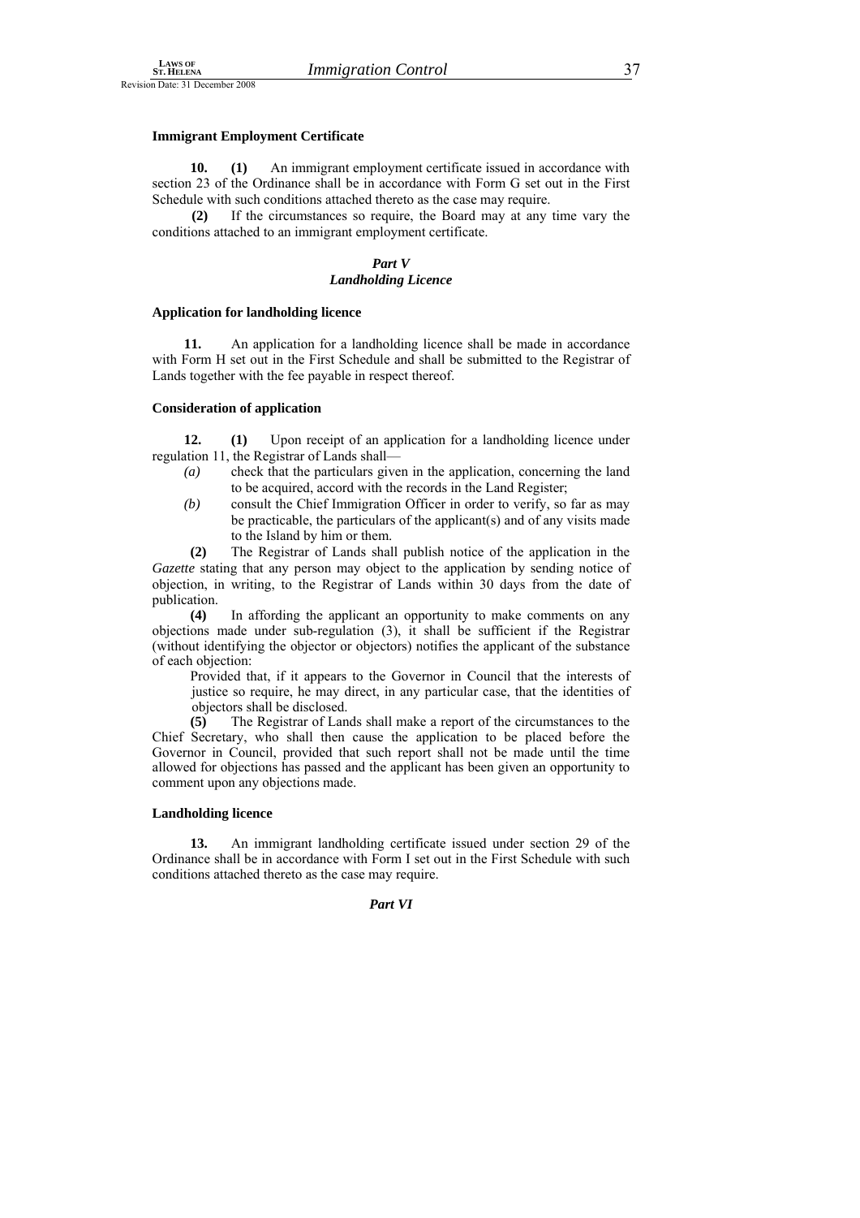**Immigrant Employment Certificate**

**10.** **(1)** An immigrant employment certificate issued in accordance with section 23 of the Ordinance shall be in accordance with Form G set out in the First Schedule with such conditions attached thereto as the case may require.

**(2)** If the circumstances so require, the Board may at any time vary the conditions attached to an immigrant employment certificate.

## *Part V*
## *Landholding Licence*

**Application for landholding licence**

**11.** An application for a landholding licence shall be made in accordance with Form H set out in the First Schedule and shall be submitted to the Registrar of Lands together with the fee payable in respect thereof.

**Consideration of application**

**12.** **(1)** Upon receipt of an application for a landholding licence under regulation 11, the Registrar of Lands shall—

*(a)* check that the particulars given in the application, concerning the land to be acquired, accord with the records in the Land Register;

*(b)* consult the Chief Immigration Officer in order to verify, so far as may be practicable, the particulars of the applicant(s) and of any visits made to the Island by him or them.

**(2)** The Registrar of Lands shall publish notice of the application in the *Gazette* stating that any person may object to the application by sending notice of objection, in writing, to the Registrar of Lands within 30 days from the date of publication.

**(4)** In affording the applicant an opportunity to make comments on any objections made under sub-regulation (3), it shall be sufficient if the Registrar (without identifying the objector or objectors) notifies the applicant of the substance of each objection:

Provided that, if it appears to the Governor in Council that the interests of justice so require, he may direct, in any particular case, that the identities of objectors shall be disclosed.

**(5)** The Registrar of Lands shall make a report of the circumstances to the Chief Secretary, who shall then cause the application to be placed before the Governor in Council, provided that such report shall not be made until the time allowed for objections has passed and the applicant has been given an opportunity to comment upon any objections made.

**Landholding licence**

**13.** An immigrant landholding certificate issued under section 29 of the Ordinance shall be in accordance with Form I set out in the First Schedule with such conditions attached thereto as the case may require.

## *Part VI*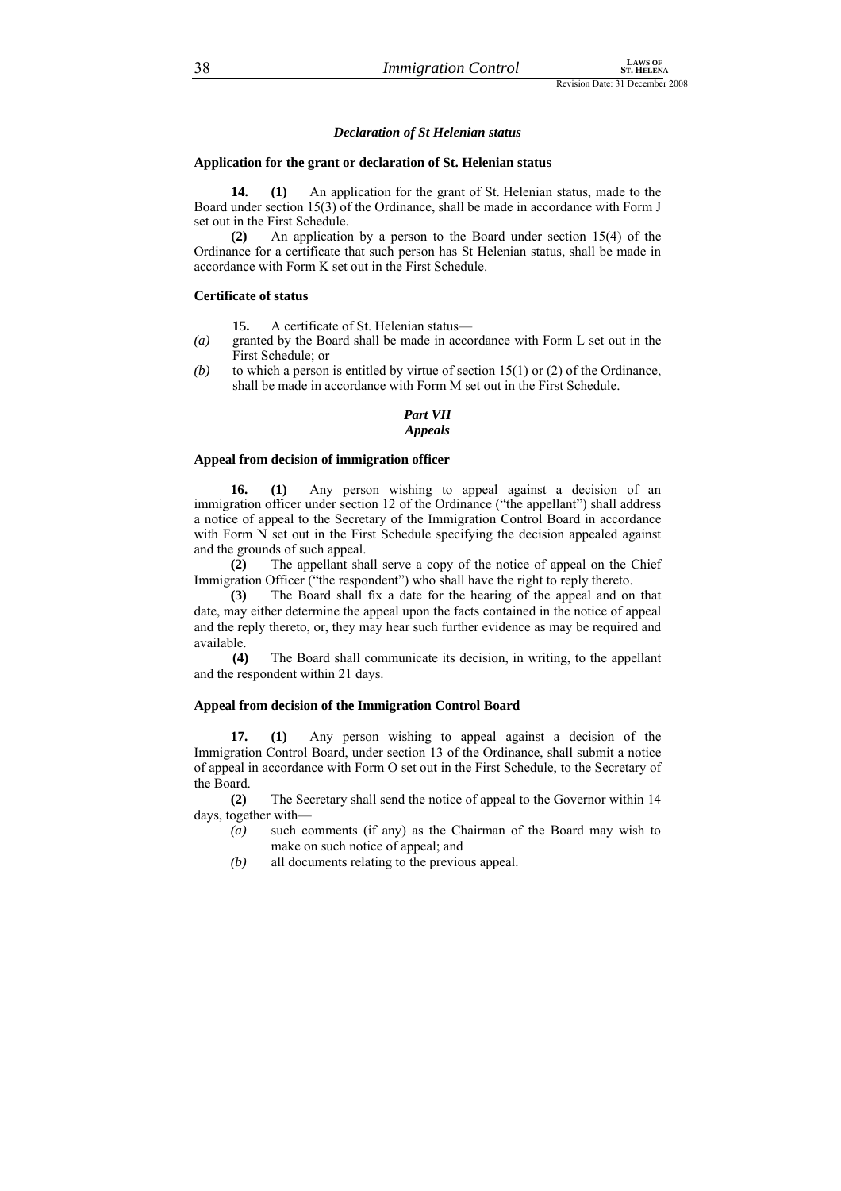### *Declaration of St Helenian status*

**Application for the grant or declaration of St. Helenian status**

**14. (1)** An application for the grant of St. Helenian status, made to the Board under section 15(3) of the Ordinance, shall be made in accordance with Form J set out in the First Schedule.

**(2)** An application by a person to the Board under section 15(4) of the Ordinance for a certificate that such person has St Helenian status, shall be made in accordance with Form K set out in the First Schedule.

**Certificate of status**

**15.** A certificate of St. Helenian status—

*(a)* granted by the Board shall be made in accordance with Form L set out in the First Schedule; or

*(b)* to which a person is entitled by virtue of section 15(1) or (2) of the Ordinance, shall be made in accordance with Form M set out in the First Schedule.

## *Part VII*
## *Appeals*

**Appeal from decision of immigration officer**

**16. (1)** Any person wishing to appeal against a decision of an immigration officer under section 12 of the Ordinance ("the appellant") shall address a notice of appeal to the Secretary of the Immigration Control Board in accordance with Form N set out in the First Schedule specifying the decision appealed against and the grounds of such appeal.

**(2)** The appellant shall serve a copy of the notice of appeal on the Chief Immigration Officer ("the respondent") who shall have the right to reply thereto.

**(3)** The Board shall fix a date for the hearing of the appeal and on that date, may either determine the appeal upon the facts contained in the notice of appeal and the reply thereto, or, they may hear such further evidence as may be required and available.

**(4)** The Board shall communicate its decision, in writing, to the appellant and the respondent within 21 days.

**Appeal from decision of the Immigration Control Board**

**17. (1)** Any person wishing to appeal against a decision of the Immigration Control Board, under section 13 of the Ordinance, shall submit a notice of appeal in accordance with Form O set out in the First Schedule, to the Secretary of the Board.

**(2)** The Secretary shall send the notice of appeal to the Governor within 14 days, together with—

*(a)* such comments (if any) as the Chairman of the Board may wish to make on such notice of appeal; and

*(b)* all documents relating to the previous appeal.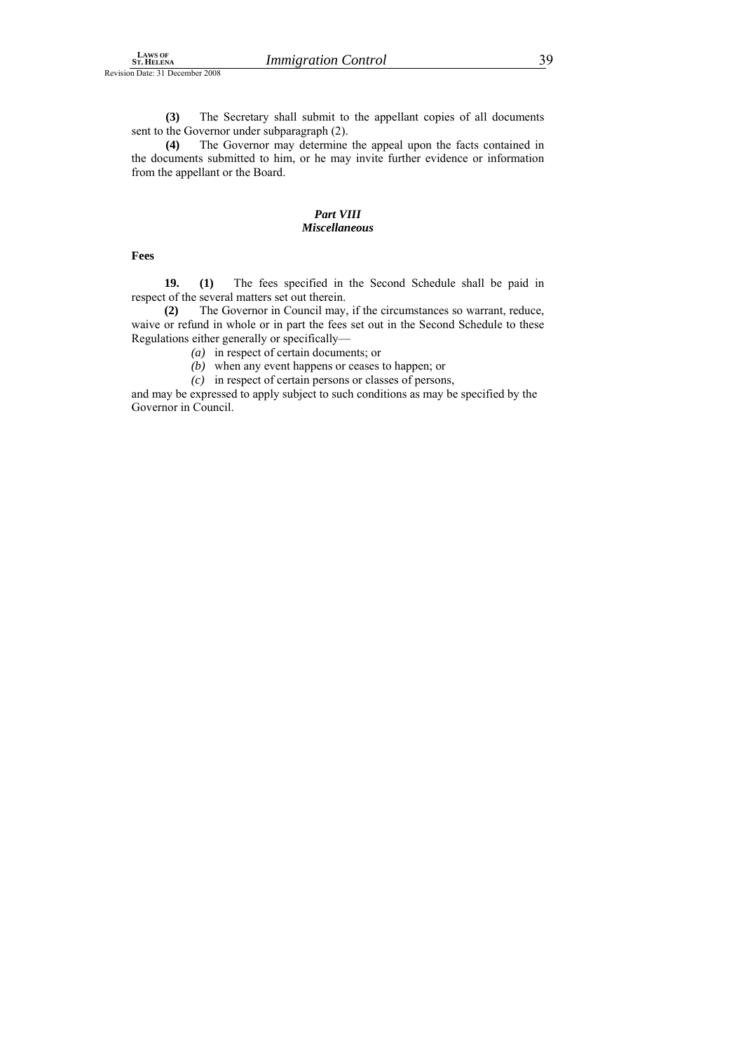**(3)** The Secretary shall submit to the appellant copies of all documents sent to the Governor under subparagraph (2).

**(4)** The Governor may determine the appeal upon the facts contained in the documents submitted to him, or he may invite further evidence or information from the appellant or the Board.

## *Part VIII*
## *Miscellaneous*

**Fees**

**19. (1)** The fees specified in the Second Schedule shall be paid in respect of the several matters set out therein.

**(2)** The Governor in Council may, if the circumstances so warrant, reduce, waive or refund in whole or in part the fees set out in the Second Schedule to these Regulations either generally or specifically—

*(a)* in respect of certain documents; or

*(b)* when any event happens or ceases to happen; or

*(c)* in respect of certain persons or classes of persons,

and may be expressed to apply subject to such conditions as may be specified by the Governor in Council.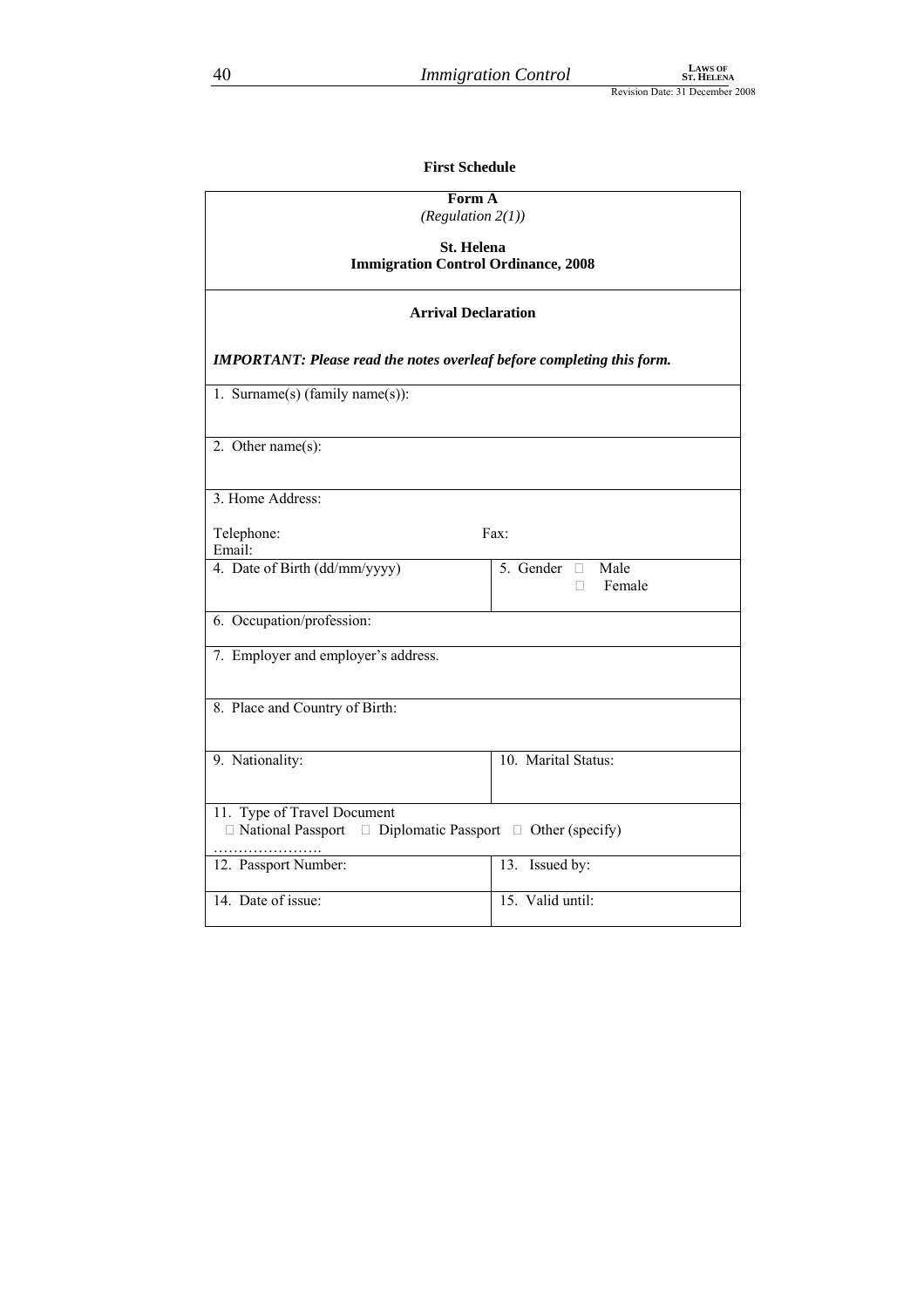## First Schedule

| **Form A**<br>*(Regulation 2(1))*<br><br>**St. Helena**<br>**Immigration Control Ordinance, 2008** | |
|---|---|
| **Arrival Declaration**<br><br>***IMPORTANT: Please read the notes overleaf before completing this form.*** | |
| 1. Surname(s) (family name(s)): | |
| 2. Other name(s): | |
| 3. Home Address:<br><br>Telephone: Fax:<br>Email: | |
| 4. Date of Birth (dd/mm/yyyy) | 5. Gender □ Male<br>□ Female |
| 6. Occupation/profession: | |
| 7. Employer and employer's address. | |
| 8. Place and Country of Birth: | |
| 9. Nationality: | 10. Marital Status: |
| 11. Type of Travel Document<br>□ National Passport □ Diplomatic Passport □ Other (specify) …………………. | |
| 12. Passport Number: | 13. Issued by: |
| 14. Date of issue: | 15. Valid until: |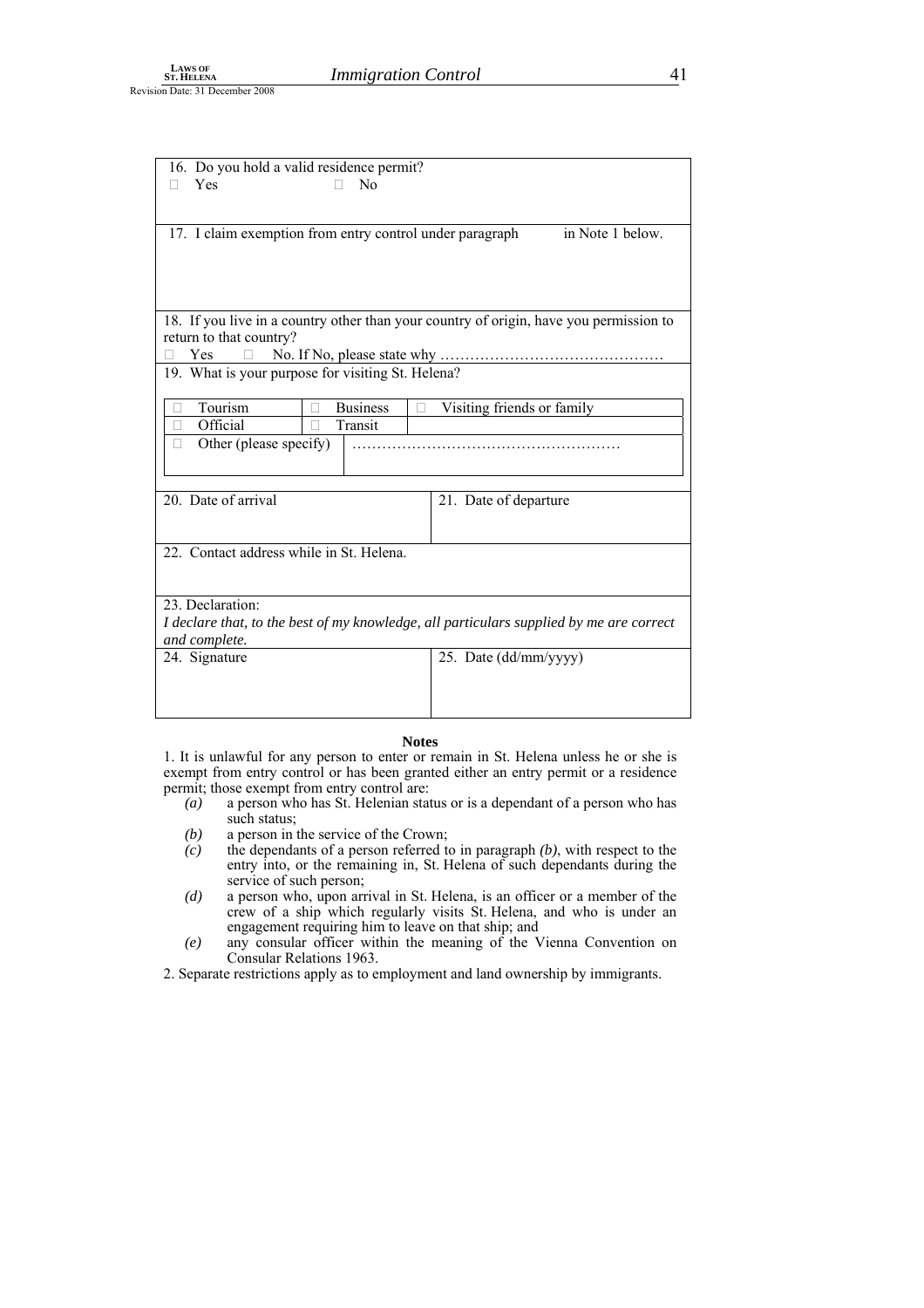| 16. Do you hold a valid residence permit?<br>☐ Yes ☐ No | |
|---|---|
| 17. I claim exemption from entry control under paragraph in Note 1 below. | |
| 18. If you live in a country other than your country of origin, have you permission to return to that country?<br>☐ Yes ☐ No. If No, please state why ……………………………………… | |
| 19. What is your purpose for visiting St. Helena?<br>☐ Tourism ☐ Business ☐ Visiting friends or family<br>☐ Official ☐ Transit<br>☐ Other (please specify) …………………………………………… | |
| 20. Date of arrival | 21. Date of departure |
| 22. Contact address while in St. Helena. | |
| 23. Declaration:<br>*I declare that, to the best of my knowledge, all particulars supplied by me are correct and complete.* | |
| 24. Signature | 25. Date (dd/mm/yyyy) |

**Notes**

1. It is unlawful for any person to enter or remain in St. Helena unless he or she is exempt from entry control or has been granted either an entry permit or a residence permit; those exempt from entry control are:
   - *(a)* a person who has St. Helenian status or is a dependant of a person who has such status;
   - *(b)* a person in the service of the Crown;
   - *(c)* the dependants of a person referred to in paragraph *(b)*, with respect to the entry into, or the remaining in, St. Helena of such dependants during the service of such person;
   - *(d)* a person who, upon arrival in St. Helena, is an officer or a member of the crew of a ship which regularly visits St. Helena, and who is under an engagement requiring him to leave on that ship; and
   - *(e)* any consular officer within the meaning of the Vienna Convention on Consular Relations 1963.
2. Separate restrictions apply as to employment and land ownership by immigrants.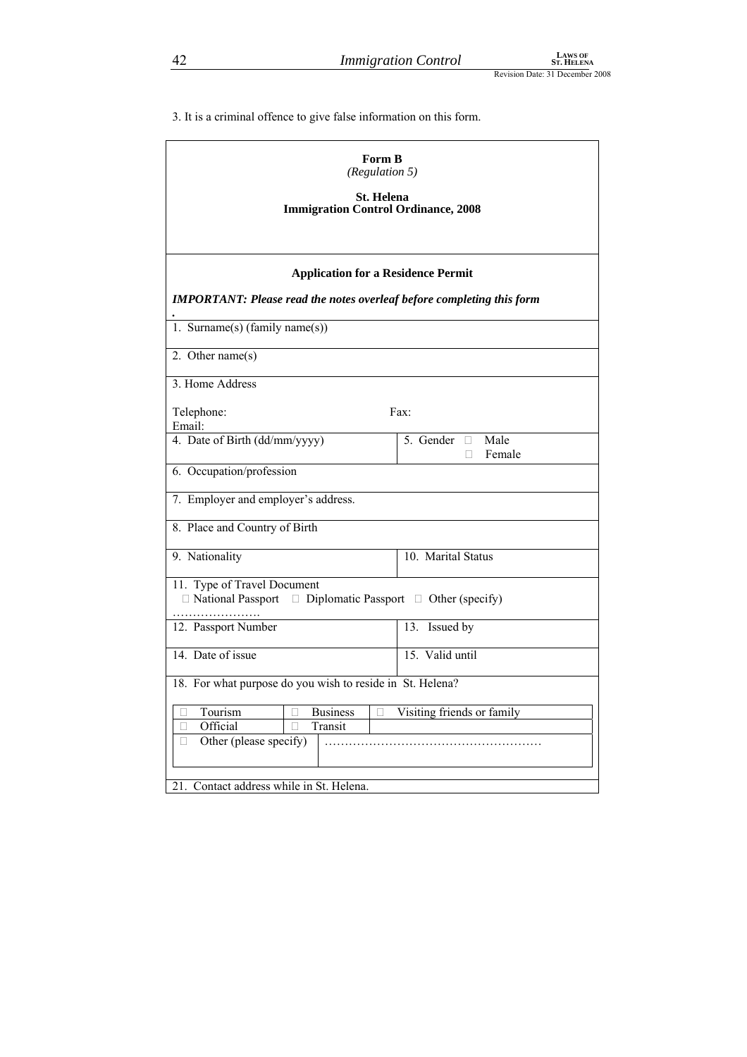3. It is a criminal offence to give false information on this form.

**Form B**
*(Regulation 5)*

**St. Helena**
**Immigration Control Ordinance, 2008**

**Application for a Residence Permit**

***IMPORTANT: Please read the notes overleaf before completing this form***

.

| | |
|---|---|
| 1. Surname(s) (family name(s)) | |
| 2. Other name(s) | |
| 3. Home Address<br><br>Telephone:<br>Email: | Fax: |
| 4. Date of Birth (dd/mm/yyyy) | 5. Gender □ Male<br>□ Female |
| 6. Occupation/profession | |
| 7. Employer and employer's address. | |
| 8. Place and Country of Birth | |
| 9. Nationality | 10. Marital Status |
| 11. Type of Travel Document<br>□ National Passport □ Diplomatic Passport □ Other (specify) ………………… | |
| 12. Passport Number | 13. Issued by |
| 14. Date of issue | 15. Valid until |
| 18. For what purpose do you wish to reside in St. Helena? | |

| | | |
|---|---|---|
| □ Tourism | □ Business | □ Visiting friends or family |
| □ Official | □ Transit | |
| □ Other (please specify) | ……………………………………………… | |

21. Contact address while in St. Helena.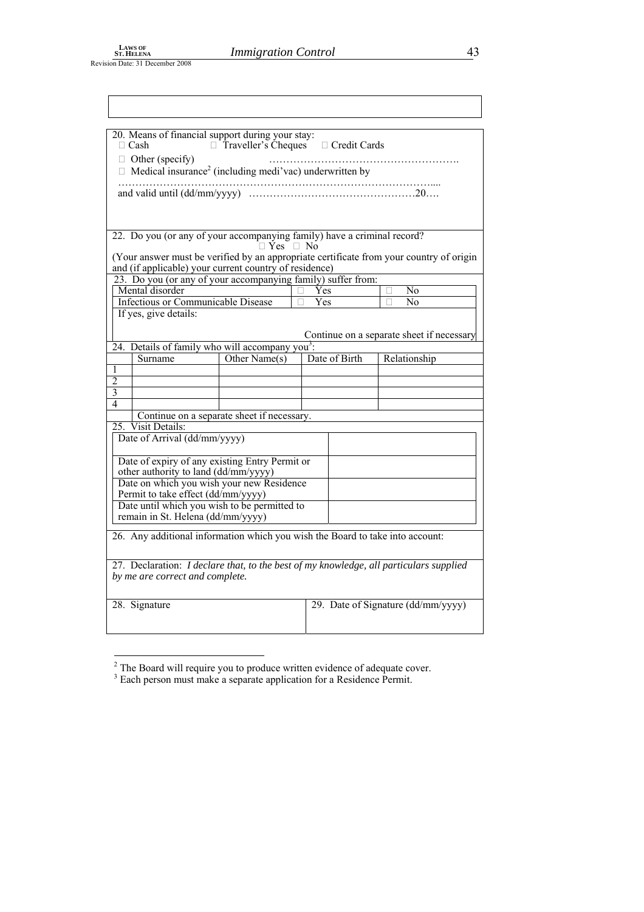20. Means of financial support during your stay:

☐ Cash ☐ Traveller's Cheques ☐ Credit Cards

☐ Other (specify) ……………………………………………….

☐ Medical insurance[2] (including medi'vac) underwritten by

………………………………………………………………………………....

and valid until (dd/mm/yyyy) ………………………………………….20….

22. Do you (or any of your accompanying family) have a criminal record?

☐ Yes ☐ No

(Your answer must be verified by an appropriate certificate from your country of origin and (if applicable) your current country of residence)

23. Do you (or any of your accompanying family) suffer from:

| | | |
|---|---|---|
| Mental disorder | ☐ Yes | ☐ No |
| Infectious or Communicable Disease | ☐ Yes | ☐ No |

If yes, give details:

Continue on a separate sheet if necessary

24. Details of family who will accompany you[3]:

| | Surname | Other Name(s) | Date of Birth | Relationship |
|---|---|---|---|---|
| 1 | | | | |
| 2 | | | | |
| 3 | | | | |
| 4 | | | | |

Continue on a separate sheet if necessary.

25. Visit Details:

| | |
|---|---|
| Date of Arrival (dd/mm/yyyy) | |
| Date of expiry of any existing Entry Permit or other authority to land (dd/mm/yyyy) | |
| Date on which you wish your new Residence Permit to take effect (dd/mm/yyyy) | |
| Date until which you wish to be permitted to remain in St. Helena (dd/mm/yyyy) | |

26. Any additional information which you wish the Board to take into account:

27. Declaration: *I declare that, to the best of my knowledge, all particulars supplied by me are correct and complete.*

| 28. Signature | 29. Date of Signature (dd/mm/yyyy) |
|---|---|
| | |

---

[2] The Board will require you to produce written evidence of adequate cover.

[3] Each person must make a separate application for a Residence Permit.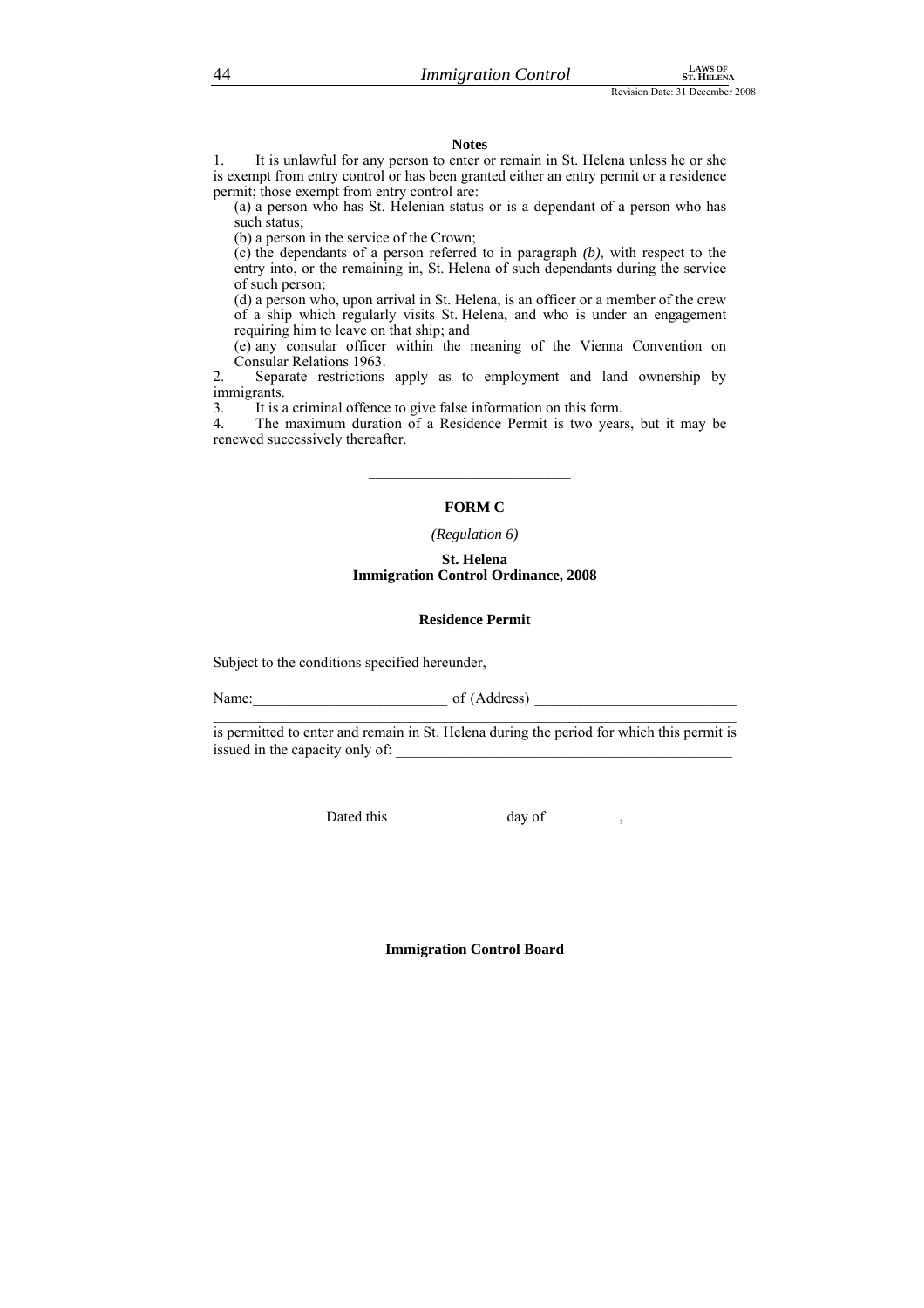**Notes**

1. It is unlawful for any person to enter or remain in St. Helena unless he or she is exempt from entry control or has been granted either an entry permit or a residence permit; those exempt from entry control are:

   (a) a person who has St. Helenian status or is a dependant of a person who has such status;

   (b) a person in the service of the Crown;

   (c) the dependants of a person referred to in paragraph *(b)*, with respect to the entry into, or the remaining in, St. Helena of such dependants during the service of such person;

   (d) a person who, upon arrival in St. Helena, is an officer or a member of the crew of a ship which regularly visits St. Helena, and who is under an engagement requiring him to leave on that ship; and

   (e) any consular officer within the meaning of the Vienna Convention on Consular Relations 1963.

2. Separate restrictions apply as to employment and land ownership by immigrants.
3. It is a criminal offence to give false information on this form.
4. The maximum duration of a Residence Permit is two years, but it may be renewed successively thereafter.

---

**FORM C**

*(Regulation 6)*

**St. Helena**
**Immigration Control Ordinance, 2008**

**Residence Permit**

Subject to the conditions specified hereunder,

Name:__________________________ of (Address) ___________________________

_____________________________________________________________________

is permitted to enter and remain in St. Helena during the period for which this permit is issued in the capacity only of: _____________________________________________

Dated this day of ,

**Immigration Control Board**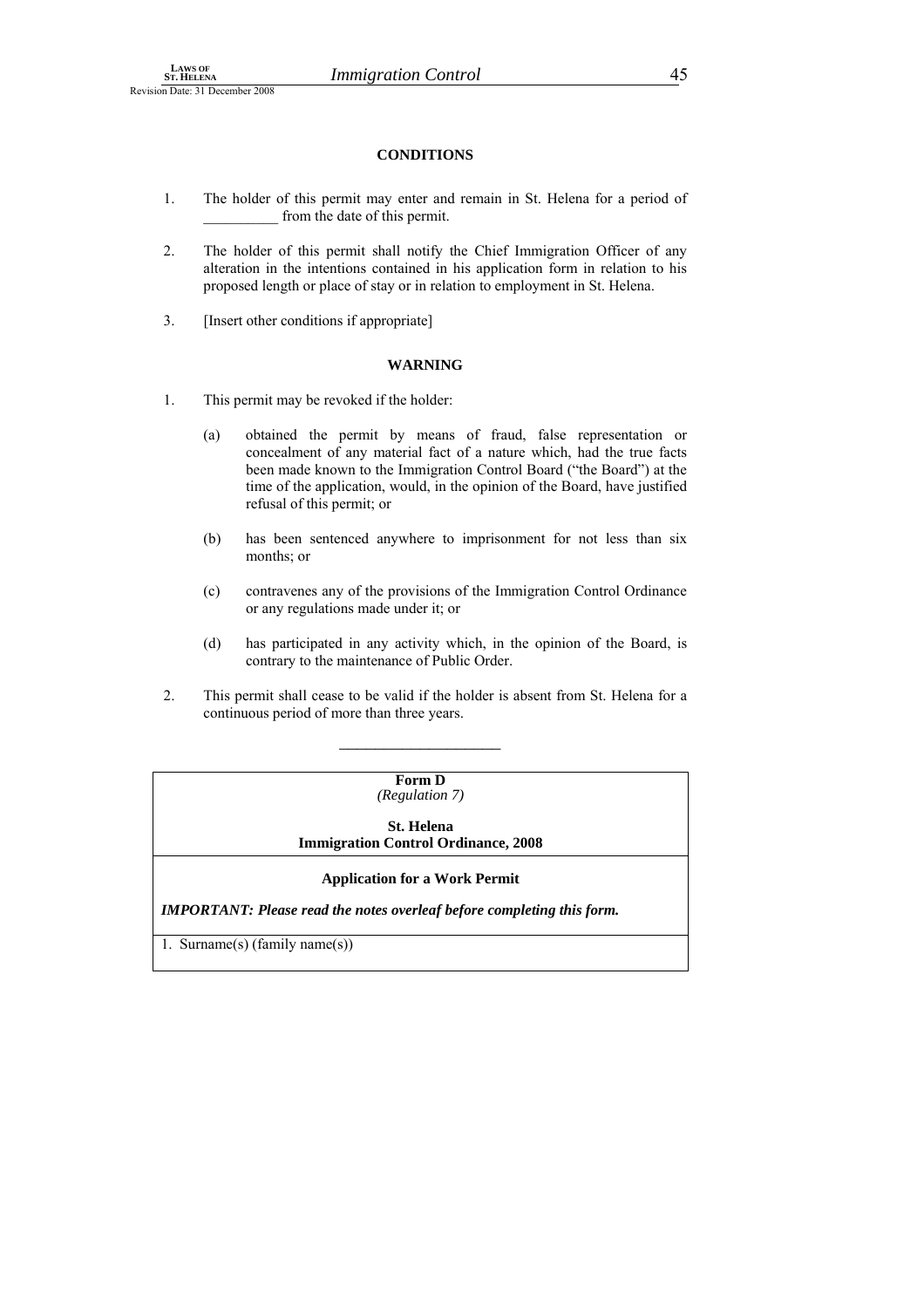**CONDITIONS**

1. The holder of this permit may enter and remain in St. Helena for a period of __________ from the date of this permit.

2. The holder of this permit shall notify the Chief Immigration Officer of any alteration in the intentions contained in his application form in relation to his proposed length or place of stay or in relation to employment in St. Helena.

3. [Insert other conditions if appropriate]

**WARNING**

1. This permit may be revoked if the holder:

   (a) obtained the permit by means of fraud, false representation or concealment of any material fact of a nature which, had the true facts been made known to the Immigration Control Board ("the Board") at the time of the application, would, in the opinion of the Board, have justified refusal of this permit; or

   (b) has been sentenced anywhere to imprisonment for not less than six months; or

   (c) contravenes any of the provisions of the Immigration Control Ordinance or any regulations made under it; or

   (d) has participated in any activity which, in the opinion of the Board, is contrary to the maintenance of Public Order.

2. This permit shall cease to be valid if the holder is absent from St. Helena for a continuous period of more than three years.

---

**Form D**
*(Regulation 7)*

**St. Helena**
**Immigration Control Ordinance, 2008**

**Application for a Work Permit**

***IMPORTANT: Please read the notes overleaf before completing this form.***

1. Surname(s) (family name(s))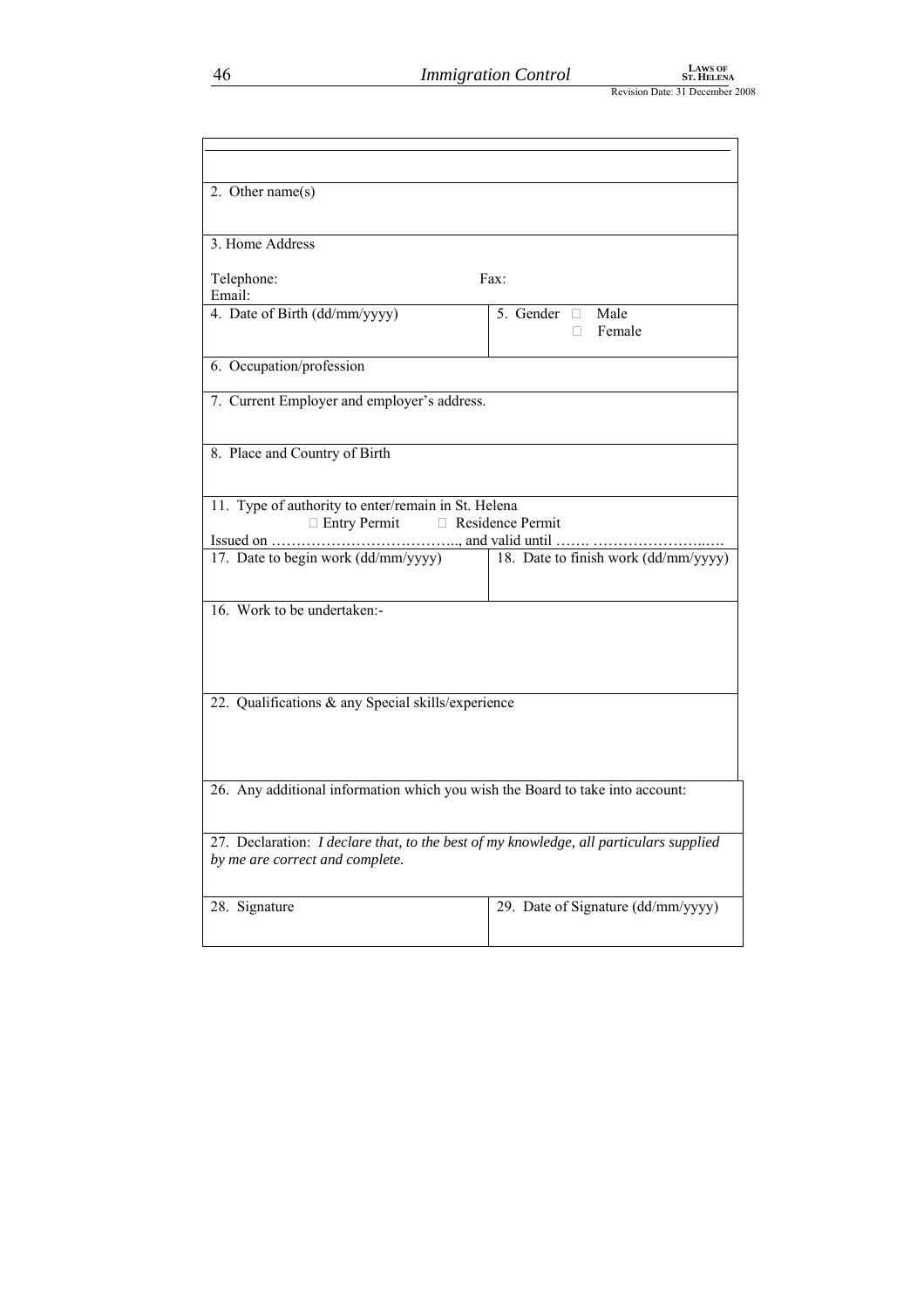| | |
|---|---|
| | |
| 2. Other name(s) | |
| 3. Home Address<br><br>Telephone: Fax:<br>Email: | |
| 4. Date of Birth (dd/mm/yyyy) | 5. Gender □ Male<br>□ Female |
| 6. Occupation/profession | |
| 7. Current Employer and employer's address. | |
| 8. Place and Country of Birth | |
| 11. Type of authority to enter/remain in St. Helena<br>□ Entry Permit □ Residence Permit<br>Issued on ……………………………….., and valid until ……. …………………..…. | |
| 17. Date to begin work (dd/mm/yyyy) | 18. Date to finish work (dd/mm/yyyy) |
| 16. Work to be undertaken:- | |
| 22. Qualifications & any Special skills/experience | |
| 26. Any additional information which you wish the Board to take into account: | |
| 27. Declaration: *I declare that, to the best of my knowledge, all particulars supplied by me are correct and complete.* | |
| 28. Signature | 29. Date of Signature (dd/mm/yyyy) |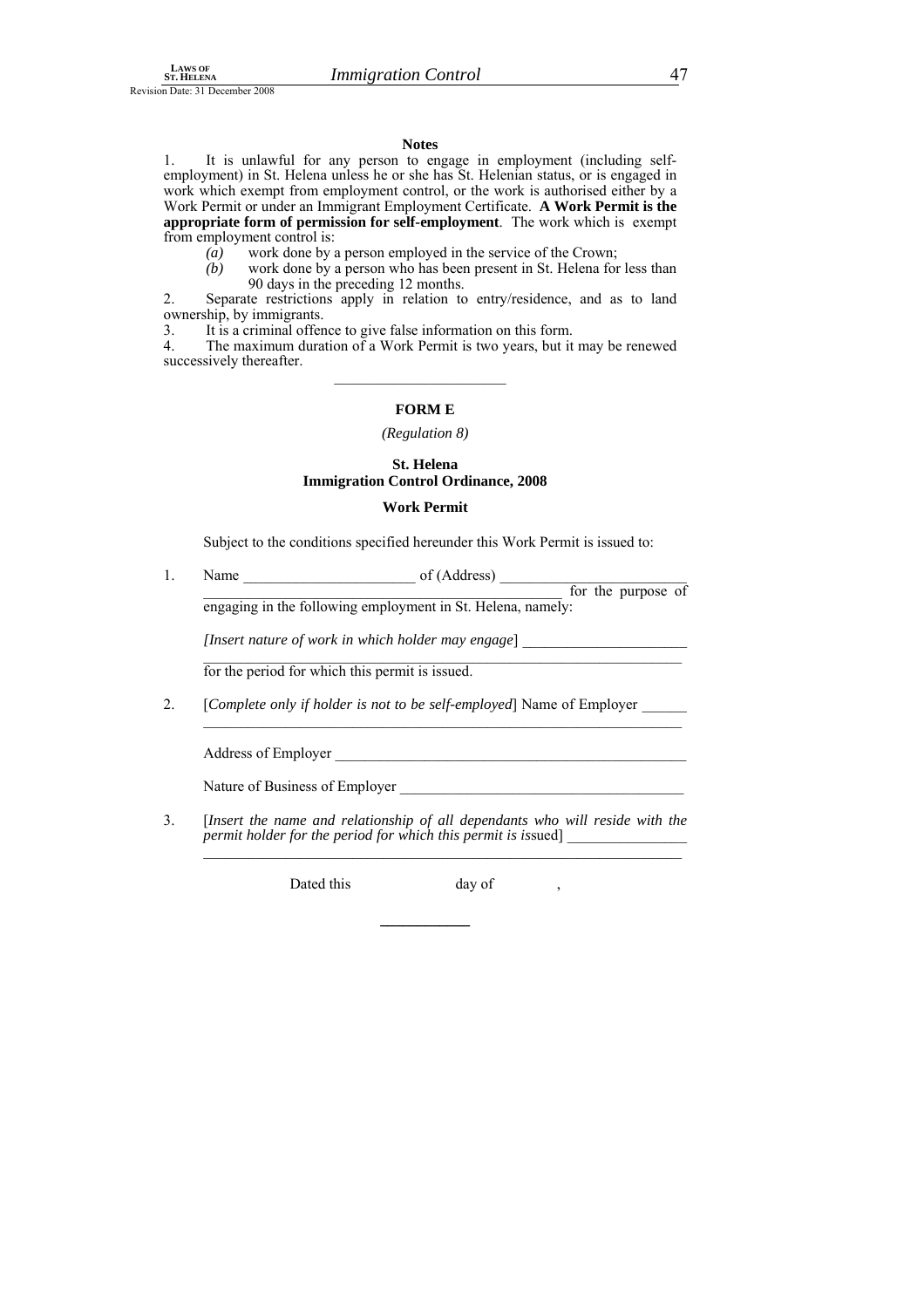**Notes**

1. It is unlawful for any person to engage in employment (including self-employment) in St. Helena unless he or she has St. Helenian status, or is engaged in work which exempt from employment control, or the work is authorised either by a Work Permit or under an Immigrant Employment Certificate. **A Work Permit is the appropriate form of permission for self-employment**. The work which is exempt from employment control is:

   *(a)* work done by a person employed in the service of the Crown;

   *(b)* work done by a person who has been present in St. Helena for less than 90 days in the preceding 12 months.

2. Separate restrictions apply in relation to entry/residence, and as to land ownership, by immigrants.

3. It is a criminal offence to give false information on this form.

4. The maximum duration of a Work Permit is two years, but it may be renewed successively thereafter.

---

**FORM E**

*(Regulation 8)*

**St. Helena**
**Immigration Control Ordinance, 2008**

**Work Permit**

Subject to the conditions specified hereunder this Work Permit is issued to:

1. Name _______________________ of (Address) _________________________
_________________________________________________ for the purpose of engaging in the following employment in St. Helena, namely:

   *[Insert nature of work in which holder may engage*] ______________________
   ____________________________________________________________
   for the period for which this permit is issued.

2. [*Complete only if holder is not to be self-employed*] Name of Employer ______
   ____________________________________________________________

   Address of Employer ______________________________________________

   Nature of Business of Employer _____________________________________

3. [*Insert the name and relationship of all dependants who will reside with the permit holder for the period for which this permit is issued*] ________________
   ____________________________________________________________

Dated this day of ,

---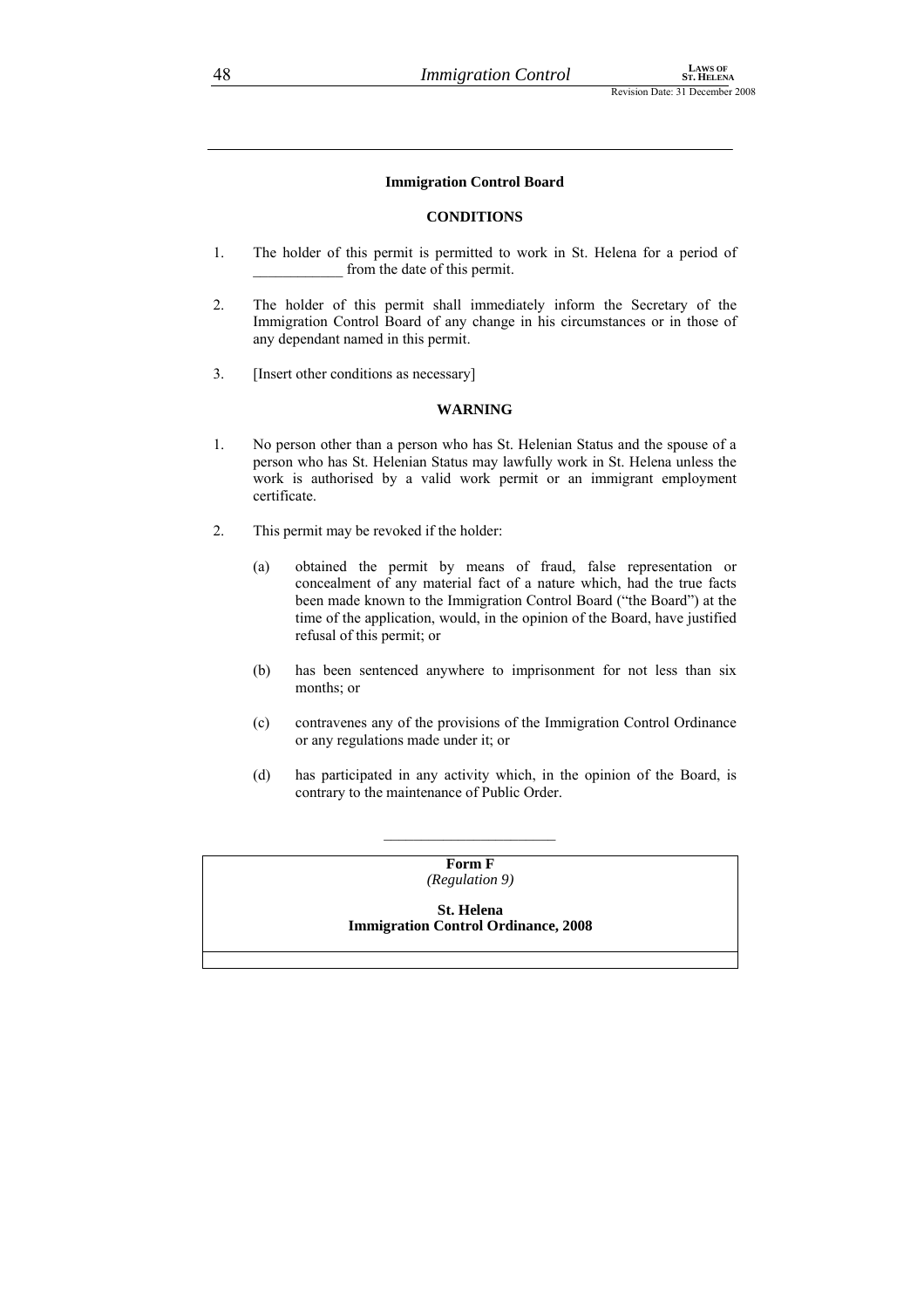**Immigration Control Board**

**CONDITIONS**

1. The holder of this permit is permitted to work in St. Helena for a period of ____________ from the date of this permit.

2. The holder of this permit shall immediately inform the Secretary of the Immigration Control Board of any change in his circumstances or in those of any dependant named in this permit.

3. [Insert other conditions as necessary]

**WARNING**

1. No person other than a person who has St. Helenian Status and the spouse of a person who has St. Helenian Status may lawfully work in St. Helena unless the work is authorised by a valid work permit or an immigrant employment certificate.

2. This permit may be revoked if the holder:

   (a) obtained the permit by means of fraud, false representation or concealment of any material fact of a nature which, had the true facts been made known to the Immigration Control Board ("the Board") at the time of the application, would, in the opinion of the Board, have justified refusal of this permit; or

   (b) has been sentenced anywhere to imprisonment for not less than six months; or

   (c) contravenes any of the provisions of the Immigration Control Ordinance or any regulations made under it; or

   (d) has participated in any activity which, in the opinion of the Board, is contrary to the maintenance of Public Order.

---

**Form F**
*(Regulation 9)*

**St. Helena**
**Immigration Control Ordinance, 2008**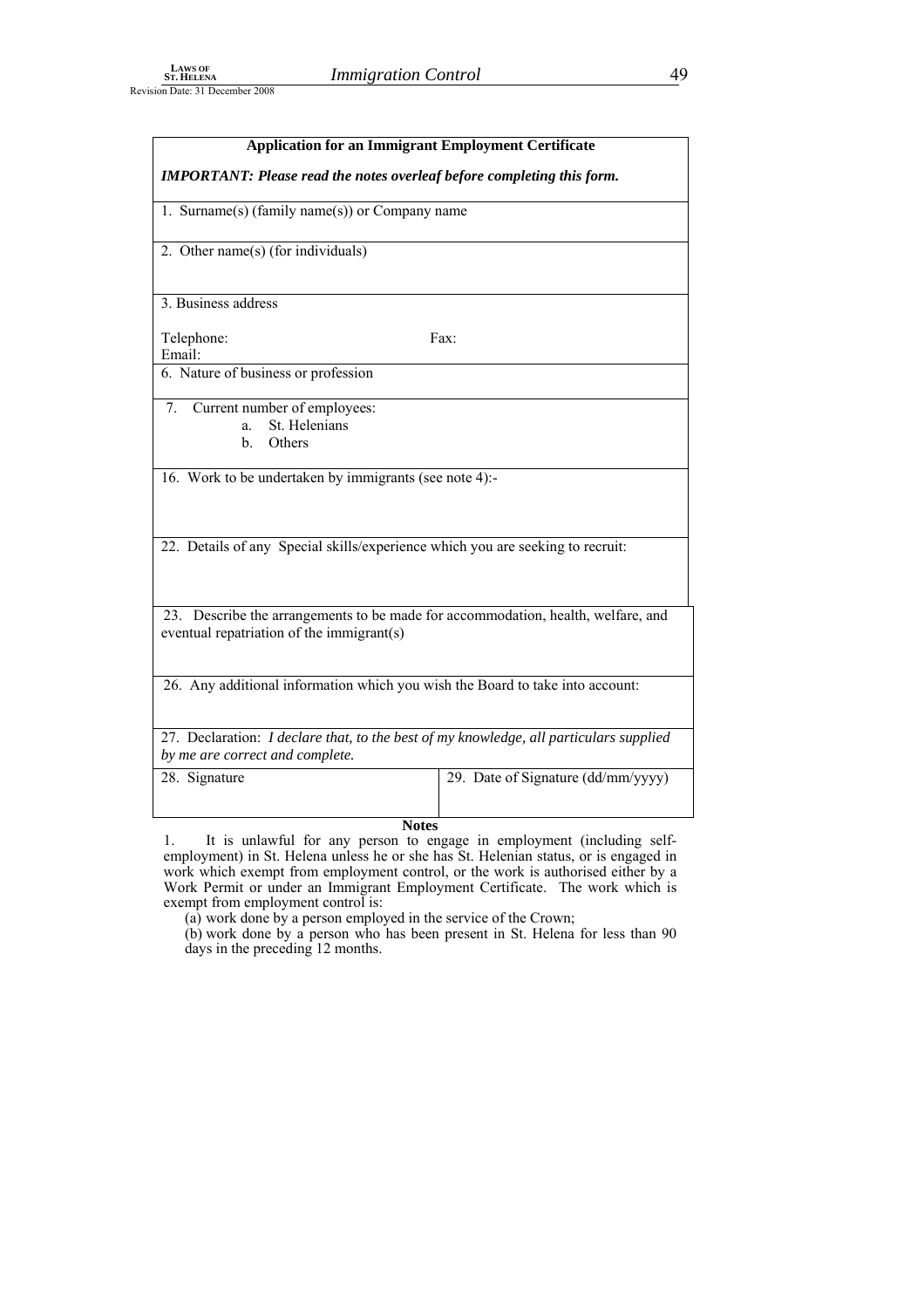## Application for an Immigrant Employment Certificate

***IMPORTANT: Please read the notes overleaf before completing this form.***

| |
|---|
| 1. Surname(s) (family name(s)) or Company name |
| 2. Other name(s) (for individuals) |
| 3. Business address<br><br>Telephone: Fax:<br>Email: |
| 6. Nature of business or profession |
| 7. Current number of employees:<br>a. St. Helenians<br>b. Others |
| 16. Work to be undertaken by immigrants (see note 4):- |
| 22. Details of any Special skills/experience which you are seeking to recruit: |
| 23. Describe the arrangements to be made for accommodation, health, welfare, and eventual repatriation of the immigrant(s) |
| 26. Any additional information which you wish the Board to take into account: |
| 27. Declaration: *I declare that, to the best of my knowledge, all particulars supplied by me are correct and complete.* |

| 28. Signature | 29. Date of Signature (dd/mm/yyyy) |
|---|---|
| | |

**Notes**

1. It is unlawful for any person to engage in employment (including self-employment) in St. Helena unless he or she has St. Helenian status, or is engaged in work which exempt from employment control, or the work is authorised either by a Work Permit or under an Immigrant Employment Certificate. The work which is exempt from employment control is:

   (a) work done by a person employed in the service of the Crown;

   (b) work done by a person who has been present in St. Helena for less than 90 days in the preceding 12 months.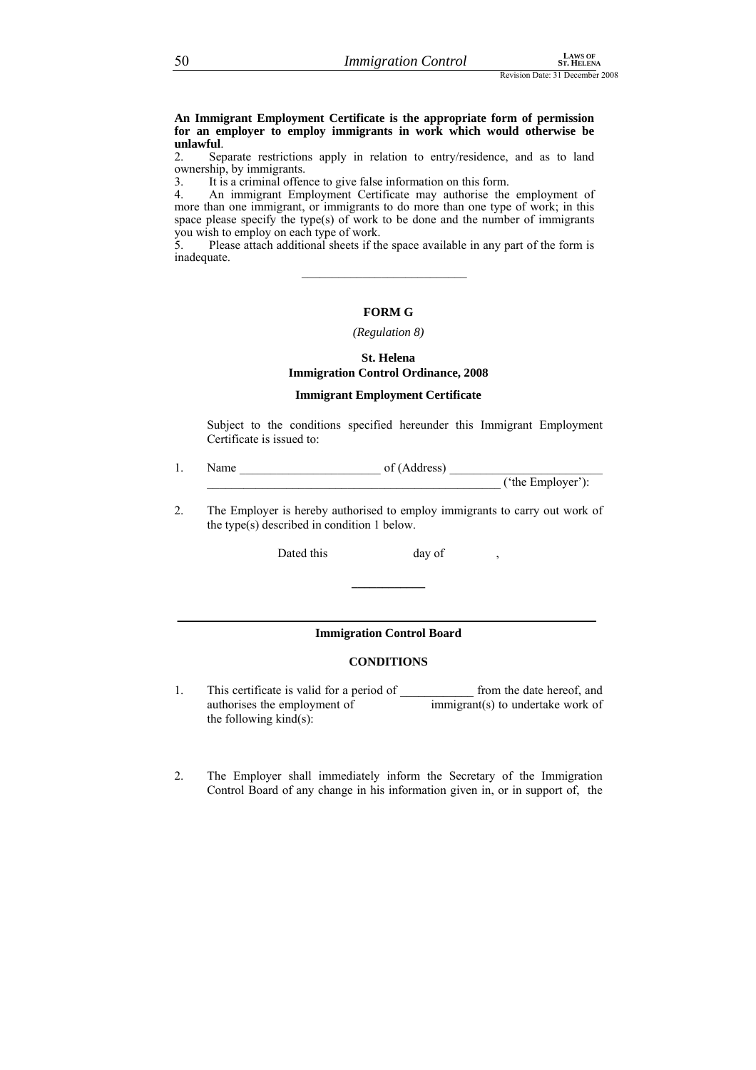**An Immigrant Employment Certificate is the appropriate form of permission for an employer to employ immigrants in work which would otherwise be unlawful**.

2. Separate restrictions apply in relation to entry/residence, and as to land ownership, by immigrants.

3. It is a criminal offence to give false information on this form.

4. An immigrant Employment Certificate may authorise the employment of more than one immigrant, or immigrants to do more than one type of work; in this space please specify the type(s) of work to be done and the number of immigrants you wish to employ on each type of work.

5. Please attach additional sheets if the space available in any part of the form is inadequate.

---

**FORM G**

*(Regulation 8)*

**St. Helena**
**Immigration Control Ordinance, 2008**

**Immigrant Employment Certificate**

Subject to the conditions specified hereunder this Immigrant Employment Certificate is issued to:

1. Name _______________________ of (Address) _________________________ _________________________________________________ ('the Employer'):

2. The Employer is hereby authorised to employ immigrants to carry out work of the type(s) described in condition 1 below.

Dated this day of ,

____________

**Immigration Control Board**

**CONDITIONS**

1. This certificate is valid for a period of ____________ from the date hereof, and authorises the employment of immigrant(s) to undertake work of the following kind(s):

2. The Employer shall immediately inform the Secretary of the Immigration Control Board of any change in his information given in, or in support of, the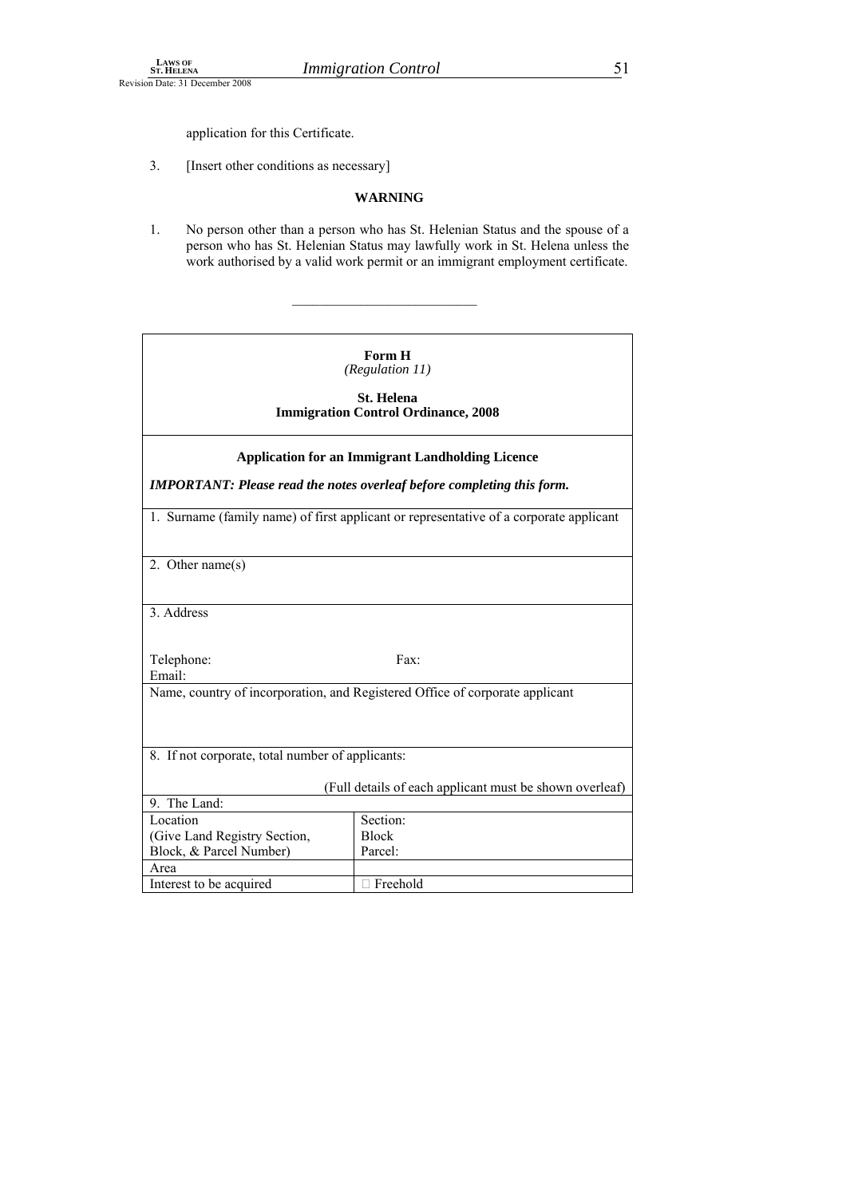application for this Certificate.

3. [Insert other conditions as necessary]

**WARNING**

1. No person other than a person who has St. Helenian Status and the spouse of a person who has St. Helenian Status may lawfully work in St. Helena unless the work authorised by a valid work permit or an immigrant employment certificate.

---

**Form H**
*(Regulation 11)*

**St. Helena**
**Immigration Control Ordinance, 2008**

**Application for an Immigrant Landholding Licence**

***IMPORTANT: Please read the notes overleaf before completing this form.***

1. Surname (family name) of first applicant or representative of a corporate applicant

2. Other name(s)

3. Address

Telephone: Fax:
Email:

Name, country of incorporation, and Registered Office of corporate applicant

8. If not corporate, total number of applicants:

(Full details of each applicant must be shown overleaf)

| 9. The Land: | |
|---|---|
| Location (Give Land Registry Section, Block, & Parcel Number) | Section: Block Parcel: |
| Area | |
| Interest to be acquired | □ Freehold |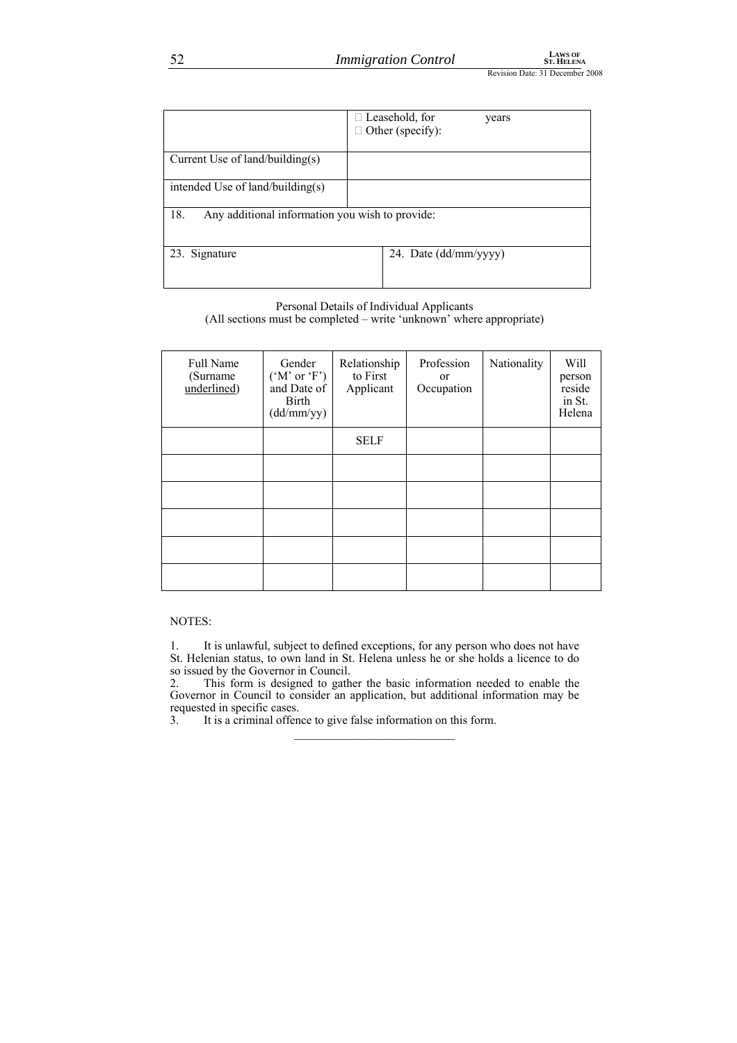| | ☐ Leasehold, for years<br>☐ Other (specify): |
|---|---|
| Current Use of land/building(s) | |
| intended Use of land/building(s) | |
| 18. Any additional information you wish to provide: | |
| 23. Signature | 24. Date (dd/mm/yyyy) |

Personal Details of Individual Applicants
(All sections must be completed – write 'unknown' where appropriate)

| Full Name (Surname underlined) | Gender ('M' or 'F') and Date of Birth (dd/mm/yy) | Relationship to First Applicant | Profession or Occupation | Nationality | Will person reside in St. Helena |
|---|---|---|---|---|---|
| | | SELF | | | |
| | | | | | |
| | | | | | |
| | | | | | |
| | | | | | |
| | | | | | |

NOTES:

1. It is unlawful, subject to defined exceptions, for any person who does not have St. Helenian status, to own land in St. Helena unless he or she holds a licence to do so issued by the Governor in Council.
2. This form is designed to gather the basic information needed to enable the Governor in Council to consider an application, but additional information may be requested in specific cases.
3. It is a criminal offence to give false information on this form.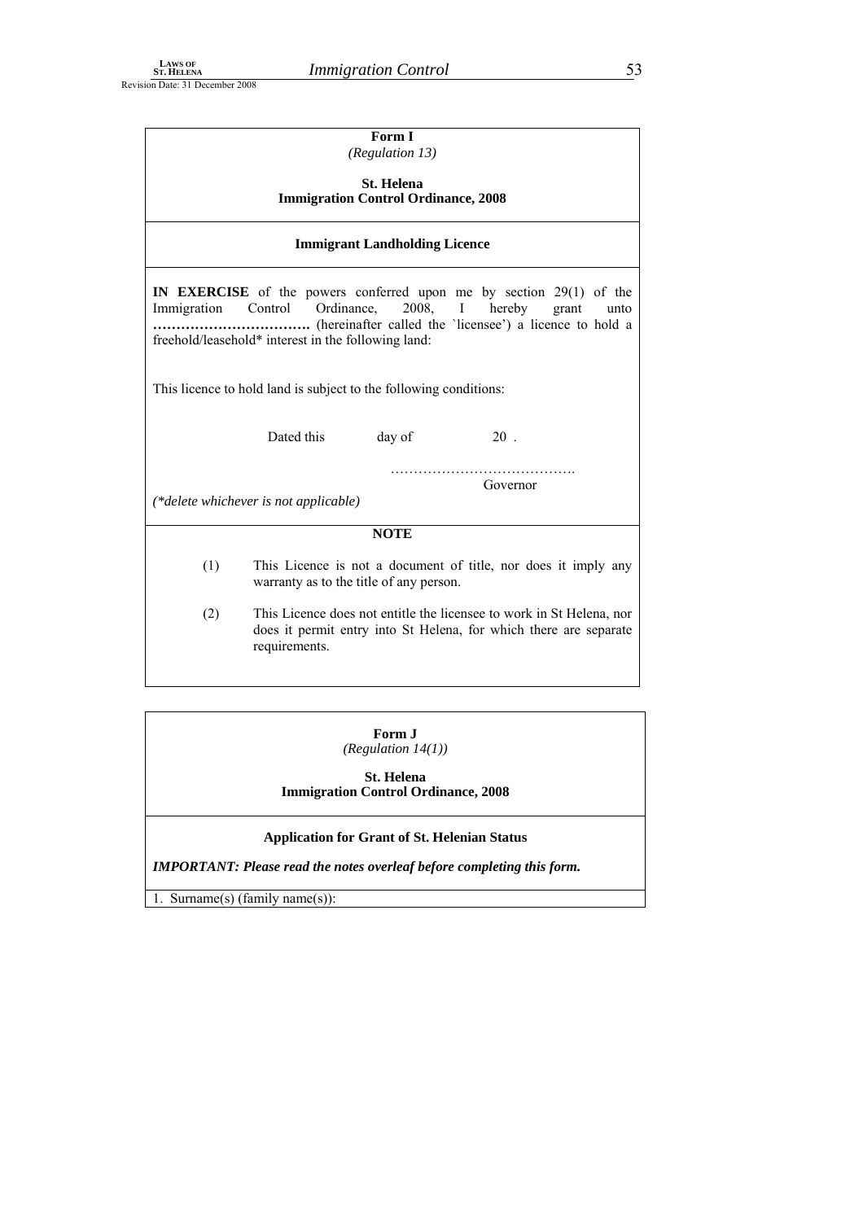**Form I**
*(Regulation 13)*

**St. Helena**
**Immigration Control Ordinance, 2008**

**Immigrant Landholding Licence**

**IN EXERCISE** of the powers conferred upon me by section 29(1) of the Immigration Control Ordinance, 2008, I hereby grant unto **……………………………** (hereinafter called the `licensee') a licence to hold a freehold/leasehold* interest in the following land:

This licence to hold land is subject to the following conditions:

Dated this day of 20 .

………………………………….
Governor

*(\*delete whichever is not applicable)*

**NOTE**

(1) This Licence is not a document of title, nor does it imply any warranty as to the title of any person.

(2) This Licence does not entitle the licensee to work in St Helena, nor does it permit entry into St Helena, for which there are separate requirements.

**Form J**
*(Regulation 14(1))*

**St. Helena**
**Immigration Control Ordinance, 2008**

**Application for Grant of St. Helenian Status**

***IMPORTANT: Please read the notes overleaf before completing this form.***

1. Surname(s) (family name(s)):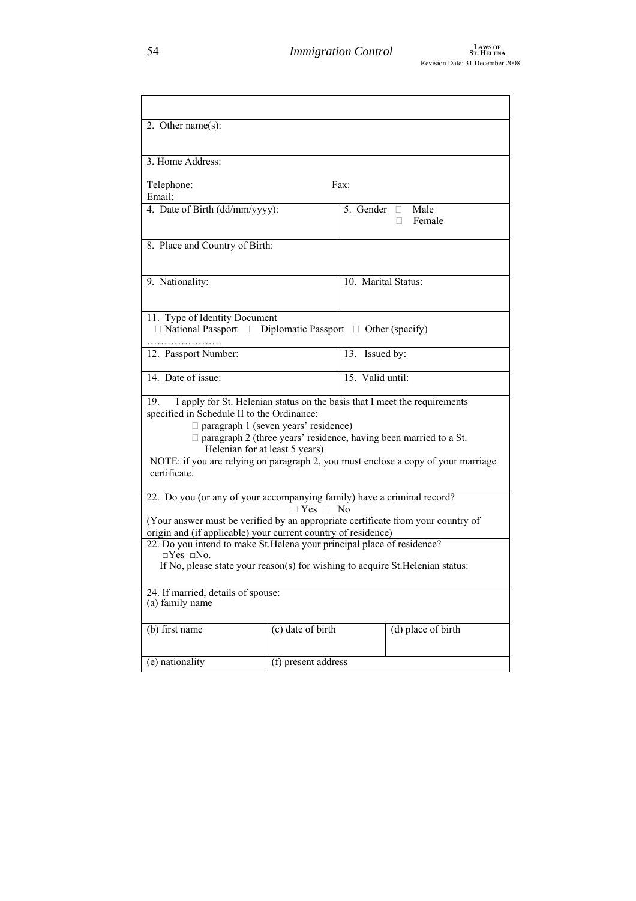| | | |
|---|---|---|
| | | |
| 2. Other name(s): | | |
| 3. Home Address:<br><br>Telephone: Fax:<br>Email: | | |
| 4. Date of Birth (dd/mm/yyyy): | 5. Gender □ Male<br>□ Female | |
| 8. Place and Country of Birth: | | |
| 9. Nationality: | 10. Marital Status: | |
| 11. Type of Identity Document<br>□ National Passport □ Diplomatic Passport □ Other (specify) …………………. | | |
| 12. Passport Number: | 13. Issued by: | |
| 14. Date of issue: | 15. Valid until: | |
| 19. I apply for St. Helenian status on the basis that I meet the requirements specified in Schedule II to the Ordinance:<br>□ paragraph 1 (seven years' residence)<br>□ paragraph 2 (three years' residence, having been married to a St. Helenian for at least 5 years)<br>NOTE: if you are relying on paragraph 2, you must enclose a copy of your marriage certificate. | | |
| 22. Do you (or any of your accompanying family) have a criminal record?<br>□ Yes □ No<br>(Your answer must be verified by an appropriate certificate from your country of origin and (if applicable) your current country of residence) | | |
| 22. Do you intend to make St.Helena your principal place of residence?<br>□Yes □No.<br>If No, please state your reason(s) for wishing to acquire St.Helenian status: | | |
| 24. If married, details of spouse:<br>(a) family name | | |
| (b) first name | (c) date of birth | (d) place of birth |
| (e) nationality | (f) present address | |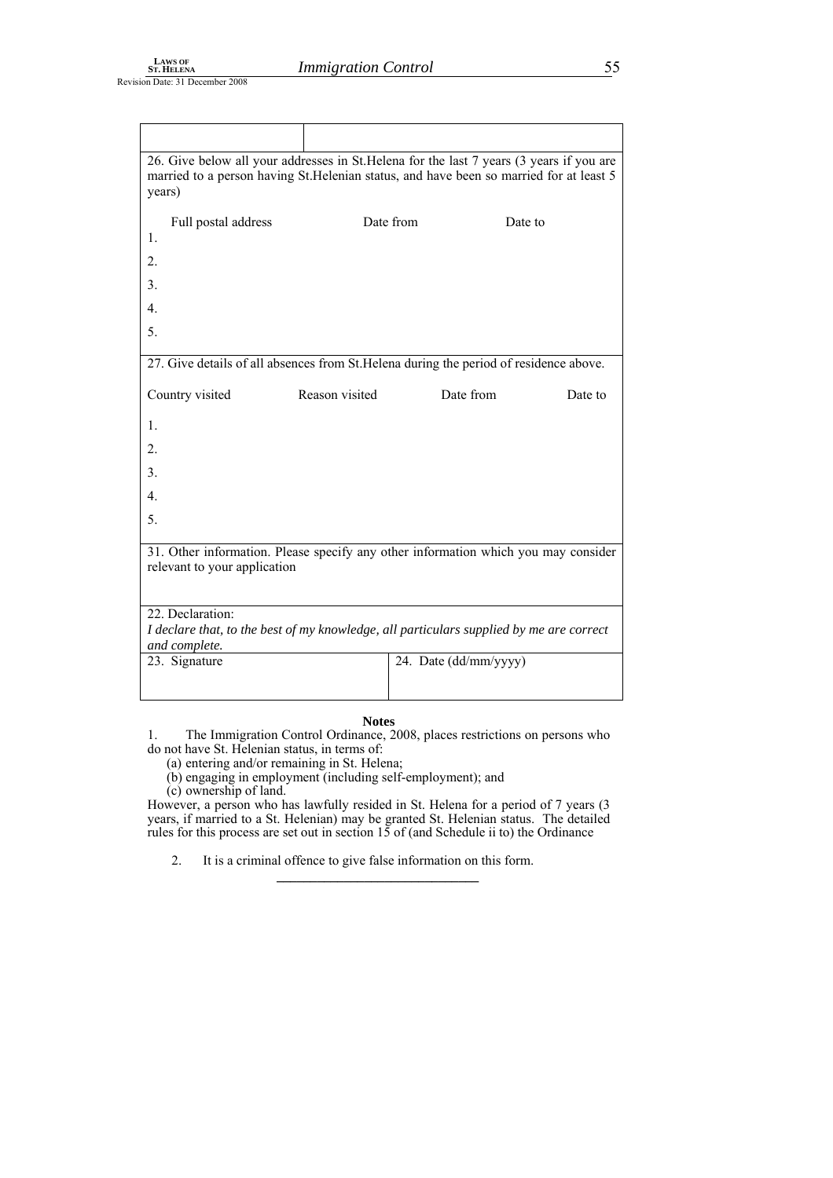| | |
|---|---|
| | |

26. Give below all your addresses in St.Helena for the last 7 years (3 years if you are married to a person having St.Helenian status, and have been so married for at least 5 years)

| | Full postal address | Date from | Date to |
|---|---|---|---|
| 1. | | | |
| 2. | | | |
| 3. | | | |
| 4. | | | |
| 5. | | | |

27. Give details of all absences from St.Helena during the period of residence above.

| | Country visited | Reason visited | Date from | Date to |
|---|---|---|---|---|
| 1. | | | | |
| 2. | | | | |
| 3. | | | | |
| 4. | | | | |
| 5. | | | | |

31. Other information. Please specify any other information which you may consider relevant to your application

22. Declaration:
*I declare that, to the best of my knowledge, all particulars supplied by me are correct and complete.*

| 23. Signature | 24. Date (dd/mm/yyyy) |
|---|---|
| | |

**Notes**

1. The Immigration Control Ordinance, 2008, places restrictions on persons who do not have St. Helenian status, in terms of:
   (a) entering and/or remaining in St. Helena;
   (b) engaging in employment (including self-employment); and
   (c) ownership of land.

However, a person who has lawfully resided in St. Helena for a period of 7 years (3 years, if married to a St. Helenian) may be granted St. Helenian status. The detailed rules for this process are set out in section 15 of (and Schedule ii to) the Ordinance

2. It is a criminal offence to give false information on this form.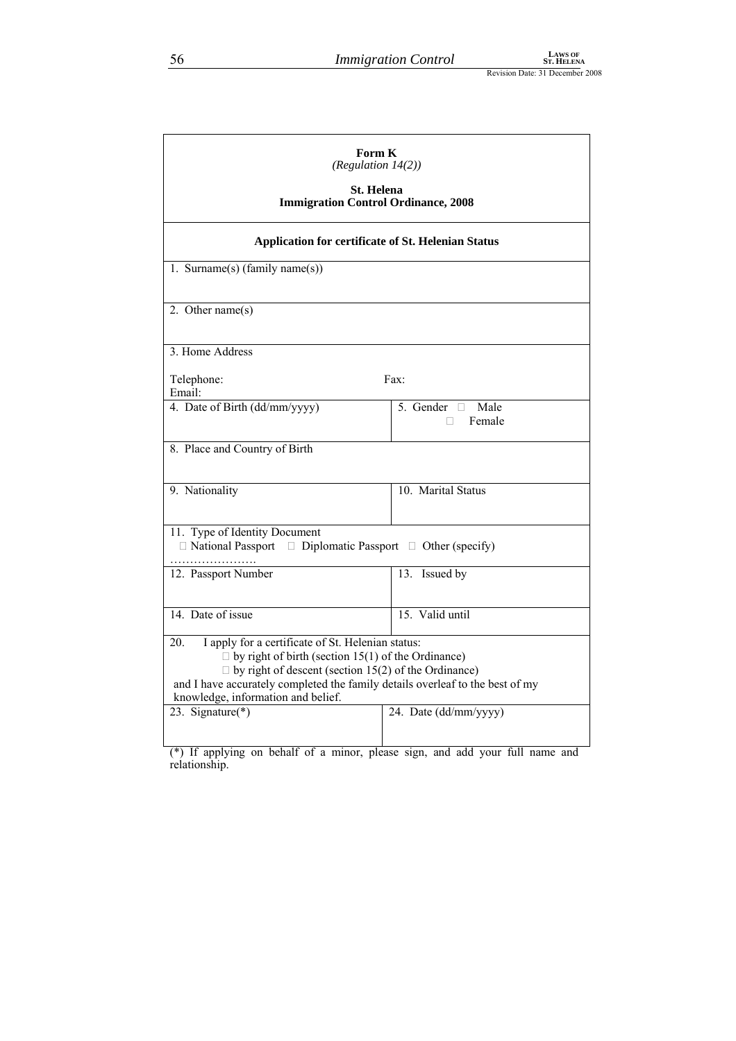**Form K**
*(Regulation 14(2))*

**St. Helena**
**Immigration Control Ordinance, 2008**

**Application for certificate of St. Helenian Status**

| | |
|---|---|
| 1. Surname(s) (family name(s)) | |
| 2. Other name(s) | |
| 3. Home Address<br><br>Telephone: Fax:<br>Email: | |
| 4. Date of Birth (dd/mm/yyyy) | 5. Gender □ Male<br>□ Female |
| 8. Place and Country of Birth | |
| 9. Nationality | 10. Marital Status |
| 11. Type of Identity Document<br>□ National Passport □ Diplomatic Passport □ Other (specify) …………………. | |
| 12. Passport Number | 13. Issued by |
| 14. Date of issue | 15. Valid until |
| 20. I apply for a certificate of St. Helenian status:<br>□ by right of birth (section 15(1) of the Ordinance)<br>□ by right of descent (section 15(2) of the Ordinance)<br>and I have accurately completed the family details overleaf to the best of my knowledge, information and belief. | |
| 23. Signature(*) | 24. Date (dd/mm/yyyy) |

(*) If applying on behalf of a minor, please sign, and add your full name and relationship.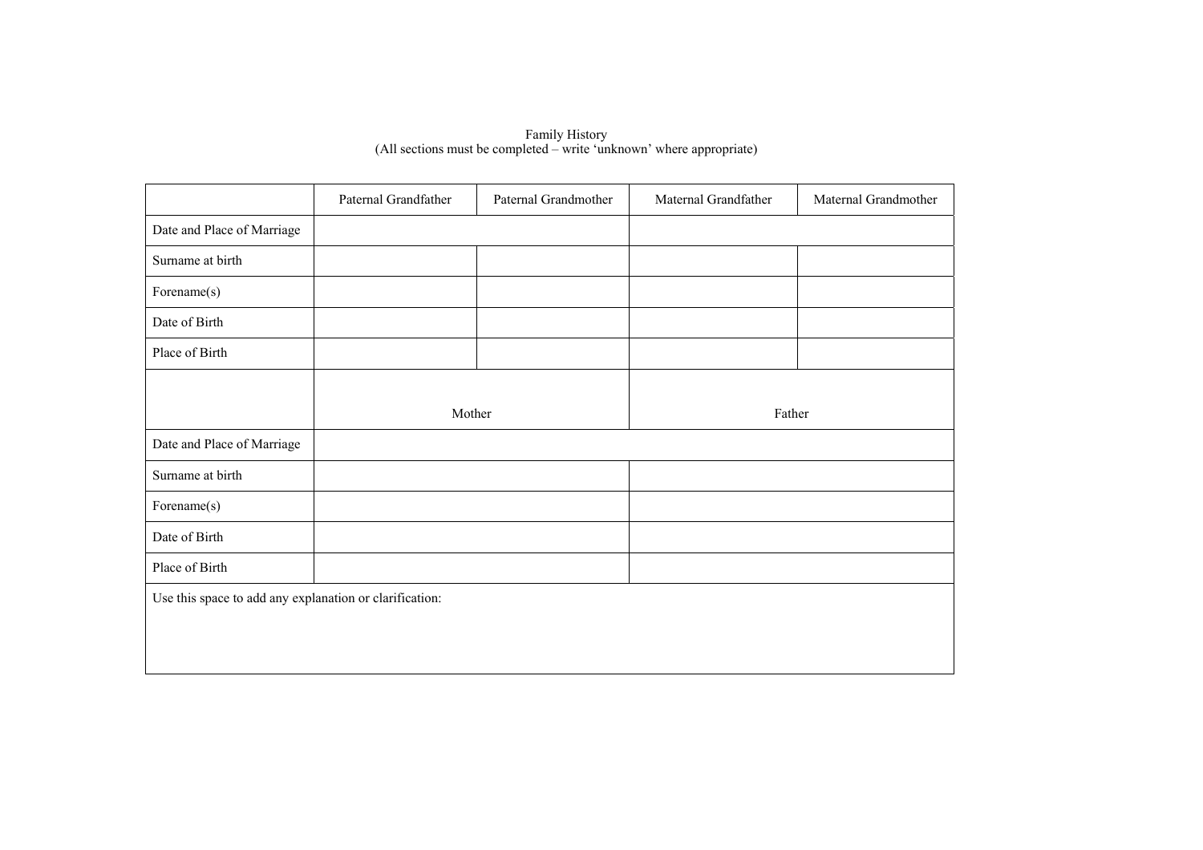Family History
(All sections must be completed – write 'unknown' where appropriate)

| | Paternal Grandfather | Paternal Grandmother | Maternal Grandfather | Maternal Grandmother |
|---|---|---|---|---|
| Date and Place of Marriage | | | | |
| Surname at birth | | | | |
| Forename(s) | | | | |
| Date of Birth | | | | |
| Place of Birth | | | | |

| | Mother | Father |
|---|---|---|
| Date and Place of Marriage | | |
| Surname at birth | | |
| Forename(s) | | |
| Date of Birth | | |
| Place of Birth | | |

Use this space to add any explanation or clarification: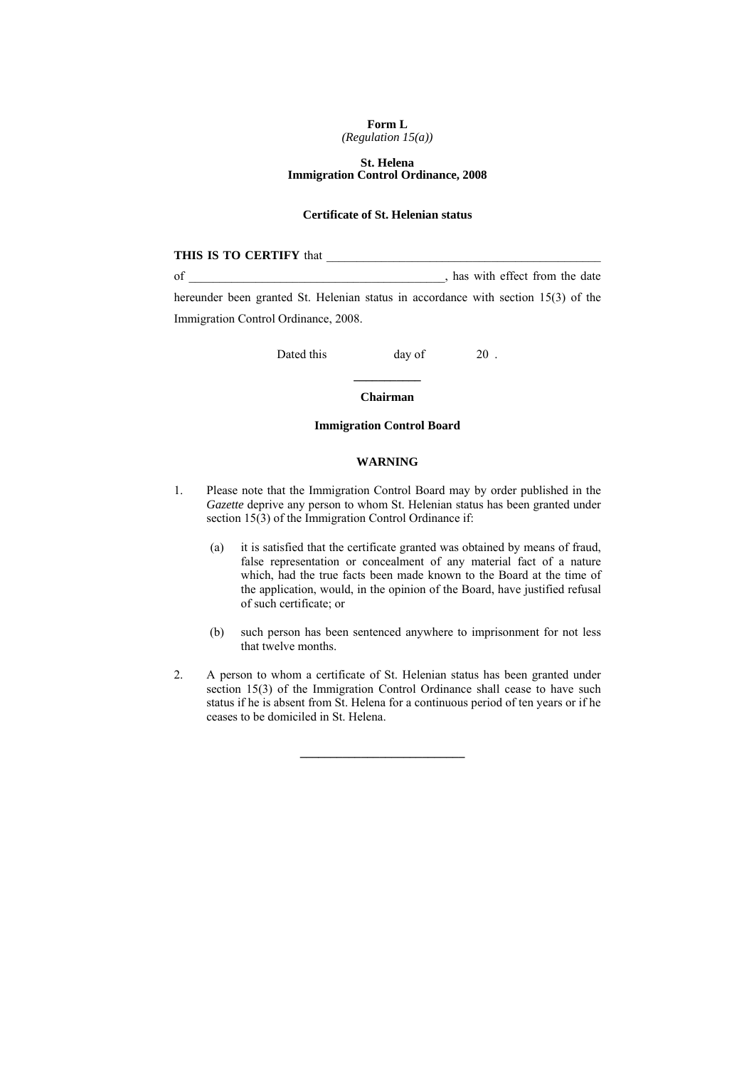**Form L**
*(Regulation 15(a))*

**St. Helena**
**Immigration Control Ordinance, 2008**

**Certificate of St. Helenian status**

**THIS IS TO CERTIFY** that \_\_\_\_\_\_\_\_\_\_\_\_\_\_\_\_\_\_\_\_\_\_\_\_\_\_\_\_\_\_\_\_\_\_\_\_\_\_\_\_\_\_\_\_\_ of \_\_\_\_\_\_\_\_\_\_\_\_\_\_\_\_\_\_\_\_\_\_\_\_\_\_\_\_\_\_\_\_\_\_\_\_\_\_\_\_\_\_, has with effect from the date hereunder been granted St. Helenian status in accordance with section 15(3) of the Immigration Control Ordinance, 2008.

Dated this day of 20 .

\_\_\_\_\_\_\_\_\_\_\_
**Chairman**

**Immigration Control Board**

**WARNING**

1. Please note that the Immigration Control Board may by order published in the *Gazette* deprive any person to whom St. Helenian status has been granted under section 15(3) of the Immigration Control Ordinance if:

   (a) it is satisfied that the certificate granted was obtained by means of fraud, false representation or concealment of any material fact of a nature which, had the true facts been made known to the Board at the time of the application, would, in the opinion of the Board, have justified refusal of such certificate; or

   (b) such person has been sentenced anywhere to imprisonment for not less that twelve months.

2. A person to whom a certificate of St. Helenian status has been granted under section 15(3) of the Immigration Control Ordinance shall cease to have such status if he is absent from St. Helena for a continuous period of ten years or if he ceases to be domiciled in St. Helena.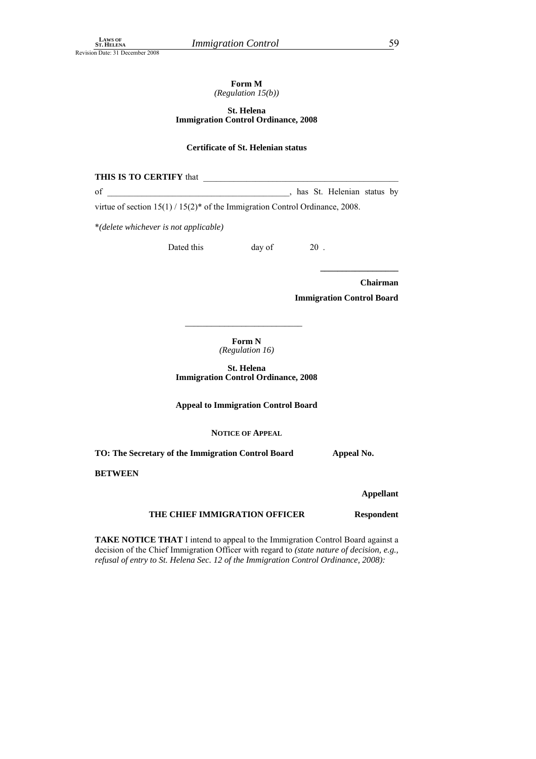**Form M**
*(Regulation 15(b))*

**St. Helena**
**Immigration Control Ordinance, 2008**

**Certificate of St. Helenian status**

**THIS IS TO CERTIFY** that \_\_\_\_\_\_\_\_\_\_\_\_\_\_\_\_\_\_\_\_\_\_\_\_\_\_\_\_\_\_\_\_\_\_\_\_\_\_\_\_\_\_\_\_

of \_\_\_\_\_\_\_\_\_\_\_\_\_\_\_\_\_\_\_\_\_\_\_\_\_\_\_\_\_\_\_\_\_\_\_\_\_\_\_\_\_\_, has St. Helenian status by virtue of section 15(1) / 15(2)* of the Immigration Control Ordinance, 2008.

**(delete whichever is not applicable)*

Dated this  day of  20 .

\_\_\_\_\_\_\_\_\_\_\_\_\_\_\_\_\_\_

**Chairman**

**Immigration Control Board**

---

**Form N**
*(Regulation 16)*

**St. Helena**
**Immigration Control Ordinance, 2008**

**Appeal to Immigration Control Board**

**NOTICE OF APPEAL**

**TO: The Secretary of the Immigration Control Board** **Appeal No.**

**BETWEEN**

**Appellant**

**THE CHIEF IMMIGRATION OFFICER** **Respondent**

**TAKE NOTICE THAT** I intend to appeal to the Immigration Control Board against a decision of the Chief Immigration Officer with regard to *(state nature of decision, e.g., refusal of entry to St. Helena Sec. 12 of the Immigration Control Ordinance, 2008):*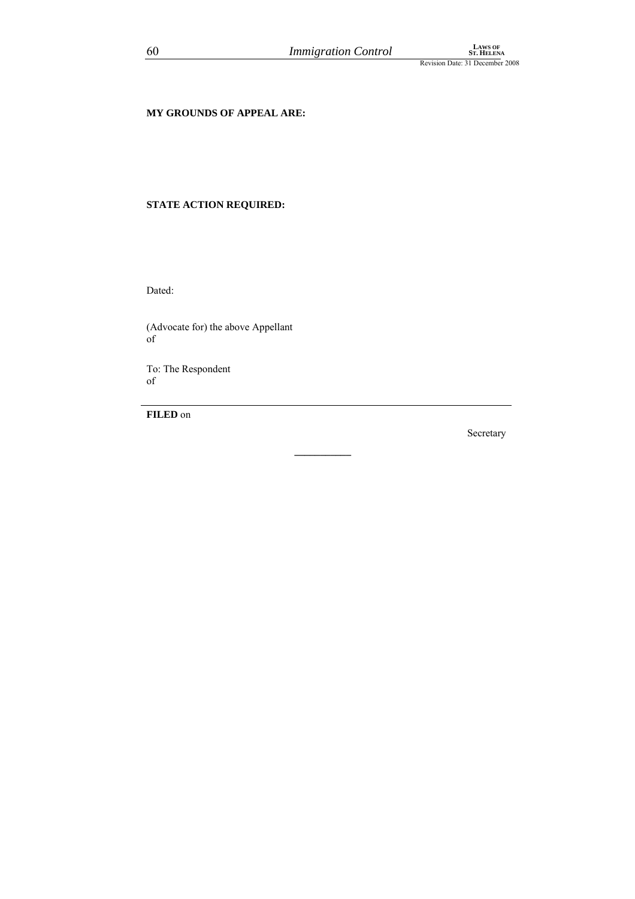**MY GROUNDS OF APPEAL ARE:**

**STATE ACTION REQUIRED:**

Dated:

(Advocate for) the above Appellant
of

To: The Respondent
of

---

**FILED** on

Secretary

---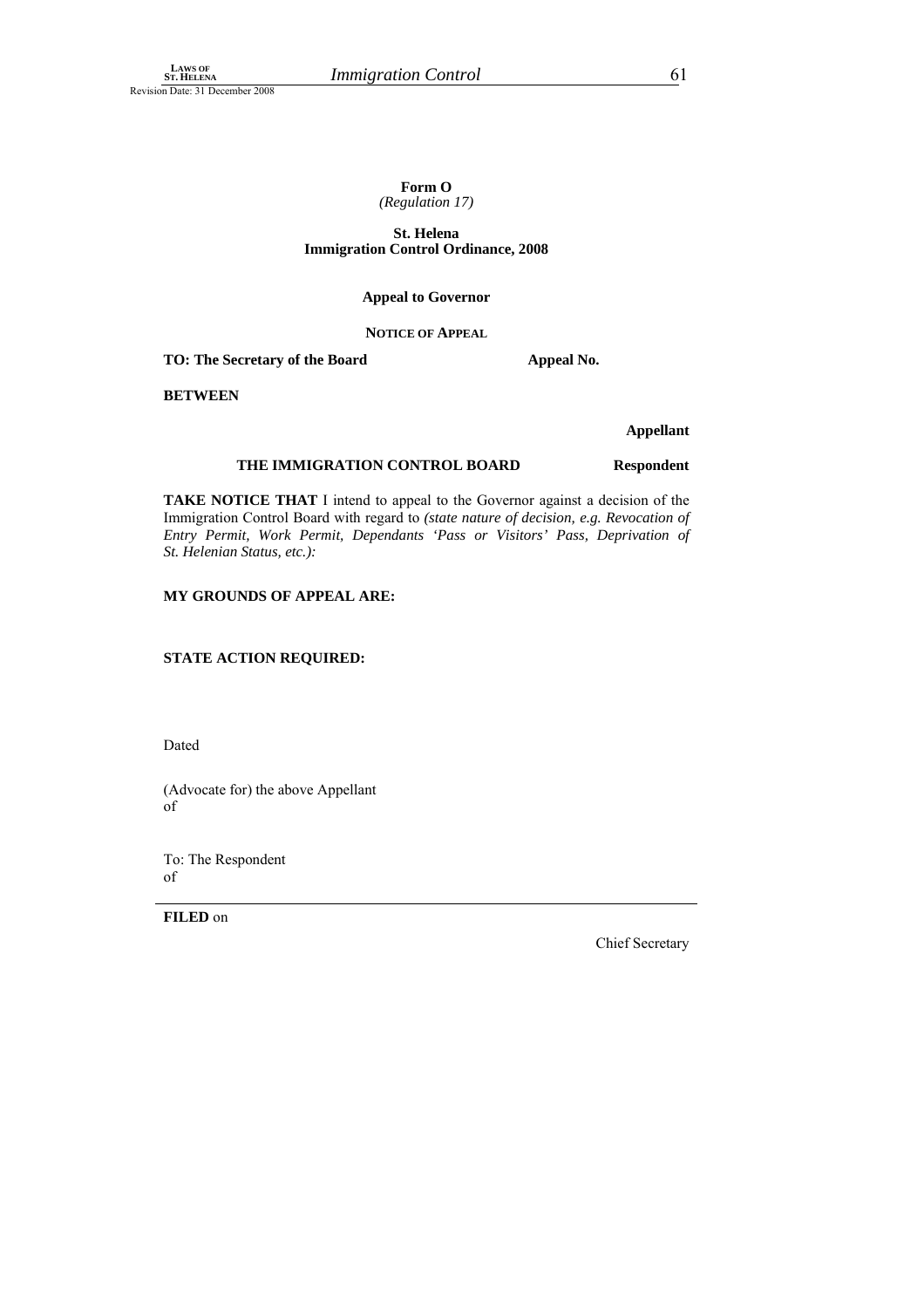**Form O**
*(Regulation 17)*

**St. Helena**
**Immigration Control Ordinance, 2008**

**Appeal to Governor**

**NOTICE OF APPEAL**

**TO: The Secretary of the Board** **Appeal No.**

**BETWEEN**

**Appellant**

**THE IMMIGRATION CONTROL BOARD** **Respondent**

**TAKE NOTICE THAT** I intend to appeal to the Governor against a decision of the Immigration Control Board with regard to *(state nature of decision, e.g. Revocation of Entry Permit, Work Permit, Dependants 'Pass or Visitors' Pass, Deprivation of St. Helenian Status, etc.):*

**MY GROUNDS OF APPEAL ARE:**

**STATE ACTION REQUIRED:**

Dated

(Advocate for) the above Appellant
of

To: The Respondent
of

---

**FILED** on

Chief Secretary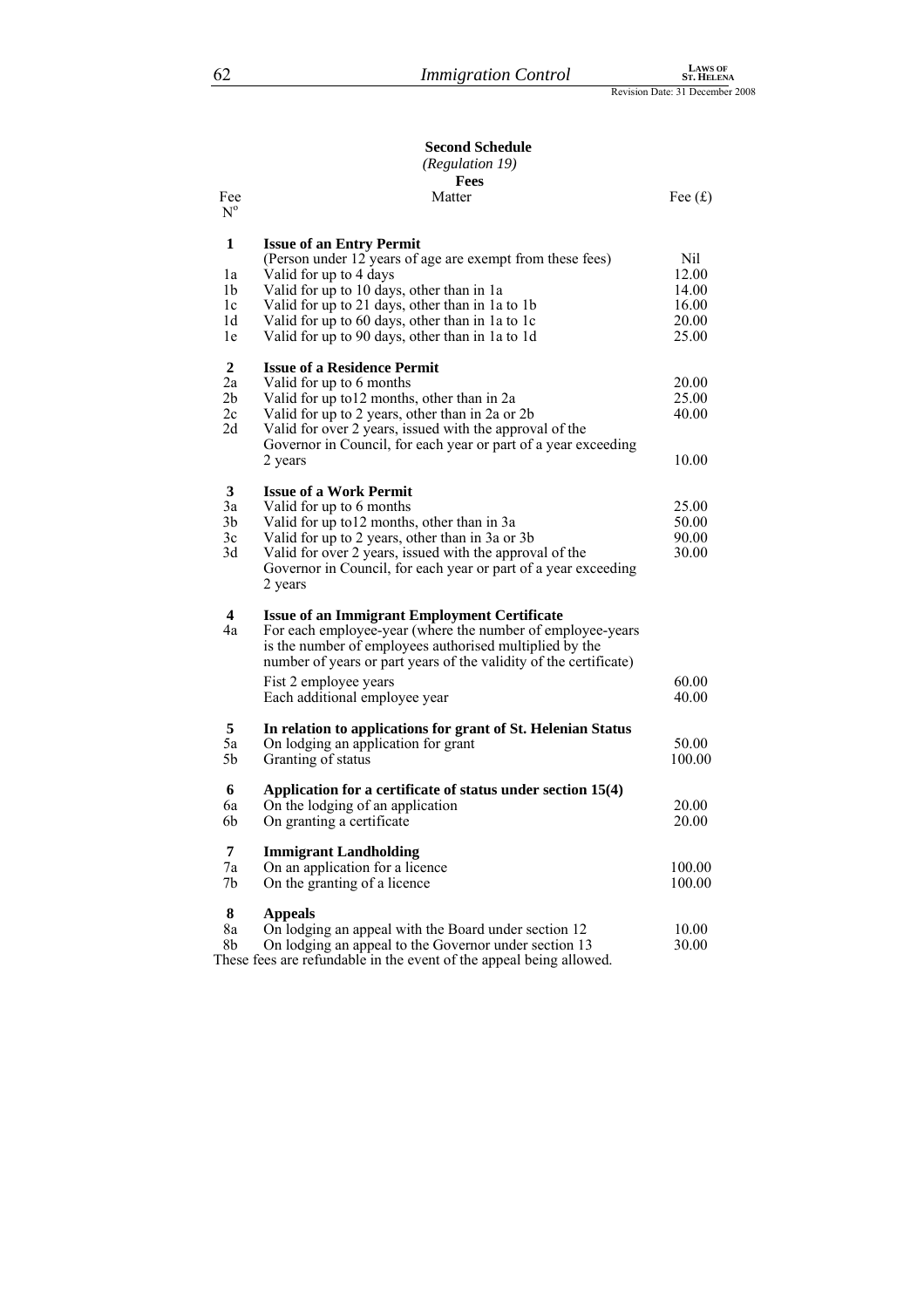## Second Schedule

*(Regulation 19)*

**Fees**

| Fee Nº | Matter | Fee (£) |
|---|---|---|
| **1** | **Issue of an Entry Permit** | |
| | (Person under 12 years of age are exempt from these fees) | Nil |
| 1a | Valid for up to 4 days | 12.00 |
| 1b | Valid for up to 10 days, other than in 1a | 14.00 |
| 1c | Valid for up to 21 days, other than in 1a to 1b | 16.00 |
| 1d | Valid for up to 60 days, other than in 1a to 1c | 20.00 |
| 1e | Valid for up to 90 days, other than in 1a to 1d | 25.00 |
| **2** | **Issue of a Residence Permit** | |
| 2a | Valid for up to 6 months | 20.00 |
| 2b | Valid for up to12 months, other than in 2a | 25.00 |
| 2c | Valid for up to 2 years, other than in 2a or 2b | 40.00 |
| 2d | Valid for over 2 years, issued with the approval of the Governor in Council, for each year or part of a year exceeding 2 years | 10.00 |
| **3** | **Issue of a Work Permit** | |
| 3a | Valid for up to 6 months | 25.00 |
| 3b | Valid for up to12 months, other than in 3a | 50.00 |
| 3c | Valid for up to 2 years, other than in 3a or 3b | 90.00 |
| 3d | Valid for over 2 years, issued with the approval of the Governor in Council, for each year or part of a year exceeding 2 years | 30.00 |
| **4** | **Issue of an Immigrant Employment Certificate** | |
| 4a | For each employee-year (where the number of employee-years is the number of employees authorised multiplied by the number of years or part years of the validity of the certificate) | |
| | Fist 2 employee years | 60.00 |
| | Each additional employee year | 40.00 |
| **5** | **In relation to applications for grant of St. Helenian Status** | |
| 5a | On lodging an application for grant | 50.00 |
| 5b | Granting of status | 100.00 |
| **6** | **Application for a certificate of status under section 15(4)** | |
| 6a | On the lodging of an application | 20.00 |
| 6b | On granting a certificate | 20.00 |
| **7** | **Immigrant Landholding** | |
| 7a | On an application for a licence | 100.00 |
| 7b | On the granting of a licence | 100.00 |
| **8** | **Appeals** | |
| 8a | On lodging an appeal with the Board under section 12 | 10.00 |
| 8b | On lodging an appeal to the Governor under section 13 | 30.00 |

These fees are refundable in the event of the appeal being allowed.